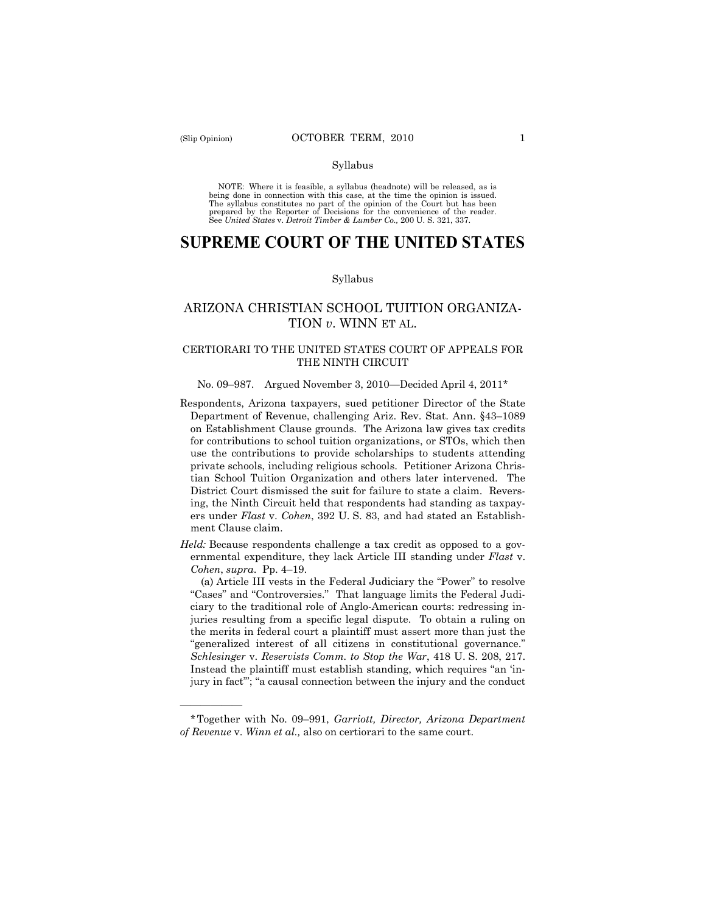Syllabus

NOTE: Where it is feasible, a syllabus (headnote) will be released, as is being done in connection with this case, at the time the opinion is issued. The syllabus constitutes no part of the opinion of the Court but has been prepared by the Reporter of Decisions for the convenience of the reader. See *United States* v. *Detroit Timber & Lumber Co.,* 200 U. S. 321, 337.

# SUPREME COURT OF THE UNITED STATES

Syllabus

## ARIZONA CHRISTIAN SCHOOL TUITION ORGANIZATION *v.* WINN ET AL.

### CERTIORARI TO THE UNITED STATES COURT OF APPEALS FOR THE NINTH CIRCUIT

No. 09–987. Argued November 3, 2010—Decided April 4, 2011*

Respondents, Arizona taxpayers, sued petitioner Director of the State Department of Revenue, challenging Ariz. Rev. Stat. Ann. §43–1089 on Establishment Clause grounds. The Arizona law gives tax credits for contributions to school tuition organizations, or STOs, which then use the contributions to provide scholarships to students attending private schools, including religious schools. Petitioner Arizona Christian School Tuition Organization and others later intervened. The District Court dismissed the suit for failure to state a claim. Reversing, the Ninth Circuit held that respondents had standing as taxpayers under *Flast* v. *Cohen*, 392 U. S. 83, and had stated an Establishment Clause claim.

*Held:* Because respondents challenge a tax credit as opposed to a governmental expenditure, they lack Article III standing under *Flast* v. *Cohen*, *supra*. Pp. 4–19.

(a) Article III vests in the Federal Judiciary the "Power" to resolve "Cases" and "Controversies." That language limits the Federal Judiciary to the traditional role of Anglo-American courts: redressing injuries resulting from a specific legal dispute. To obtain a ruling on the merits in federal court a plaintiff must assert more than just the "generalized interest of all citizens in constitutional governance." *Schlesinger* v. *Reservists Comm. to Stop the War*, 418 U. S. 208, 217. Instead the plaintiff must establish standing, which requires "an 'injury in fact'"; "a causal connection between the injury and the conduct

---

*Together with No. 09–991, *Garriott, Director, Arizona Department of Revenue* v. *Winn et al.,* also on certiorari to the same court.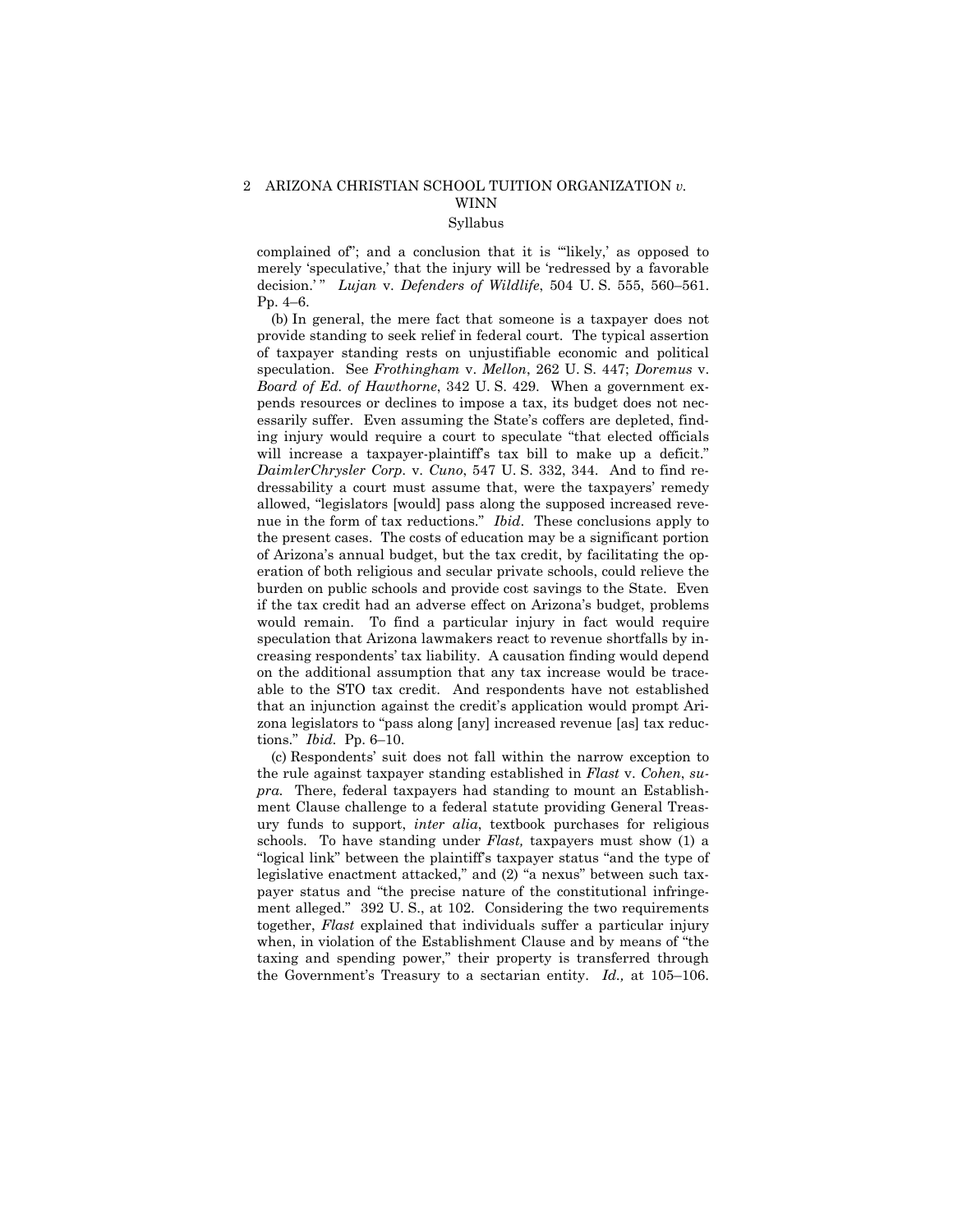complained of"; and a conclusion that it is "'likely,' as opposed to merely 'speculative,' that the injury will be 'redressed by a favorable decision.'" *Lujan* v. *Defenders of Wildlife*, 504 U. S. 555, 560–561. Pp. 4–6.

(b) In general, the mere fact that someone is a taxpayer does not provide standing to seek relief in federal court. The typical assertion of taxpayer standing rests on unjustifiable economic and political speculation. See *Frothingham* v. *Mellon*, 262 U. S. 447; *Doremus* v. *Board of Ed. of Hawthorne*, 342 U. S. 429. When a government expends resources or declines to impose a tax, its budget does not necessarily suffer. Even assuming the State's coffers are depleted, finding injury would require a court to speculate "that elected officials will increase a taxpayer-plaintiff's tax bill to make up a deficit." *DaimlerChrysler Corp.* v. *Cuno*, 547 U. S. 332, 344. And to find redressability a court must assume that, were the taxpayers' remedy allowed, "legislators [would] pass along the supposed increased revenue in the form of tax reductions." *Ibid*. These conclusions apply to the present cases. The costs of education may be a significant portion of Arizona's annual budget, but the tax credit, by facilitating the operation of both religious and secular private schools, could relieve the burden on public schools and provide cost savings to the State. Even if the tax credit had an adverse effect on Arizona's budget, problems would remain. To find a particular injury in fact would require speculation that Arizona lawmakers react to revenue shortfalls by increasing respondents' tax liability. A causation finding would depend on the additional assumption that any tax increase would be traceable to the STO tax credit. And respondents have not established that an injunction against the credit's application would prompt Arizona legislators to "pass along [any] increased revenue [as] tax reductions." *Ibid*. Pp. 6–10.

(c) Respondents' suit does not fall within the narrow exception to the rule against taxpayer standing established in *Flast* v. *Cohen*, *supra.* There, federal taxpayers had standing to mount an Establishment Clause challenge to a federal statute providing General Treasury funds to support, *inter alia*, textbook purchases for religious schools. To have standing under *Flast,* taxpayers must show (1) a "logical link" between the plaintiff's taxpayer status "and the type of legislative enactment attacked," and (2) "a nexus" between such taxpayer status and "the precise nature of the constitutional infringement alleged." 392 U. S., at 102. Considering the two requirements together, *Flast* explained that individuals suffer a particular injury when, in violation of the Establishment Clause and by means of "the taxing and spending power," their property is transferred through the Government's Treasury to a sectarian entity. *Id.,* at 105–106.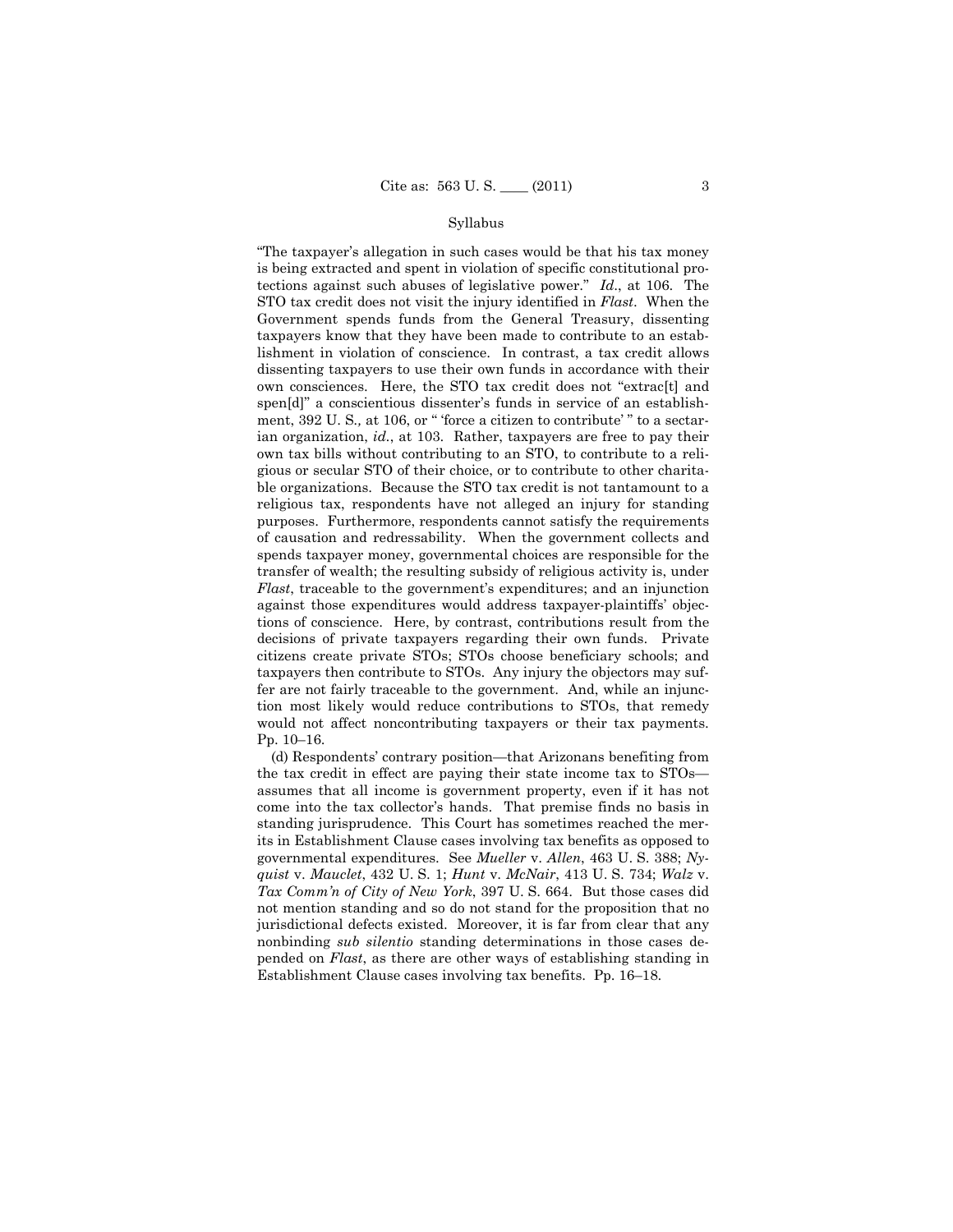Syllabus

"The taxpayer's allegation in such cases would be that his tax money is being extracted and spent in violation of specific constitutional protections against such abuses of legislative power." *Id*., at 106. The STO tax credit does not visit the injury identified in *Flast*. When the Government spends funds from the General Treasury, dissenting taxpayers know that they have been made to contribute to an establishment in violation of conscience. In contrast, a tax credit allows dissenting taxpayers to use their own funds in accordance with their own consciences. Here, the STO tax credit does not "extrac[t] and spen[d]" a conscientious dissenter's funds in service of an establishment, 392 U. S., at 106, or " 'force a citizen to contribute' " to a sectarian organization, *id.*, at 103. Rather, taxpayers are free to pay their own tax bills without contributing to an STO, to contribute to a religious or secular STO of their choice, or to contribute to other charitable organizations. Because the STO tax credit is not tantamount to a religious tax, respondents have not alleged an injury for standing purposes. Furthermore, respondents cannot satisfy the requirements of causation and redressability. When the government collects and spends taxpayer money, governmental choices are responsible for the transfer of wealth; the resulting subsidy of religious activity is, under *Flast*, traceable to the government's expenditures; and an injunction against those expenditures would address taxpayer-plaintiffs' objections of conscience. Here, by contrast, contributions result from the decisions of private taxpayers regarding their own funds. Private citizens create private STOs; STOs choose beneficiary schools; and taxpayers then contribute to STOs. Any injury the objectors may suffer are not fairly traceable to the government. And, while an injunction most likely would reduce contributions to STOs, that remedy would not affect noncontributing taxpayers or their tax payments. Pp. 10–16.

(d) Respondents' contrary position—that Arizonans benefiting from the tax credit in effect are paying their state income tax to STOs—assumes that all income is government property, even if it has not come into the tax collector's hands. That premise finds no basis in standing jurisprudence. This Court has sometimes reached the merits in Establishment Clause cases involving tax benefits as opposed to governmental expenditures. See *Mueller* v. *Allen*, 463 U. S. 388; *Nyquist* v. *Mauclet*, 432 U. S. 1; *Hunt* v. *McNair*, 413 U. S. 734; *Walz* v. *Tax Comm'n of City of New York*, 397 U. S. 664. But those cases did not mention standing and so do not stand for the proposition that no jurisdictional defects existed. Moreover, it is far from clear that any nonbinding *sub silentio* standing determinations in those cases depended on *Flast*, as there are other ways of establishing standing in Establishment Clause cases involving tax benefits. Pp. 16–18.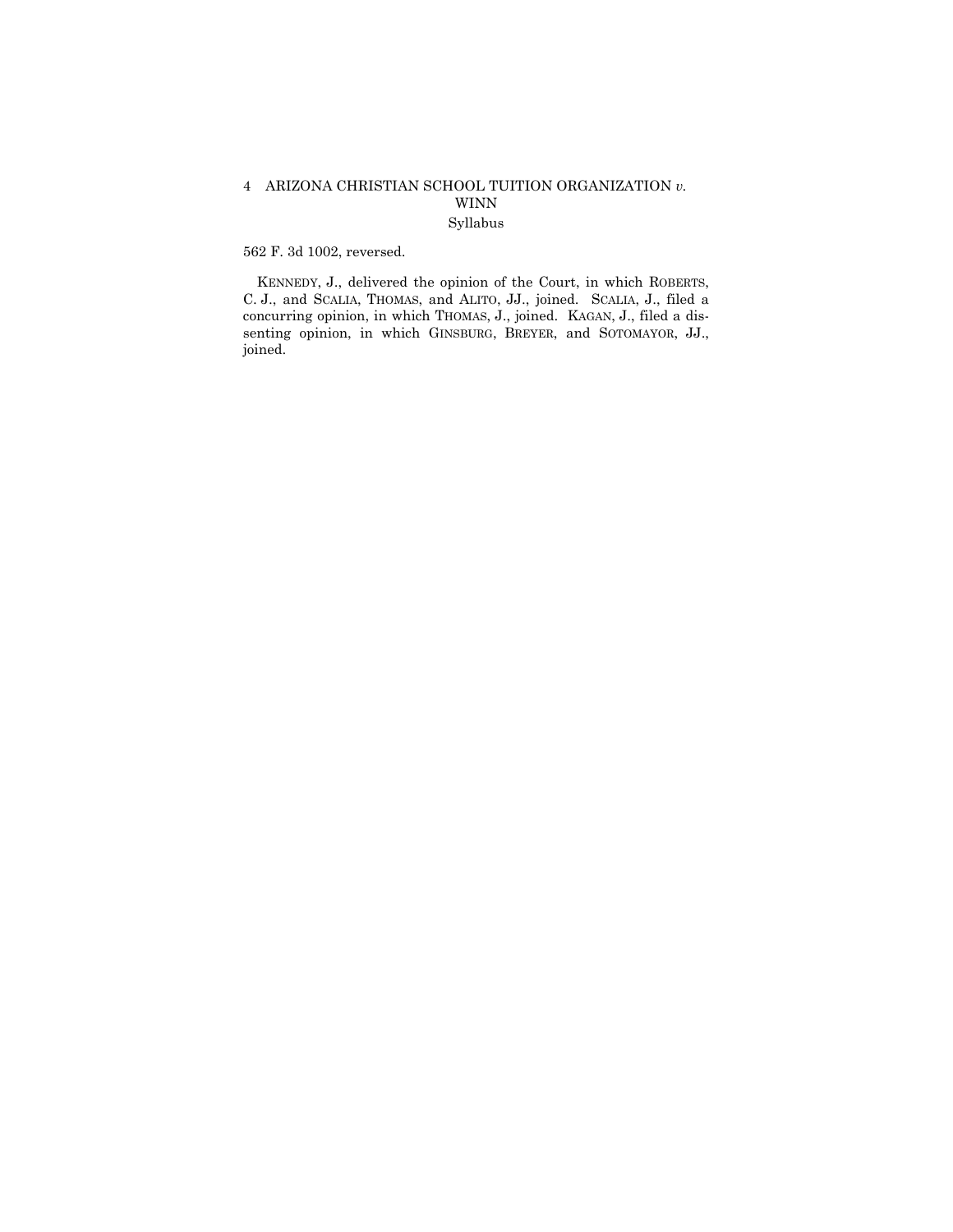562 F. 3d 1002, reversed.

KENNEDY, J., delivered the opinion of the Court, in which ROBERTS, C. J., and SCALIA, THOMAS, and ALITO, JJ., joined. SCALIA, J., filed a concurring opinion, in which THOMAS, J., joined. KAGAN, J., filed a dissenting opinion, in which GINSBURG, BREYER, and SOTOMAYOR, JJ., joined.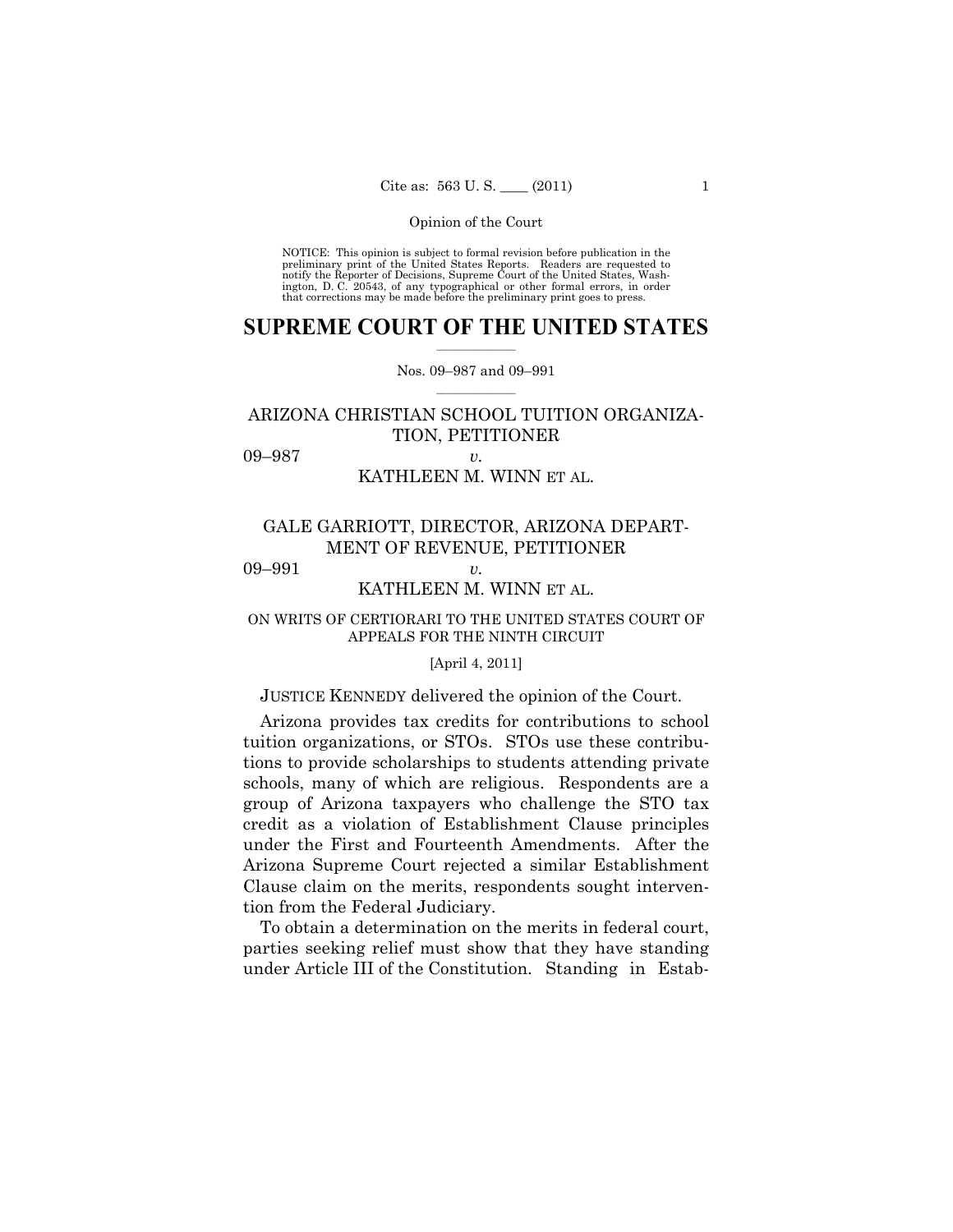NOTICE: This opinion is subject to formal revision before publication in the preliminary print of the United States Reports. Readers are requested to notify the Reporter of Decisions, Supreme Court of the United States, Washington, D. C. 20543, of any typographical or other formal errors, in order that corrections may be made before the preliminary print goes to press.

# SUPREME COURT OF THE UNITED STATES

Nos. 09–987 and 09–991

ARIZONA CHRISTIAN SCHOOL TUITION ORGANIZATION, PETITIONER

09–987 *v.*

KATHLEEN M. WINN ET AL.

GALE GARRIOTT, DIRECTOR, ARIZONA DEPARTMENT OF REVENUE, PETITIONER

09–991 *v.*

KATHLEEN M. WINN ET AL.

ON WRITS OF CERTIORARI TO THE UNITED STATES COURT OF APPEALS FOR THE NINTH CIRCUIT

[April 4, 2011]

JUSTICE KENNEDY delivered the opinion of the Court.

Arizona provides tax credits for contributions to school tuition organizations, or STOs. STOs use these contributions to provide scholarships to students attending private schools, many of which are religious. Respondents are a group of Arizona taxpayers who challenge the STO tax credit as a violation of Establishment Clause principles under the First and Fourteenth Amendments. After the Arizona Supreme Court rejected a similar Establishment Clause claim on the merits, respondents sought intervention from the Federal Judiciary.

To obtain a determination on the merits in federal court, parties seeking relief must show that they have standing under Article III of the Constitution. Standing in Estab-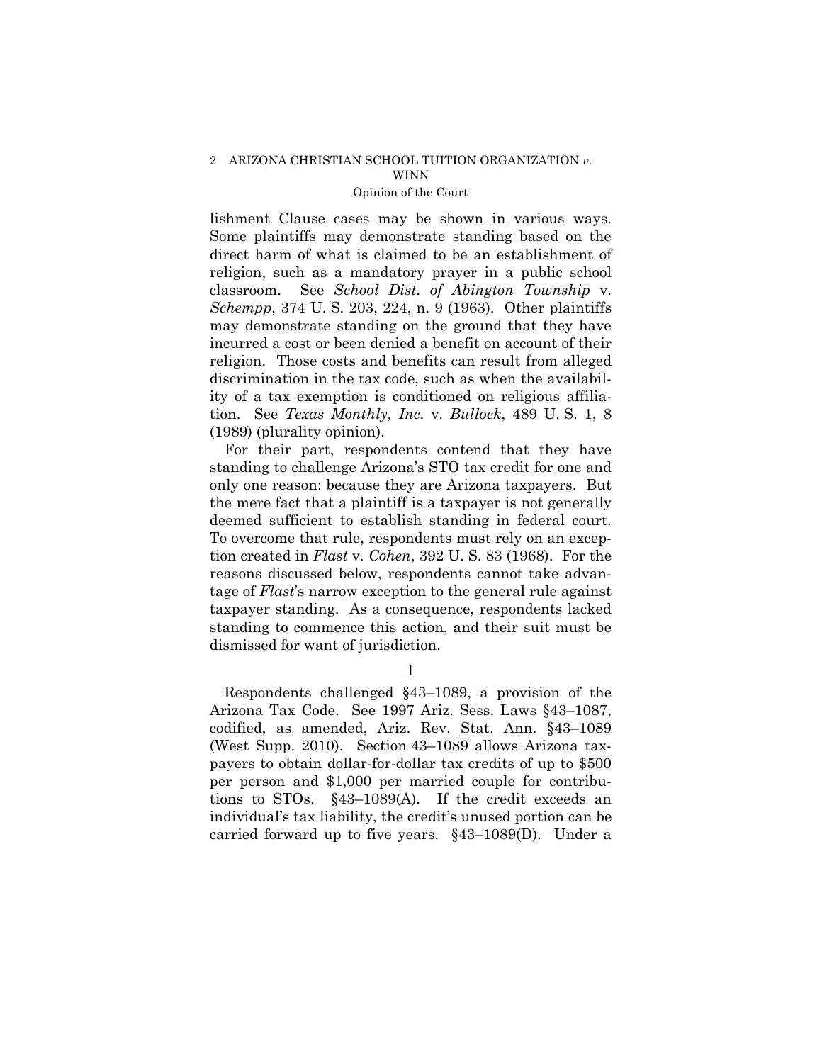lishment Clause cases may be shown in various ways. Some plaintiffs may demonstrate standing based on the direct harm of what is claimed to be an establishment of religion, such as a mandatory prayer in a public school classroom. See *School Dist. of Abington Township* v. *Schempp*, 374 U. S. 203, 224, n. 9 (1963). Other plaintiffs may demonstrate standing on the ground that they have incurred a cost or been denied a benefit on account of their religion. Those costs and benefits can result from alleged discrimination in the tax code, such as when the availability of a tax exemption is conditioned on religious affiliation. See *Texas Monthly, Inc.* v. *Bullock*, 489 U. S. 1, 8 (1989) (plurality opinion).

For their part, respondents contend that they have standing to challenge Arizona's STO tax credit for one and only one reason: because they are Arizona taxpayers. But the mere fact that a plaintiff is a taxpayer is not generally deemed sufficient to establish standing in federal court. To overcome that rule, respondents must rely on an exception created in *Flast* v. *Cohen*, 392 U. S. 83 (1968). For the reasons discussed below, respondents cannot take advantage of *Flast*'s narrow exception to the general rule against taxpayer standing. As a consequence, respondents lacked standing to commence this action, and their suit must be dismissed for want of jurisdiction.

## I

Respondents challenged §43–1089, a provision of the Arizona Tax Code. See 1997 Ariz. Sess. Laws §43–1087, codified, as amended, Ariz. Rev. Stat. Ann. §43–1089 (West Supp. 2010). Section 43–1089 allows Arizona taxpayers to obtain dollar-for-dollar tax credits of up to $500 per person and $1,000 per married couple for contributions to STOs. §43–1089(A). If the credit exceeds an individual's tax liability, the credit's unused portion can be carried forward up to five years. §43–1089(D). Under a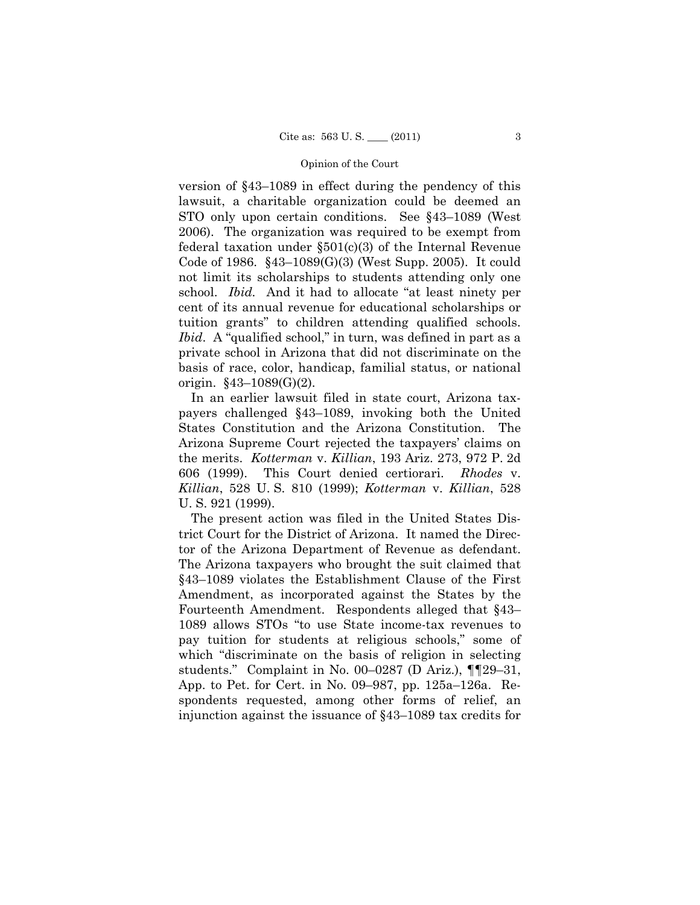version of §43–1089 in effect during the pendency of this lawsuit, a charitable organization could be deemed an STO only upon certain conditions. See §43–1089 (West 2006). The organization was required to be exempt from federal taxation under §501(c)(3) of the Internal Revenue Code of 1986. §43–1089(G)(3) (West Supp. 2005). It could not limit its scholarships to students attending only one school. *Ibid.* And it had to allocate "at least ninety per cent of its annual revenue for educational scholarships or tuition grants" to children attending qualified schools. *Ibid*. A "qualified school," in turn, was defined in part as a private school in Arizona that did not discriminate on the basis of race, color, handicap, familial status, or national origin. §43–1089(G)(2).

In an earlier lawsuit filed in state court, Arizona taxpayers challenged §43–1089, invoking both the United States Constitution and the Arizona Constitution. The Arizona Supreme Court rejected the taxpayers' claims on the merits. *Kotterman* v. *Killian*, 193 Ariz. 273, 972 P. 2d 606 (1999). This Court denied certiorari. *Rhodes* v. *Killian*, 528 U. S. 810 (1999); *Kotterman* v. *Killian*, 528 U. S. 921 (1999).

The present action was filed in the United States District Court for the District of Arizona. It named the Director of the Arizona Department of Revenue as defendant. The Arizona taxpayers who brought the suit claimed that §43–1089 violates the Establishment Clause of the First Amendment, as incorporated against the States by the Fourteenth Amendment. Respondents alleged that §43–1089 allows STOs "to use State income-tax revenues to pay tuition for students at religious schools," some of which "discriminate on the basis of religion in selecting students." Complaint in No. 00–0287 (D Ariz.), ¶¶29–31, App. to Pet. for Cert. in No. 09–987, pp. 125a–126a. Respondents requested, among other forms of relief, an injunction against the issuance of §43–1089 tax credits for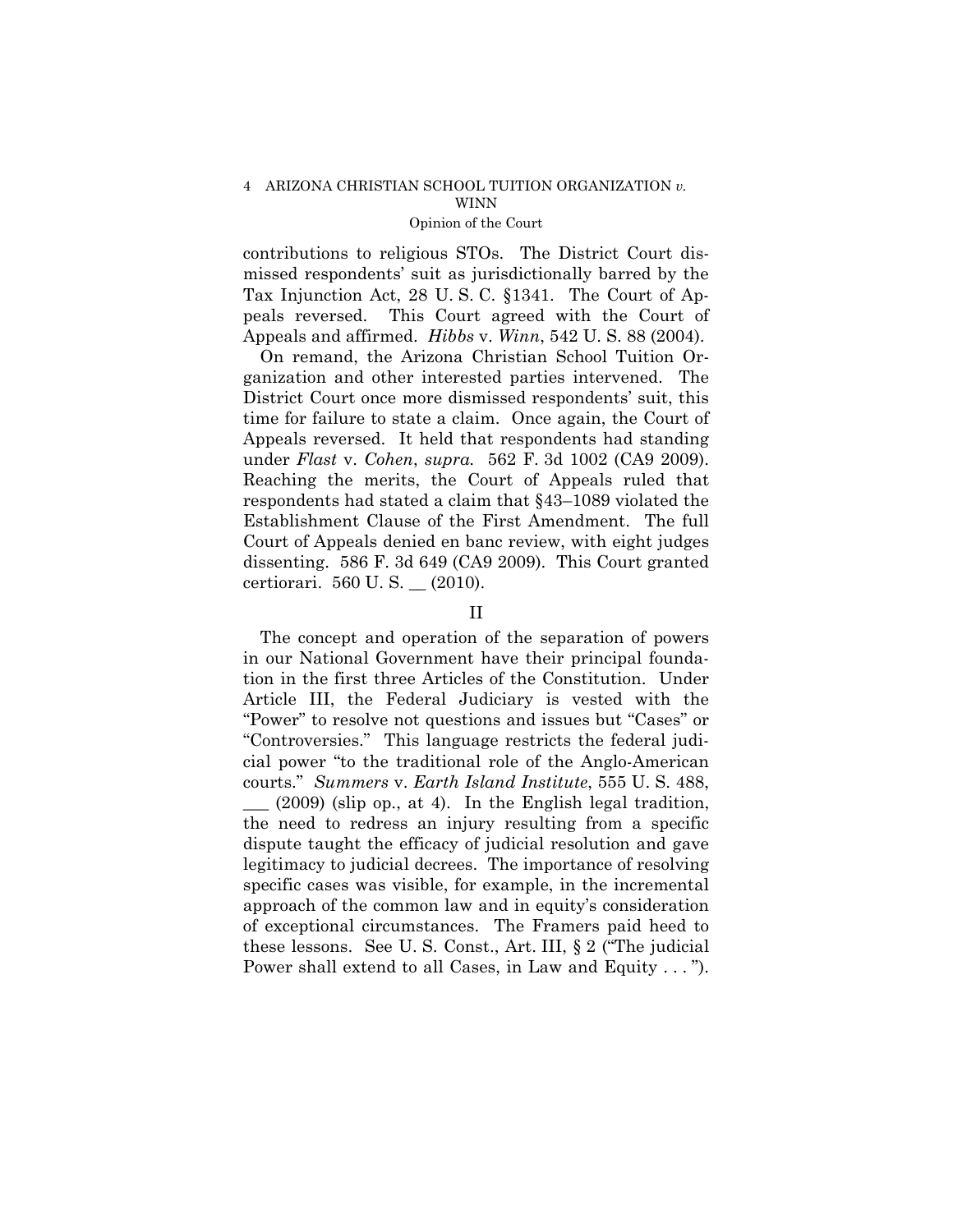contributions to religious STOs. The District Court dismissed respondents' suit as jurisdictionally barred by the Tax Injunction Act, 28 U. S. C. §1341. The Court of Appeals reversed. This Court agreed with the Court of Appeals and affirmed. *Hibbs* v. *Winn*, 542 U. S. 88 (2004).

On remand, the Arizona Christian School Tuition Organization and other interested parties intervened. The District Court once more dismissed respondents' suit, this time for failure to state a claim. Once again, the Court of Appeals reversed. It held that respondents had standing under *Flast* v. *Cohen*, *supra.* 562 F. 3d 1002 (CA9 2009). Reaching the merits, the Court of Appeals ruled that respondents had stated a claim that §43–1089 violated the Establishment Clause of the First Amendment. The full Court of Appeals denied en banc review, with eight judges dissenting. 586 F. 3d 649 (CA9 2009). This Court granted certiorari. 560 U. S. __ (2010).

## II

The concept and operation of the separation of powers in our National Government have their principal foundation in the first three Articles of the Constitution. Under Article III, the Federal Judiciary is vested with the "Power" to resolve not questions and issues but "Cases" or "Controversies." This language restricts the federal judicial power "to the traditional role of the Anglo-American courts." *Summers* v. *Earth Island Institute*, 555 U. S. 488, ___ (2009) (slip op., at 4). In the English legal tradition, the need to redress an injury resulting from a specific dispute taught the efficacy of judicial resolution and gave legitimacy to judicial decrees. The importance of resolving specific cases was visible, for example, in the incremental approach of the common law and in equity's consideration of exceptional circumstances. The Framers paid heed to these lessons. See U. S. Const., Art. III, § 2 ("The judicial Power shall extend to all Cases, in Law and Equity . . . ").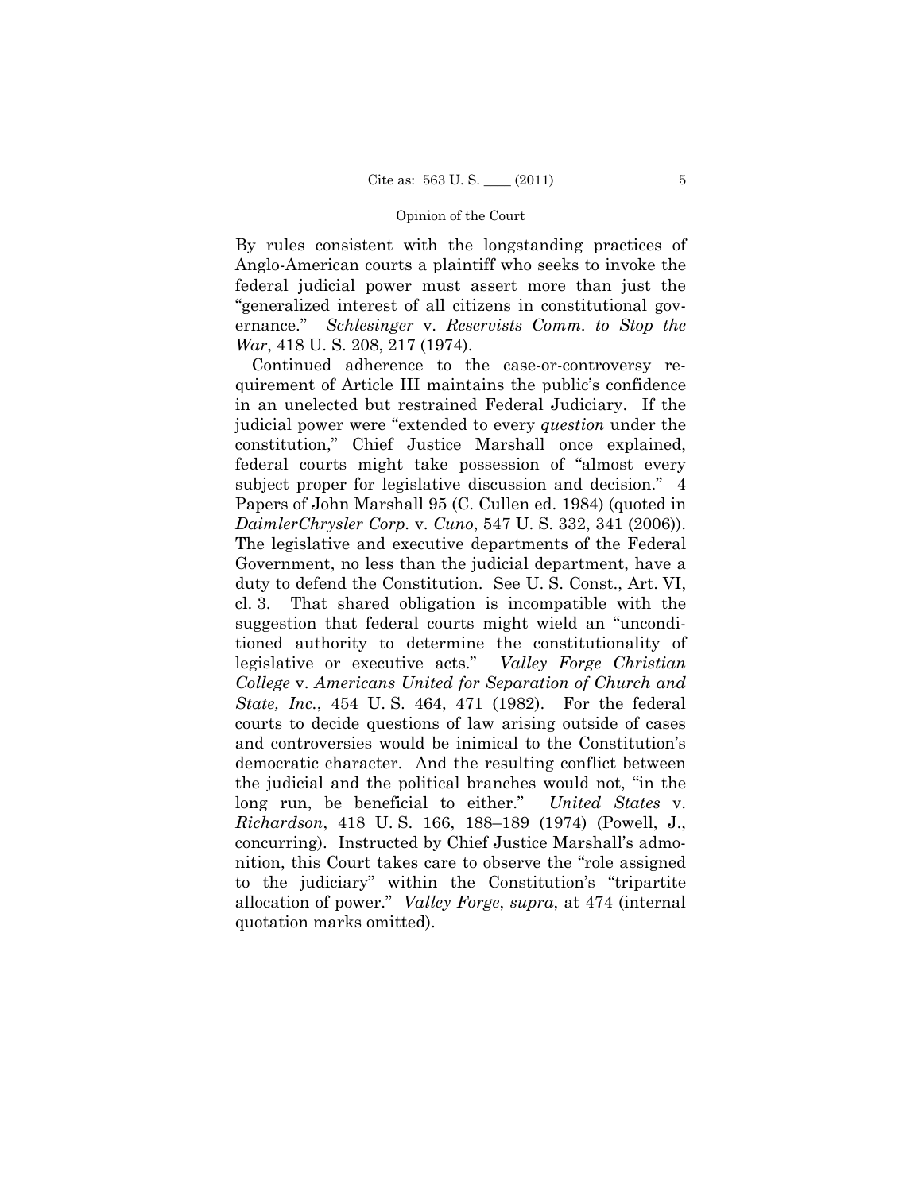By rules consistent with the longstanding practices of Anglo-American courts a plaintiff who seeks to invoke the federal judicial power must assert more than just the "generalized interest of all citizens in constitutional governance." *Schlesinger* v. *Reservists Comm. to Stop the War*, 418 U. S. 208, 217 (1974).

Continued adherence to the case-or-controversy requirement of Article III maintains the public's confidence in an unelected but restrained Federal Judiciary. If the judicial power were "extended to every *question* under the constitution," Chief Justice Marshall once explained, federal courts might take possession of "almost every subject proper for legislative discussion and decision." 4 Papers of John Marshall 95 (C. Cullen ed. 1984) (quoted in *DaimlerChrysler Corp.* v. *Cuno*, 547 U. S. 332, 341 (2006)). The legislative and executive departments of the Federal Government, no less than the judicial department, have a duty to defend the Constitution. See U. S. Const., Art. VI, cl. 3. That shared obligation is incompatible with the suggestion that federal courts might wield an "unconditioned authority to determine the constitutionality of legislative or executive acts." *Valley Forge Christian College* v. *Americans United for Separation of Church and State, Inc.*, 454 U. S. 464, 471 (1982). For the federal courts to decide questions of law arising outside of cases and controversies would be inimical to the Constitution's democratic character. And the resulting conflict between the judicial and the political branches would not, "in the long run, be beneficial to either." *United States* v. *Richardson*, 418 U. S. 166, 188–189 (1974) (Powell, J., concurring). Instructed by Chief Justice Marshall's admonition, this Court takes care to observe the "role assigned to the judiciary" within the Constitution's "tripartite allocation of power." *Valley Forge*, *supra*, at 474 (internal quotation marks omitted).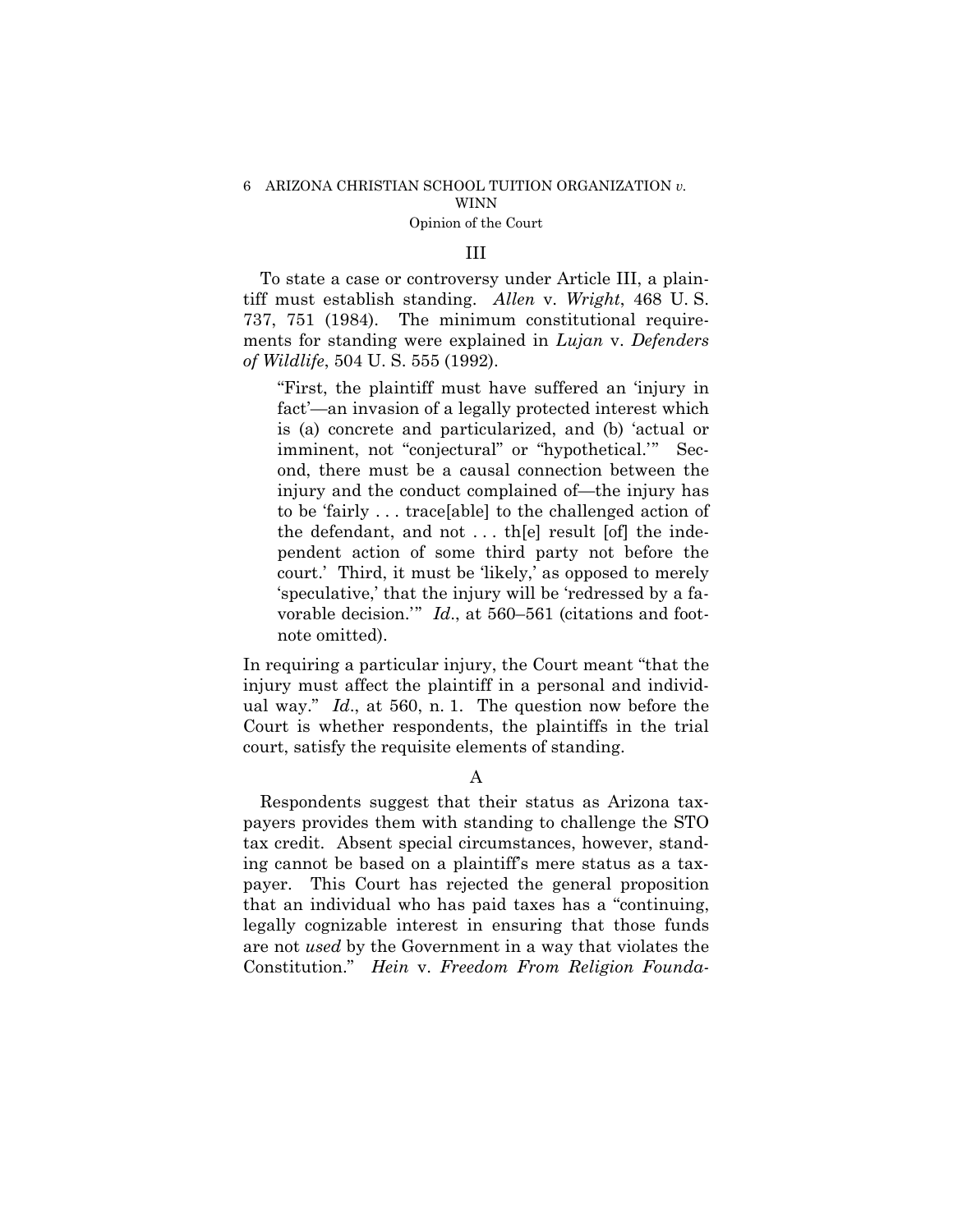## III

To state a case or controversy under Article III, a plaintiff must establish standing. *Allen* v. *Wright*, 468 U. S. 737, 751 (1984). The minimum constitutional requirements for standing were explained in *Lujan* v. *Defenders of Wildlife*, 504 U. S. 555 (1992).

> "First, the plaintiff must have suffered an 'injury in fact'—an invasion of a legally protected interest which is (a) concrete and particularized, and (b) 'actual or imminent, not "conjectural" or "hypothetical."' Second, there must be a causal connection between the injury and the conduct complained of—the injury has to be 'fairly . . . trace[able] to the challenged action of the defendant, and not . . . th[e] result [of] the independent action of some third party not before the court.' Third, it must be 'likely,' as opposed to merely 'speculative,' that the injury will be 'redressed by a favorable decision.'" *Id*., at 560–561 (citations and footnote omitted).

In requiring a particular injury, the Court meant "that the injury must affect the plaintiff in a personal and individual way." *Id*., at 560, n. 1. The question now before the Court is whether respondents, the plaintiffs in the trial court, satisfy the requisite elements of standing.

### A

Respondents suggest that their status as Arizona taxpayers provides them with standing to challenge the STO tax credit. Absent special circumstances, however, standing cannot be based on a plaintiff's mere status as a taxpayer. This Court has rejected the general proposition that an individual who has paid taxes has a "continuing, legally cognizable interest in ensuring that those funds are not *used* by the Government in a way that violates the Constitution." *Hein* v. *Freedom From Religion Founda-*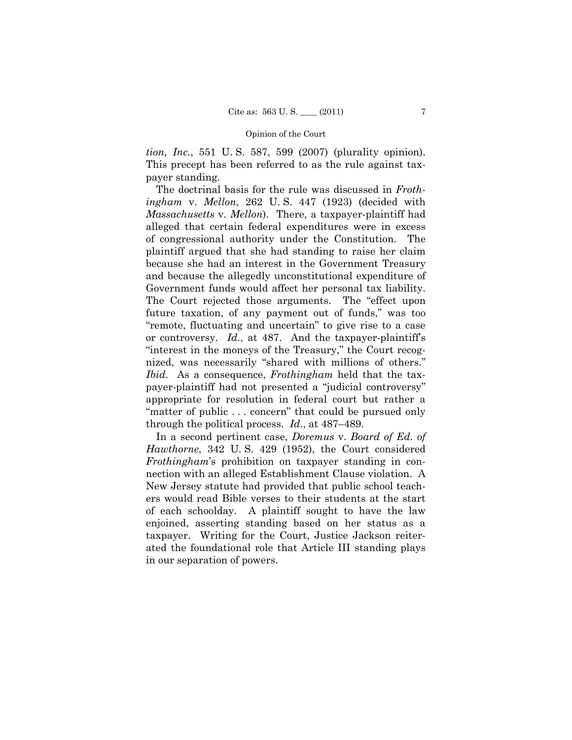*tion, Inc.*, 551 U. S. 587, 599 (2007) (plurality opinion). This precept has been referred to as the rule against taxpayer standing.

The doctrinal basis for the rule was discussed in *Frothingham* v. *Mellon*, 262 U. S. 447 (1923) (decided with *Massachusetts* v. *Mellon*). There, a taxpayer-plaintiff had alleged that certain federal expenditures were in excess of congressional authority under the Constitution. The plaintiff argued that she had standing to raise her claim because she had an interest in the Government Treasury and because the allegedly unconstitutional expenditure of Government funds would affect her personal tax liability. The Court rejected those arguments. The "effect upon future taxation, of any payment out of funds," was too "remote, fluctuating and uncertain" to give rise to a case or controversy. *Id.*, at 487. And the taxpayer-plaintiff's "interest in the moneys of the Treasury," the Court recognized, was necessarily "shared with millions of others." *Ibid*. As a consequence, *Frothingham* held that the taxpayer-plaintiff had not presented a "judicial controversy" appropriate for resolution in federal court but rather a "matter of public . . . concern" that could be pursued only through the political process. *Id*., at 487–489.

In a second pertinent case, *Doremus* v. *Board of Ed. of Hawthorne*, 342 U. S. 429 (1952), the Court considered *Frothingham*'s prohibition on taxpayer standing in connection with an alleged Establishment Clause violation. A New Jersey statute had provided that public school teachers would read Bible verses to their students at the start of each schoolday. A plaintiff sought to have the law enjoined, asserting standing based on her status as a taxpayer. Writing for the Court, Justice Jackson reiterated the foundational role that Article III standing plays in our separation of powers.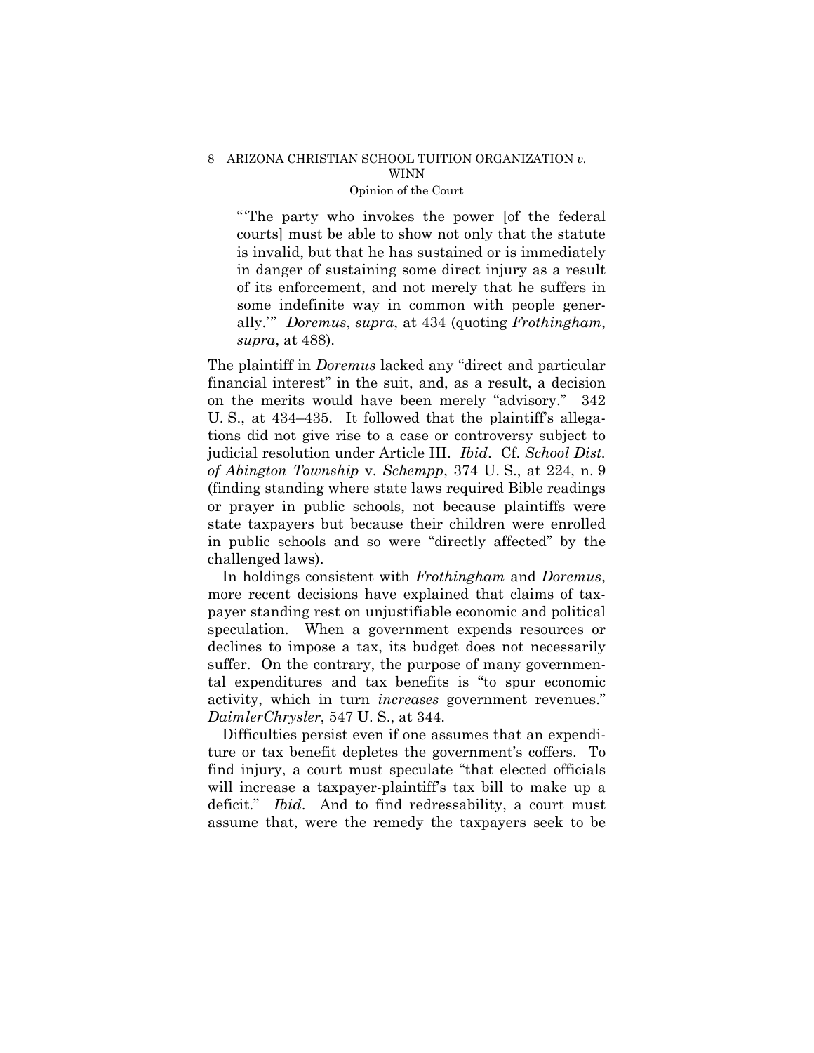> "'The party who invokes the power [of the federal courts] must be able to show not only that the statute is invalid, but that he has sustained or is immediately in danger of sustaining some direct injury as a result of its enforcement, and not merely that he suffers in some indefinite way in common with people generally.'" *Doremus*, *supra*, at 434 (quoting *Frothingham*, *supra*, at 488).

The plaintiff in *Doremus* lacked any "direct and particular financial interest" in the suit, and, as a result, a decision on the merits would have been merely "advisory." 342 U. S., at 434–435. It followed that the plaintiff's allegations did not give rise to a case or controversy subject to judicial resolution under Article III. *Ibid*. Cf. *School Dist. of Abington Township* v. *Schempp*, 374 U. S., at 224, n. 9 (finding standing where state laws required Bible readings or prayer in public schools, not because plaintiffs were state taxpayers but because their children were enrolled in public schools and so were "directly affected" by the challenged laws).

In holdings consistent with *Frothingham* and *Doremus*, more recent decisions have explained that claims of taxpayer standing rest on unjustifiable economic and political speculation. When a government expends resources or declines to impose a tax, its budget does not necessarily suffer. On the contrary, the purpose of many governmental expenditures and tax benefits is "to spur economic activity, which in turn *increases* government revenues." *DaimlerChrysler*, 547 U. S., at 344.

Difficulties persist even if one assumes that an expenditure or tax benefit depletes the government's coffers. To find injury, a court must speculate "that elected officials will increase a taxpayer-plaintiff's tax bill to make up a deficit." *Ibid*. And to find redressability, a court must assume that, were the remedy the taxpayers seek to be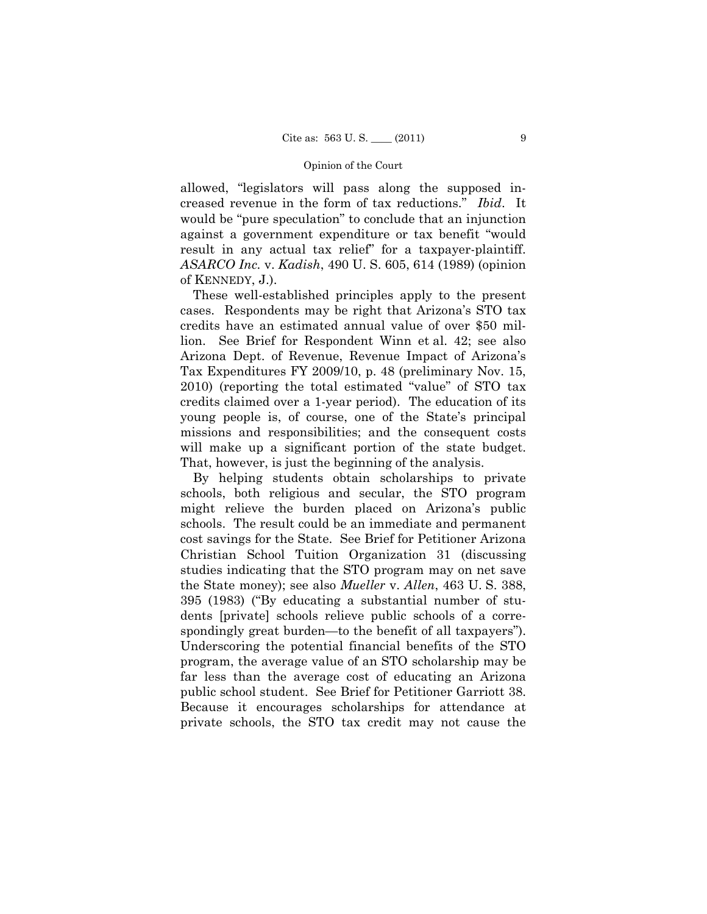allowed, "legislators will pass along the supposed increased revenue in the form of tax reductions." *Ibid*. It would be "pure speculation" to conclude that an injunction against a government expenditure or tax benefit "would result in any actual tax relief" for a taxpayer-plaintiff. *ASARCO Inc.* v. *Kadish*, 490 U. S. 605, 614 (1989) (opinion of KENNEDY, J.).

These well-established principles apply to the present cases. Respondents may be right that Arizona's STO tax credits have an estimated annual value of over $50 million. See Brief for Respondent Winn et al. 42; see also Arizona Dept. of Revenue, Revenue Impact of Arizona's Tax Expenditures FY 2009/10, p. 48 (preliminary Nov. 15, 2010) (reporting the total estimated "value" of STO tax credits claimed over a 1-year period). The education of its young people is, of course, one of the State's principal missions and responsibilities; and the consequent costs will make up a significant portion of the state budget. That, however, is just the beginning of the analysis.

By helping students obtain scholarships to private schools, both religious and secular, the STO program might relieve the burden placed on Arizona's public schools. The result could be an immediate and permanent cost savings for the State. See Brief for Petitioner Arizona Christian School Tuition Organization 31 (discussing studies indicating that the STO program may on net save the State money); see also *Mueller* v. *Allen*, 463 U. S. 388, 395 (1983) ("By educating a substantial number of students [private] schools relieve public schools of a correspondingly great burden—to the benefit of all taxpayers"). Underscoring the potential financial benefits of the STO program, the average value of an STO scholarship may be far less than the average cost of educating an Arizona public school student. See Brief for Petitioner Garriott 38. Because it encourages scholarships for attendance at private schools, the STO tax credit may not cause the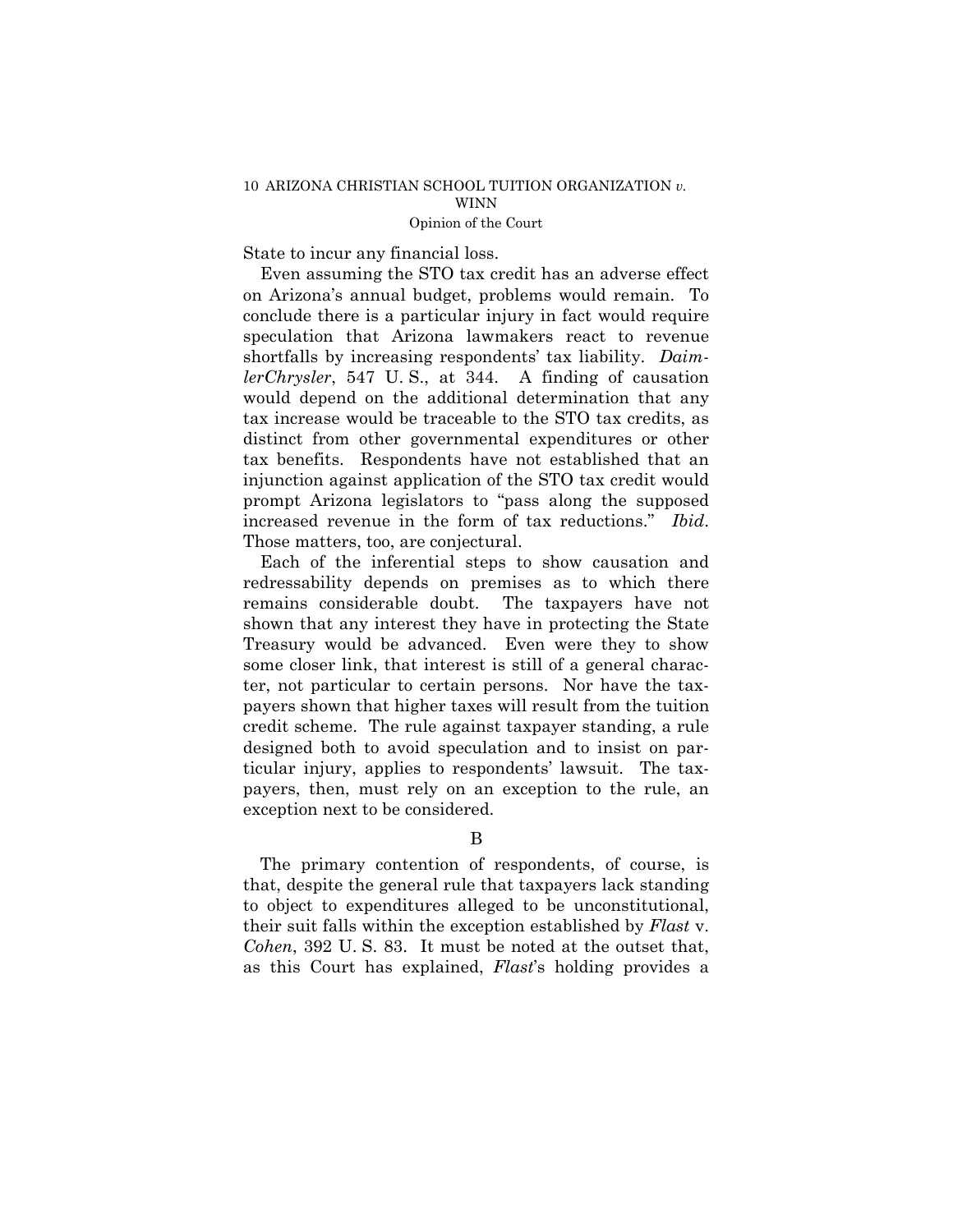State to incur any financial loss.

Even assuming the STO tax credit has an adverse effect on Arizona's annual budget, problems would remain. To conclude there is a particular injury in fact would require speculation that Arizona lawmakers react to revenue shortfalls by increasing respondents' tax liability. *DaimlerChrysler*, 547 U. S., at 344. A finding of causation would depend on the additional determination that any tax increase would be traceable to the STO tax credits, as distinct from other governmental expenditures or other tax benefits. Respondents have not established that an injunction against application of the STO tax credit would prompt Arizona legislators to "pass along the supposed increased revenue in the form of tax reductions." *Ibid*. Those matters, too, are conjectural.

Each of the inferential steps to show causation and redressability depends on premises as to which there remains considerable doubt. The taxpayers have not shown that any interest they have in protecting the State Treasury would be advanced. Even were they to show some closer link, that interest is still of a general character, not particular to certain persons. Nor have the taxpayers shown that higher taxes will result from the tuition credit scheme. The rule against taxpayer standing, a rule designed both to avoid speculation and to insist on particular injury, applies to respondents' lawsuit. The taxpayers, then, must rely on an exception to the rule, an exception next to be considered.

B

The primary contention of respondents, of course, is that, despite the general rule that taxpayers lack standing to object to expenditures alleged to be unconstitutional, their suit falls within the exception established by *Flast* v. *Cohen*, 392 U. S. 83. It must be noted at the outset that, as this Court has explained, *Flast*'s holding provides a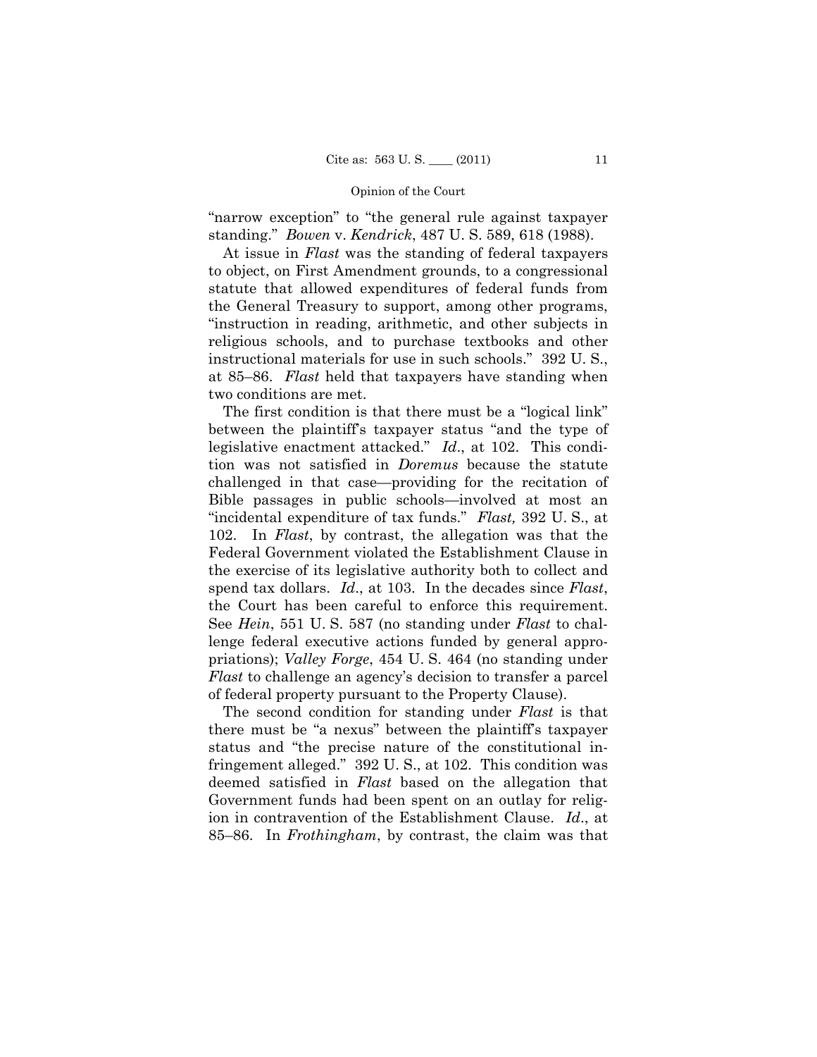"narrow exception" to "the general rule against taxpayer standing." *Bowen* v. *Kendrick*, 487 U. S. 589, 618 (1988).

At issue in *Flast* was the standing of federal taxpayers to object, on First Amendment grounds, to a congressional statute that allowed expenditures of federal funds from the General Treasury to support, among other programs, "instruction in reading, arithmetic, and other subjects in religious schools, and to purchase textbooks and other instructional materials for use in such schools." 392 U. S., at 85–86. *Flast* held that taxpayers have standing when two conditions are met.

The first condition is that there must be a "logical link" between the plaintiff's taxpayer status "and the type of legislative enactment attacked." *Id*., at 102. This condition was not satisfied in *Doremus* because the statute challenged in that case—providing for the recitation of Bible passages in public schools—involved at most an "incidental expenditure of tax funds." *Flast,* 392 U. S., at 102. In *Flast*, by contrast, the allegation was that the Federal Government violated the Establishment Clause in the exercise of its legislative authority both to collect and spend tax dollars. *Id*., at 103. In the decades since *Flast*, the Court has been careful to enforce this requirement. See *Hein*, 551 U. S. 587 (no standing under *Flast* to challenge federal executive actions funded by general appropriations); *Valley Forge*, 454 U. S. 464 (no standing under *Flast* to challenge an agency's decision to transfer a parcel of federal property pursuant to the Property Clause).

The second condition for standing under *Flast* is that there must be "a nexus" between the plaintiff's taxpayer status and "the precise nature of the constitutional infringement alleged." 392 U. S., at 102. This condition was deemed satisfied in *Flast* based on the allegation that Government funds had been spent on an outlay for religion in contravention of the Establishment Clause. *Id*., at 85–86. In *Frothingham*, by contrast, the claim was that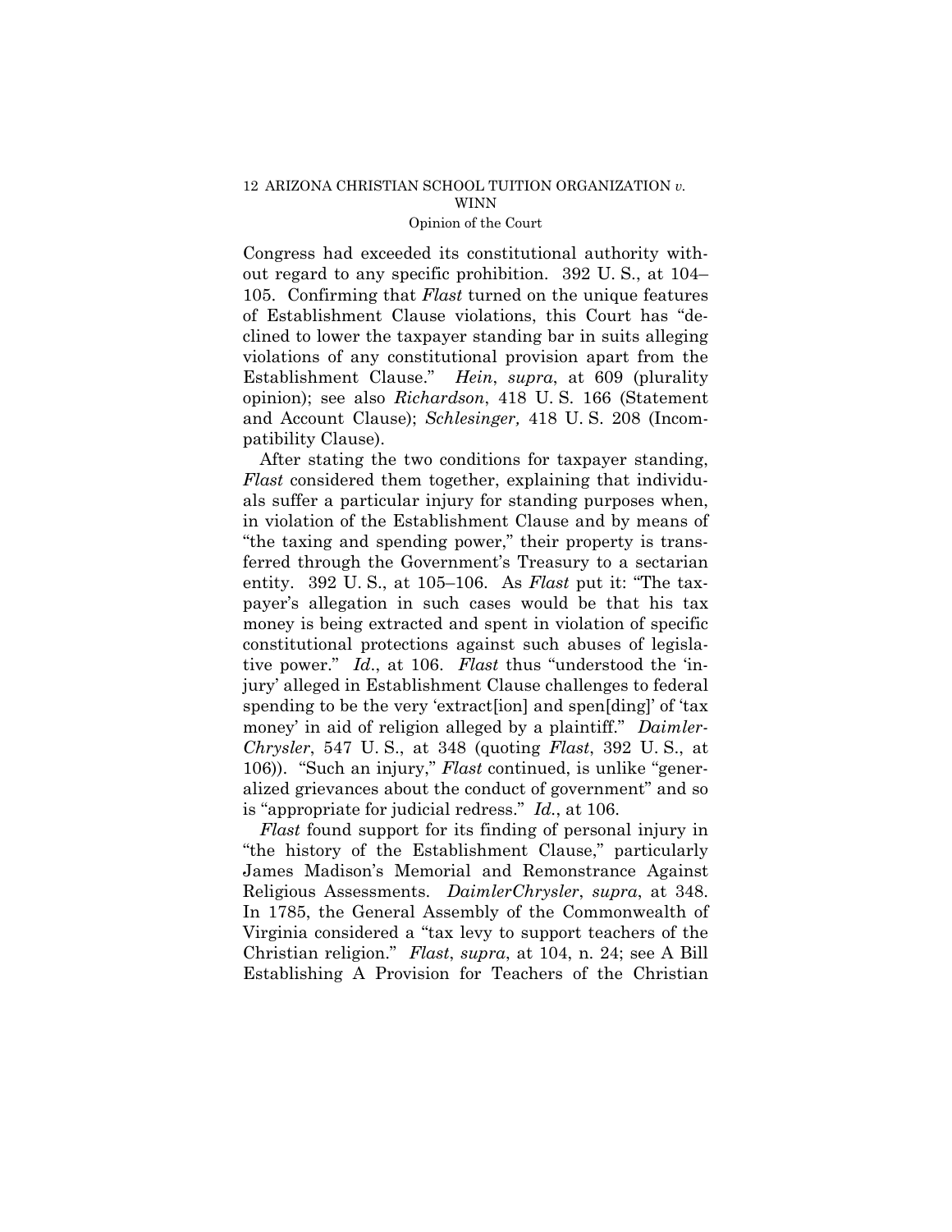Congress had exceeded its constitutional authority without regard to any specific prohibition. 392 U. S., at 104–105. Confirming that *Flast* turned on the unique features of Establishment Clause violations, this Court has "declined to lower the taxpayer standing bar in suits alleging violations of any constitutional provision apart from the Establishment Clause." *Hein*, *supra*, at 609 (plurality opinion); see also *Richardson*, 418 U. S. 166 (Statement and Account Clause); *Schlesinger,* 418 U. S. 208 (Incompatibility Clause).

After stating the two conditions for taxpayer standing, *Flast* considered them together, explaining that individuals suffer a particular injury for standing purposes when, in violation of the Establishment Clause and by means of "the taxing and spending power," their property is transferred through the Government's Treasury to a sectarian entity. 392 U. S., at 105–106. As *Flast* put it: "The taxpayer's allegation in such cases would be that his tax money is being extracted and spent in violation of specific constitutional protections against such abuses of legislative power." *Id*., at 106. *Flast* thus "understood the 'injury' alleged in Establishment Clause challenges to federal spending to be the very 'extract[ion] and spen[ding]' of 'tax money' in aid of religion alleged by a plaintiff." *DaimlerChrysler*, 547 U. S., at 348 (quoting *Flast*, 392 U. S., at 106)). "Such an injury," *Flast* continued, is unlike "generalized grievances about the conduct of government" and so is "appropriate for judicial redress." *Id.*, at 106.

*Flast* found support for its finding of personal injury in "the history of the Establishment Clause," particularly James Madison's Memorial and Remonstrance Against Religious Assessments. *DaimlerChrysler*, *supra*, at 348. In 1785, the General Assembly of the Commonwealth of Virginia considered a "tax levy to support teachers of the Christian religion." *Flast*, *supra*, at 104, n. 24; see A Bill Establishing A Provision for Teachers of the Christian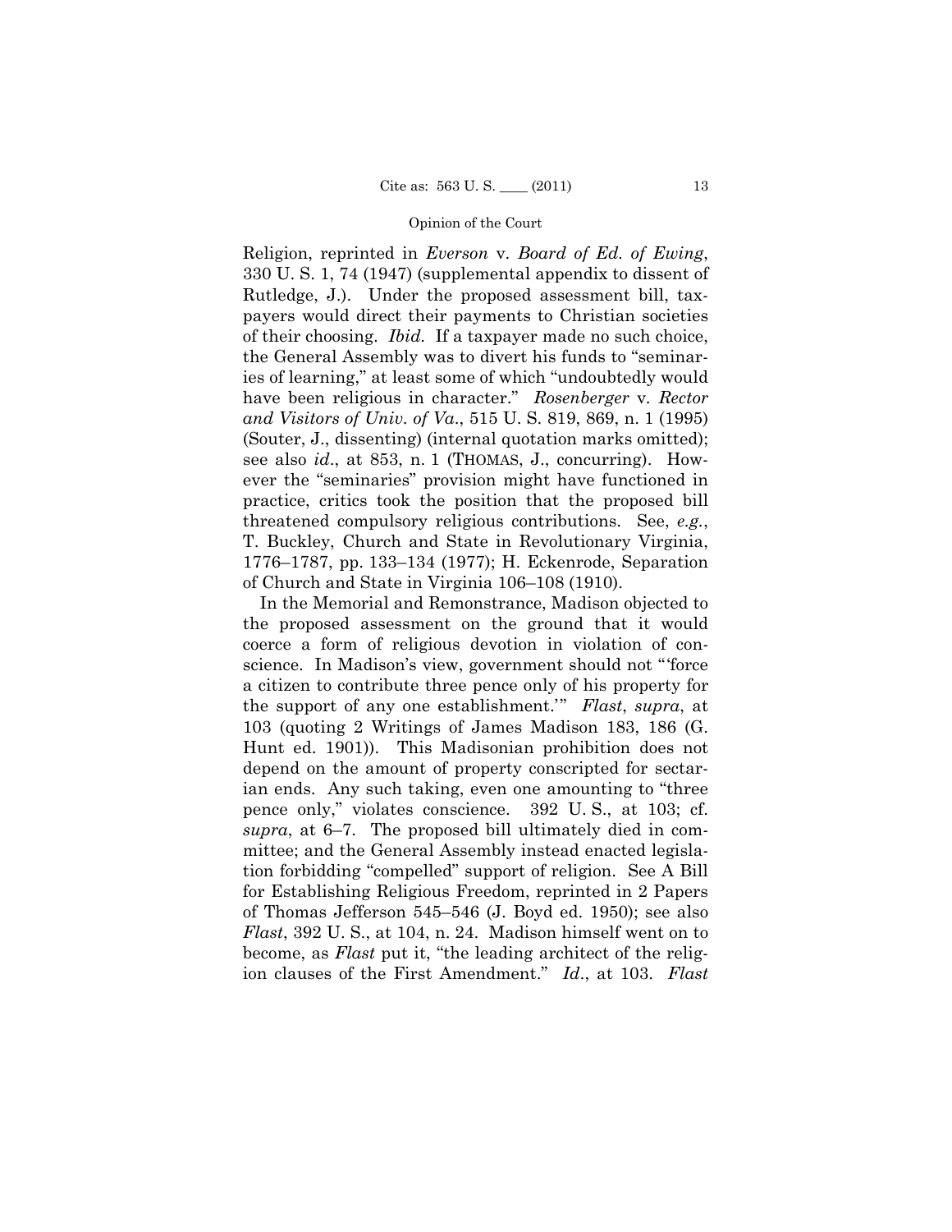Religion, reprinted in *Everson* v. *Board of Ed. of Ewing*, 330 U. S. 1, 74 (1947) (supplemental appendix to dissent of Rutledge, J.). Under the proposed assessment bill, taxpayers would direct their payments to Christian societies of their choosing. *Ibid.* If a taxpayer made no such choice, the General Assembly was to divert his funds to "seminaries of learning," at least some of which "undoubtedly would have been religious in character." *Rosenberger* v. *Rector and Visitors of Univ. of Va.*, 515 U. S. 819, 869, n. 1 (1995) (Souter, J., dissenting) (internal quotation marks omitted); see also *id.*, at 853, n. 1 (THOMAS, J., concurring). However the "seminaries" provision might have functioned in practice, critics took the position that the proposed bill threatened compulsory religious contributions. See, *e.g.*, T. Buckley, Church and State in Revolutionary Virginia, 1776–1787, pp. 133–134 (1977); H. Eckenrode, Separation of Church and State in Virginia 106–108 (1910).

In the Memorial and Remonstrance, Madison objected to the proposed assessment on the ground that it would coerce a form of religious devotion in violation of conscience. In Madison's view, government should not "'force a citizen to contribute three pence only of his property for the support of any one establishment.'" *Flast*, *supra*, at 103 (quoting 2 Writings of James Madison 183, 186 (G. Hunt ed. 1901)). This Madisonian prohibition does not depend on the amount of property conscripted for sectarian ends. Any such taking, even one amounting to "three pence only," violates conscience. 392 U. S., at 103; cf. *supra*, at 6–7. The proposed bill ultimately died in committee; and the General Assembly instead enacted legislation forbidding "compelled" support of religion. See A Bill for Establishing Religious Freedom, reprinted in 2 Papers of Thomas Jefferson 545–546 (J. Boyd ed. 1950); see also *Flast*, 392 U. S., at 104, n. 24. Madison himself went on to become, as *Flast* put it, "the leading architect of the religion clauses of the First Amendment." *Id.*, at 103. *Flast*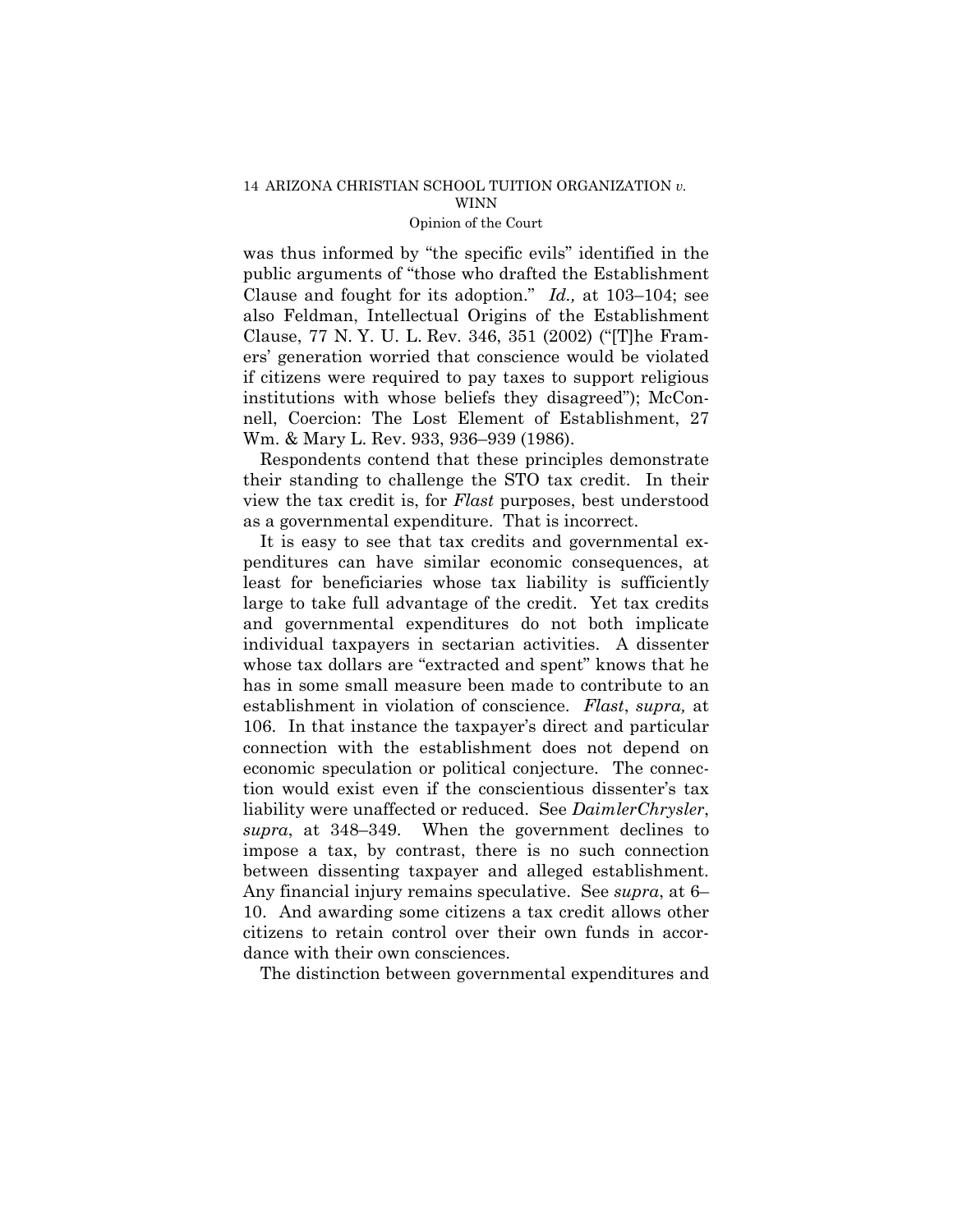was thus informed by "the specific evils" identified in the public arguments of "those who drafted the Establishment Clause and fought for its adoption." *Id.,* at 103–104; see also Feldman, Intellectual Origins of the Establishment Clause, 77 N. Y. U. L. Rev. 346, 351 (2002) ("[T]he Framers' generation worried that conscience would be violated if citizens were required to pay taxes to support religious institutions with whose beliefs they disagreed"); McConnell, Coercion: The Lost Element of Establishment, 27 Wm. & Mary L. Rev. 933, 936–939 (1986).

Respondents contend that these principles demonstrate their standing to challenge the STO tax credit. In their view the tax credit is, for *Flast* purposes, best understood as a governmental expenditure. That is incorrect.

It is easy to see that tax credits and governmental expenditures can have similar economic consequences, at least for beneficiaries whose tax liability is sufficiently large to take full advantage of the credit. Yet tax credits and governmental expenditures do not both implicate individual taxpayers in sectarian activities. A dissenter whose tax dollars are "extracted and spent" knows that he has in some small measure been made to contribute to an establishment in violation of conscience. *Flast*, *supra,* at 106. In that instance the taxpayer's direct and particular connection with the establishment does not depend on economic speculation or political conjecture. The connection would exist even if the conscientious dissenter's tax liability were unaffected or reduced. See *DaimlerChrysler*, *supra*, at 348–349. When the government declines to impose a tax, by contrast, there is no such connection between dissenting taxpayer and alleged establishment. Any financial injury remains speculative. See *supra*, at 6–10. And awarding some citizens a tax credit allows other citizens to retain control over their own funds in accordance with their own consciences.

The distinction between governmental expenditures and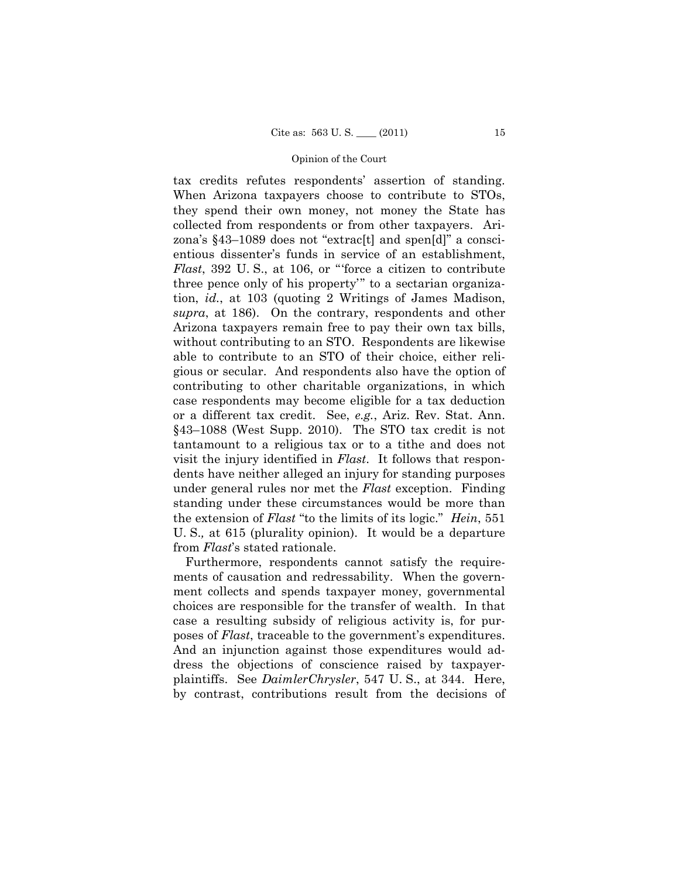tax credits refutes respondents' assertion of standing. When Arizona taxpayers choose to contribute to STOs, they spend their own money, not money the State has collected from respondents or from other taxpayers. Arizona's §43–1089 does not "extrac[t] and spen[d]" a conscientious dissenter's funds in service of an establishment, *Flast*, 392 U. S., at 106, or "'force a citizen to contribute three pence only of his property'" to a sectarian organization, *id.*, at 103 (quoting 2 Writings of James Madison, *supra*, at 186). On the contrary, respondents and other Arizona taxpayers remain free to pay their own tax bills, without contributing to an STO. Respondents are likewise able to contribute to an STO of their choice, either religious or secular. And respondents also have the option of contributing to other charitable organizations, in which case respondents may become eligible for a tax deduction or a different tax credit. See, *e.g.*, Ariz. Rev. Stat. Ann. §43–1088 (West Supp. 2010). The STO tax credit is not tantamount to a religious tax or to a tithe and does not visit the injury identified in *Flast*. It follows that respondents have neither alleged an injury for standing purposes under general rules nor met the *Flast* exception. Finding standing under these circumstances would be more than the extension of *Flast* "to the limits of its logic." *Hein*, 551 U. S., at 615 (plurality opinion). It would be a departure from *Flast*'s stated rationale.

Furthermore, respondents cannot satisfy the requirements of causation and redressability. When the government collects and spends taxpayer money, governmental choices are responsible for the transfer of wealth. In that case a resulting subsidy of religious activity is, for purposes of *Flast*, traceable to the government's expenditures. And an injunction against those expenditures would address the objections of conscience raised by taxpayer-plaintiffs. See *DaimlerChrysler*, 547 U. S., at 344. Here, by contrast, contributions result from the decisions of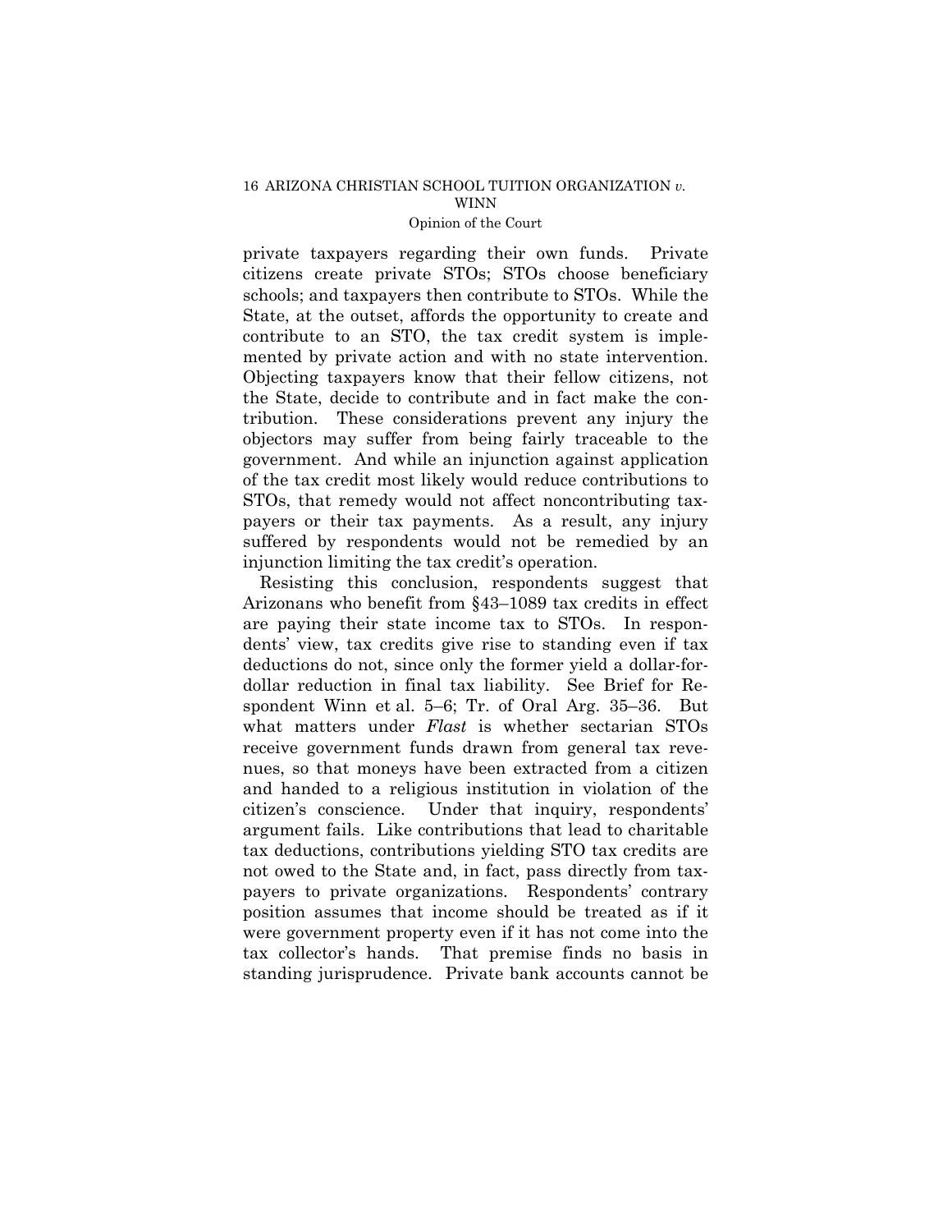private taxpayers regarding their own funds. Private citizens create private STOs; STOs choose beneficiary schools; and taxpayers then contribute to STOs. While the State, at the outset, affords the opportunity to create and contribute to an STO, the tax credit system is implemented by private action and with no state intervention. Objecting taxpayers know that their fellow citizens, not the State, decide to contribute and in fact make the contribution. These considerations prevent any injury the objectors may suffer from being fairly traceable to the government. And while an injunction against application of the tax credit most likely would reduce contributions to STOs, that remedy would not affect noncontributing taxpayers or their tax payments. As a result, any injury suffered by respondents would not be remedied by an injunction limiting the tax credit's operation.

Resisting this conclusion, respondents suggest that Arizonans who benefit from §43–1089 tax credits in effect are paying their state income tax to STOs. In respondents' view, tax credits give rise to standing even if tax deductions do not, since only the former yield a dollar-for-dollar reduction in final tax liability. See Brief for Respondent Winn et al. 5–6; Tr. of Oral Arg. 35–36. But what matters under *Flast* is whether sectarian STOs receive government funds drawn from general tax revenues, so that moneys have been extracted from a citizen and handed to a religious institution in violation of the citizen's conscience. Under that inquiry, respondents' argument fails. Like contributions that lead to charitable tax deductions, contributions yielding STO tax credits are not owed to the State and, in fact, pass directly from taxpayers to private organizations. Respondents' contrary position assumes that income should be treated as if it were government property even if it has not come into the tax collector's hands. That premise finds no basis in standing jurisprudence. Private bank accounts cannot be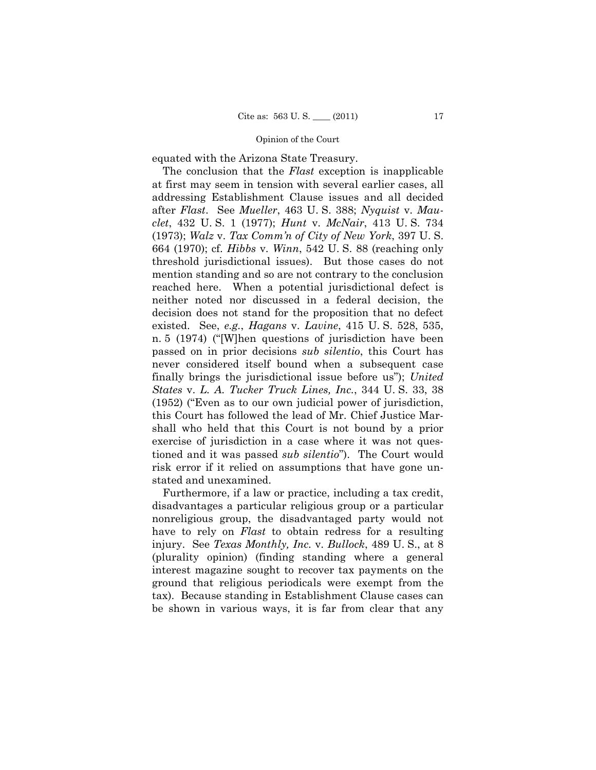equated with the Arizona State Treasury.

The conclusion that the *Flast* exception is inapplicable at first may seem in tension with several earlier cases, all addressing Establishment Clause issues and all decided after *Flast*. See *Mueller*, 463 U. S. 388; *Nyquist* v. *Mauclet*, 432 U. S. 1 (1977); *Hunt* v. *McNair*, 413 U. S. 734 (1973); *Walz* v. *Tax Comm'n of City of New York*, 397 U. S. 664 (1970); cf. *Hibbs* v. *Winn*, 542 U. S. 88 (reaching only threshold jurisdictional issues). But those cases do not mention standing and so are not contrary to the conclusion reached here. When a potential jurisdictional defect is neither noted nor discussed in a federal decision, the decision does not stand for the proposition that no defect existed. See, *e.g.*, *Hagans* v. *Lavine*, 415 U. S. 528, 535, n. 5 (1974) ("[W]hen questions of jurisdiction have been passed on in prior decisions *sub silentio*, this Court has never considered itself bound when a subsequent case finally brings the jurisdictional issue before us"); *United States* v. *L. A. Tucker Truck Lines, Inc.*, 344 U. S. 33, 38 (1952) ("Even as to our own judicial power of jurisdiction, this Court has followed the lead of Mr. Chief Justice Marshall who held that this Court is not bound by a prior exercise of jurisdiction in a case where it was not questioned and it was passed *sub silentio*"). The Court would risk error if it relied on assumptions that have gone unstated and unexamined.

Furthermore, if a law or practice, including a tax credit, disadvantages a particular religious group or a particular nonreligious group, the disadvantaged party would not have to rely on *Flast* to obtain redress for a resulting injury. See *Texas Monthly, Inc.* v. *Bullock*, 489 U. S., at 8 (plurality opinion) (finding standing where a general interest magazine sought to recover tax payments on the ground that religious periodicals were exempt from the tax). Because standing in Establishment Clause cases can be shown in various ways, it is far from clear that any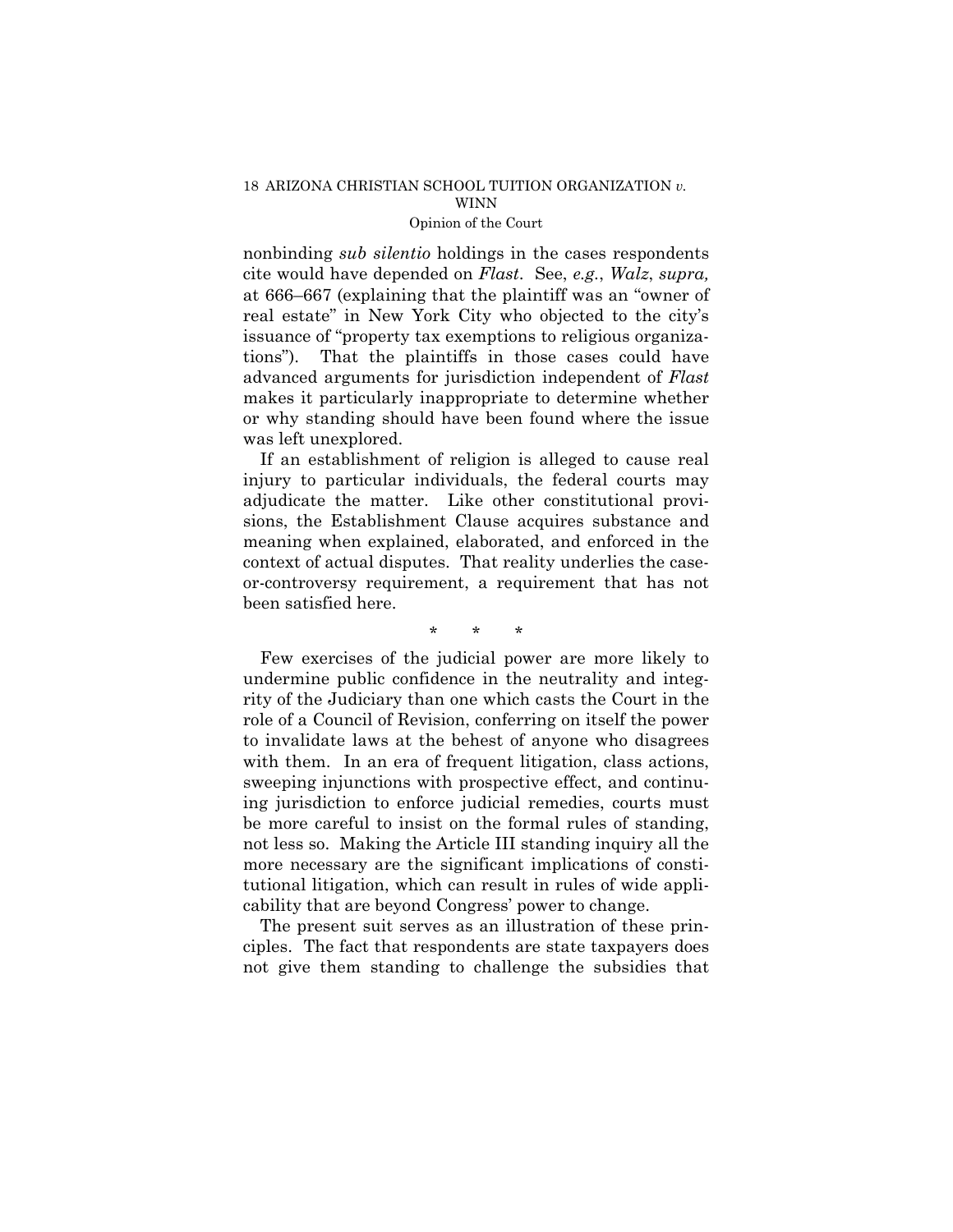nonbinding *sub silentio* holdings in the cases respondents cite would have depended on *Flast*. See, *e.g.*, *Walz*, *supra,* at 666–667 (explaining that the plaintiff was an "owner of real estate" in New York City who objected to the city's issuance of "property tax exemptions to religious organizations"). That the plaintiffs in those cases could have advanced arguments for jurisdiction independent of *Flast* makes it particularly inappropriate to determine whether or why standing should have been found where the issue was left unexplored.

If an establishment of religion is alleged to cause real injury to particular individuals, the federal courts may adjudicate the matter. Like other constitutional provisions, the Establishment Clause acquires substance and meaning when explained, elaborated, and enforced in the context of actual disputes. That reality underlies the case-or-controversy requirement, a requirement that has not been satisfied here.

\* \* \*

Few exercises of the judicial power are more likely to undermine public confidence in the neutrality and integrity of the Judiciary than one which casts the Court in the role of a Council of Revision, conferring on itself the power to invalidate laws at the behest of anyone who disagrees with them. In an era of frequent litigation, class actions, sweeping injunctions with prospective effect, and continuing jurisdiction to enforce judicial remedies, courts must be more careful to insist on the formal rules of standing, not less so. Making the Article III standing inquiry all the more necessary are the significant implications of constitutional litigation, which can result in rules of wide applicability that are beyond Congress' power to change.

The present suit serves as an illustration of these principles. The fact that respondents are state taxpayers does not give them standing to challenge the subsidies that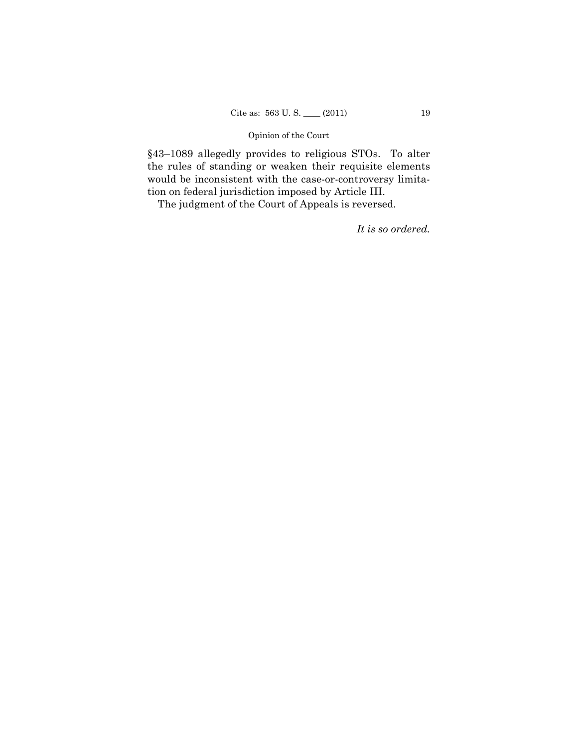§43–1089 allegedly provides to religious STOs. To alter the rules of standing or weaken their requisite elements would be inconsistent with the case-or-controversy limitation on federal jurisdiction imposed by Article III.

The judgment of the Court of Appeals is reversed.

*It is so ordered.*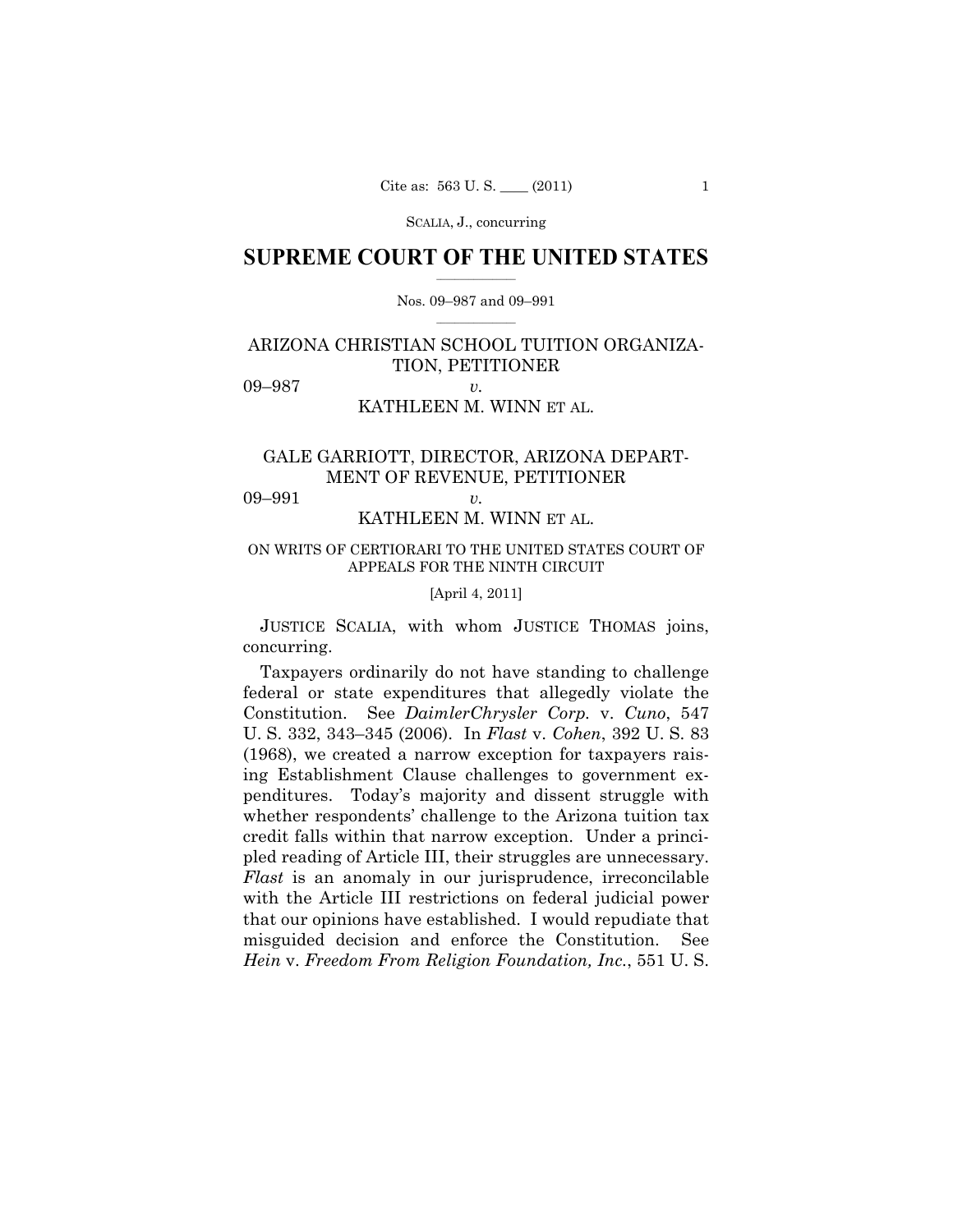SCALIA, J., concurring

# SUPREME COURT OF THE UNITED STATES

Nos. 09–987 and 09–991

ARIZONA CHRISTIAN SCHOOL TUITION ORGANIZATION, PETITIONER

09–987 *v.*

KATHLEEN M. WINN ET AL.

GALE GARRIOTT, DIRECTOR, ARIZONA DEPARTMENT OF REVENUE, PETITIONER

09–991 *v.*

KATHLEEN M. WINN ET AL.

ON WRITS OF CERTIORARI TO THE UNITED STATES COURT OF APPEALS FOR THE NINTH CIRCUIT

[April 4, 2011]

JUSTICE SCALIA, with whom JUSTICE THOMAS joins, concurring.

Taxpayers ordinarily do not have standing to challenge federal or state expenditures that allegedly violate the Constitution. See *DaimlerChrysler Corp.* v. *Cuno*, 547 U. S. 332, 343–345 (2006). In *Flast* v. *Cohen*, 392 U. S. 83 (1968), we created a narrow exception for taxpayers raising Establishment Clause challenges to government expenditures. Today's majority and dissent struggle with whether respondents' challenge to the Arizona tuition tax credit falls within that narrow exception. Under a principled reading of Article III, their struggles are unnecessary. *Flast* is an anomaly in our jurisprudence, irreconcilable with the Article III restrictions on federal judicial power that our opinions have established. I would repudiate that misguided decision and enforce the Constitution. See *Hein* v. *Freedom From Religion Foundation, Inc.*, 551 U. S.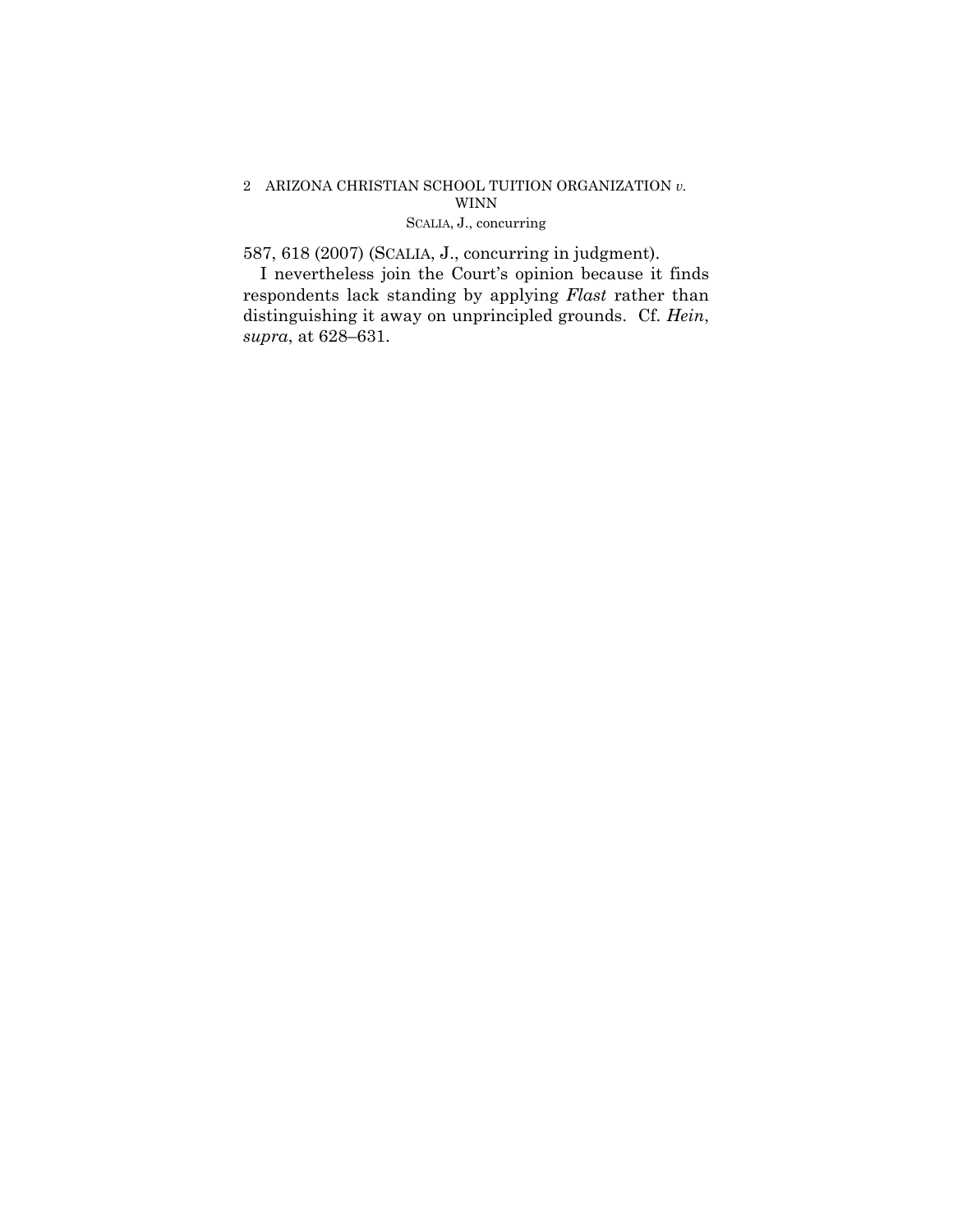587, 618 (2007) (SCALIA, J., concurring in judgment).

I nevertheless join the Court's opinion because it finds respondents lack standing by applying *Flast* rather than distinguishing it away on unprincipled grounds. Cf. *Hein*, *supra*, at 628–631.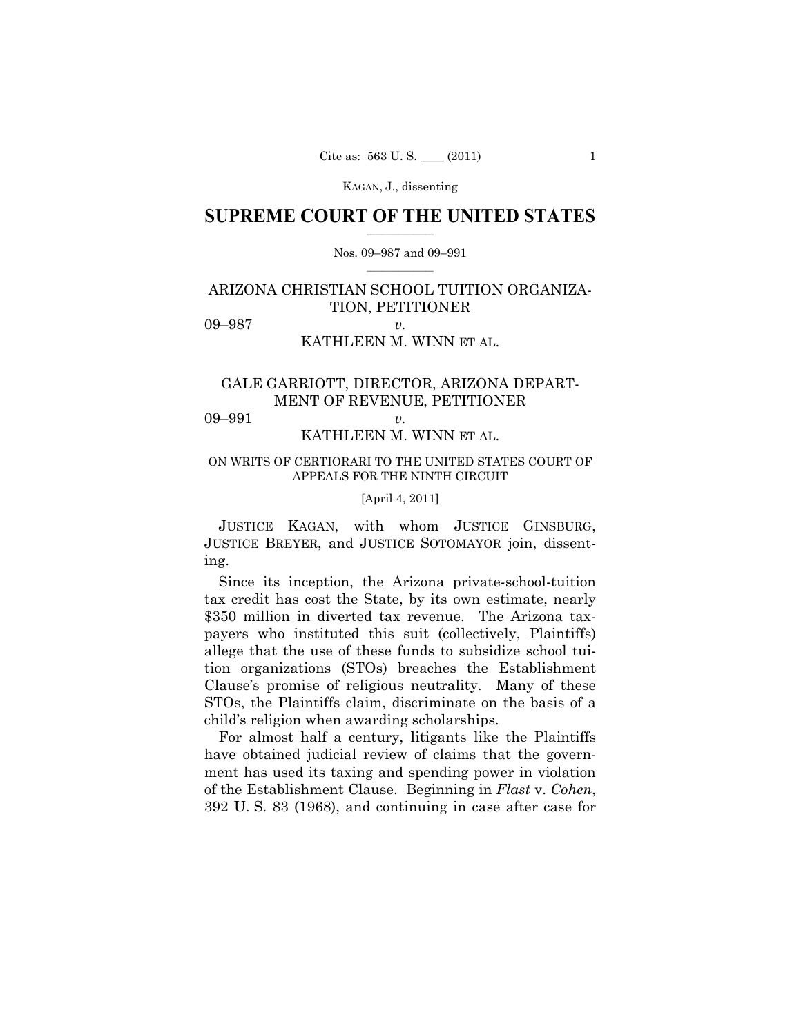# SUPREME COURT OF THE UNITED STATES

Nos. 09–987 and 09–991

ARIZONA CHRISTIAN SCHOOL TUITION ORGANIZATION, PETITIONER

09–987 *v.*

KATHLEEN M. WINN ET AL.

GALE GARRIOTT, DIRECTOR, ARIZONA DEPARTMENT OF REVENUE, PETITIONER

09–991 *v.*

KATHLEEN M. WINN ET AL.

ON WRITS OF CERTIORARI TO THE UNITED STATES COURT OF APPEALS FOR THE NINTH CIRCUIT

[April 4, 2011]

JUSTICE KAGAN, with whom JUSTICE GINSBURG, JUSTICE BREYER, and JUSTICE SOTOMAYOR join, dissenting.

Since its inception, the Arizona private-school-tuition tax credit has cost the State, by its own estimate, nearly $350 million in diverted tax revenue. The Arizona taxpayers who instituted this suit (collectively, Plaintiffs) allege that the use of these funds to subsidize school tuition organizations (STOs) breaches the Establishment Clause's promise of religious neutrality. Many of these STOs, the Plaintiffs claim, discriminate on the basis of a child's religion when awarding scholarships.

For almost half a century, litigants like the Plaintiffs have obtained judicial review of claims that the government has used its taxing and spending power in violation of the Establishment Clause. Beginning in *Flast* v. *Cohen*, 392 U. S. 83 (1968), and continuing in case after case for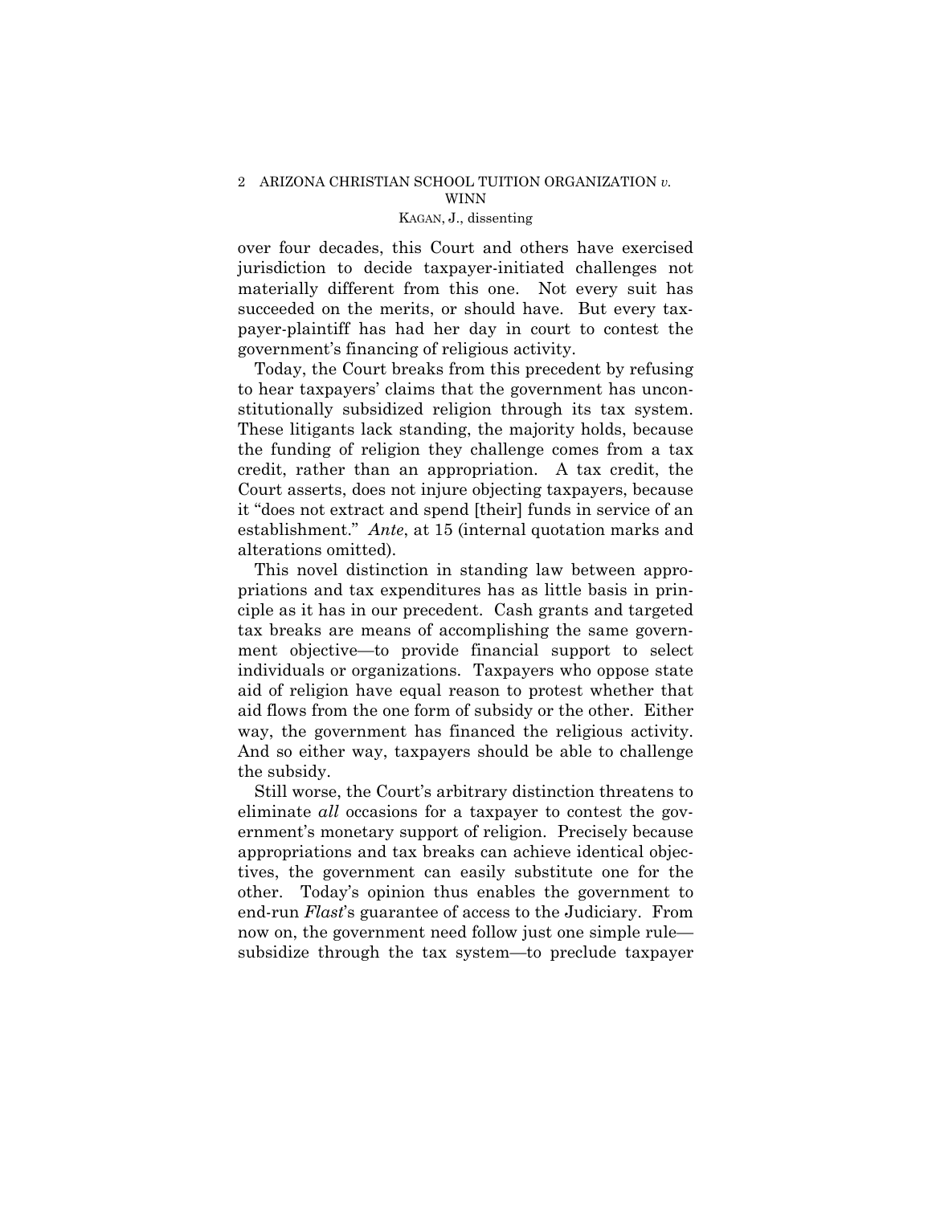over four decades, this Court and others have exercised jurisdiction to decide taxpayer-initiated challenges not materially different from this one. Not every suit has succeeded on the merits, or should have. But every taxpayer-plaintiff has had her day in court to contest the government's financing of religious activity.

Today, the Court breaks from this precedent by refusing to hear taxpayers' claims that the government has unconstitutionally subsidized religion through its tax system. These litigants lack standing, the majority holds, because the funding of religion they challenge comes from a tax credit, rather than an appropriation. A tax credit, the Court asserts, does not injure objecting taxpayers, because it "does not extract and spend [their] funds in service of an establishment." *Ante*, at 15 (internal quotation marks and alterations omitted).

This novel distinction in standing law between appropriations and tax expenditures has as little basis in principle as it has in our precedent. Cash grants and targeted tax breaks are means of accomplishing the same government objective—to provide financial support to select individuals or organizations. Taxpayers who oppose state aid of religion have equal reason to protest whether that aid flows from the one form of subsidy or the other. Either way, the government has financed the religious activity. And so either way, taxpayers should be able to challenge the subsidy.

Still worse, the Court's arbitrary distinction threatens to eliminate *all* occasions for a taxpayer to contest the government's monetary support of religion. Precisely because appropriations and tax breaks can achieve identical objectives, the government can easily substitute one for the other. Today's opinion thus enables the government to end-run *Flast*'s guarantee of access to the Judiciary. From now on, the government need follow just one simple rule—subsidize through the tax system—to preclude taxpayer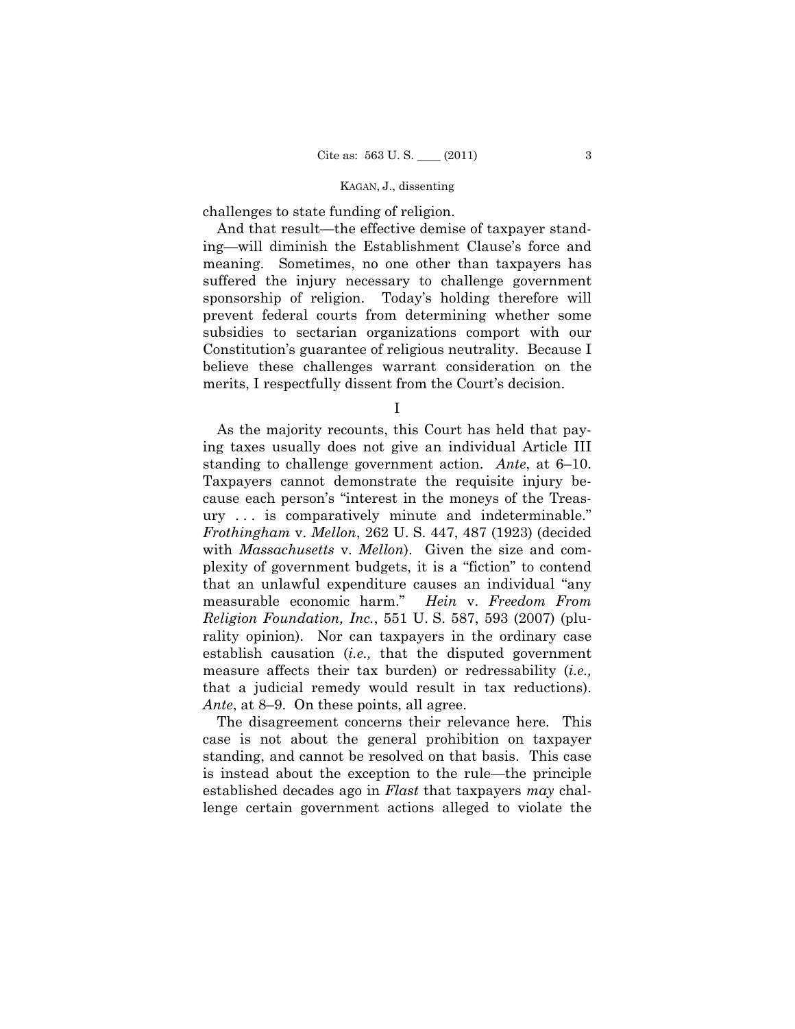challenges to state funding of religion.

And that result—the effective demise of taxpayer standing—will diminish the Establishment Clause's force and meaning. Sometimes, no one other than taxpayers has suffered the injury necessary to challenge government sponsorship of religion. Today's holding therefore will prevent federal courts from determining whether some subsidies to sectarian organizations comport with our Constitution's guarantee of religious neutrality. Because I believe these challenges warrant consideration on the merits, I respectfully dissent from the Court's decision.

## I

As the majority recounts, this Court has held that paying taxes usually does not give an individual Article III standing to challenge government action. *Ante*, at 6–10. Taxpayers cannot demonstrate the requisite injury because each person's "interest in the moneys of the Treasury . . . is comparatively minute and indeterminable." *Frothingham* v. *Mellon*, 262 U. S. 447, 487 (1923) (decided with *Massachusetts* v. *Mellon*). Given the size and complexity of government budgets, it is a "fiction" to contend that an unlawful expenditure causes an individual "any measurable economic harm." *Hein* v. *Freedom From Religion Foundation, Inc.*, 551 U. S. 587, 593 (2007) (plurality opinion). Nor can taxpayers in the ordinary case establish causation (*i.e.,* that the disputed government measure affects their tax burden) or redressability (*i.e.,* that a judicial remedy would result in tax reductions). *Ante*, at 8–9. On these points, all agree.

The disagreement concerns their relevance here. This case is not about the general prohibition on taxpayer standing, and cannot be resolved on that basis. This case is instead about the exception to the rule—the principle established decades ago in *Flast* that taxpayers *may* challenge certain government actions alleged to violate the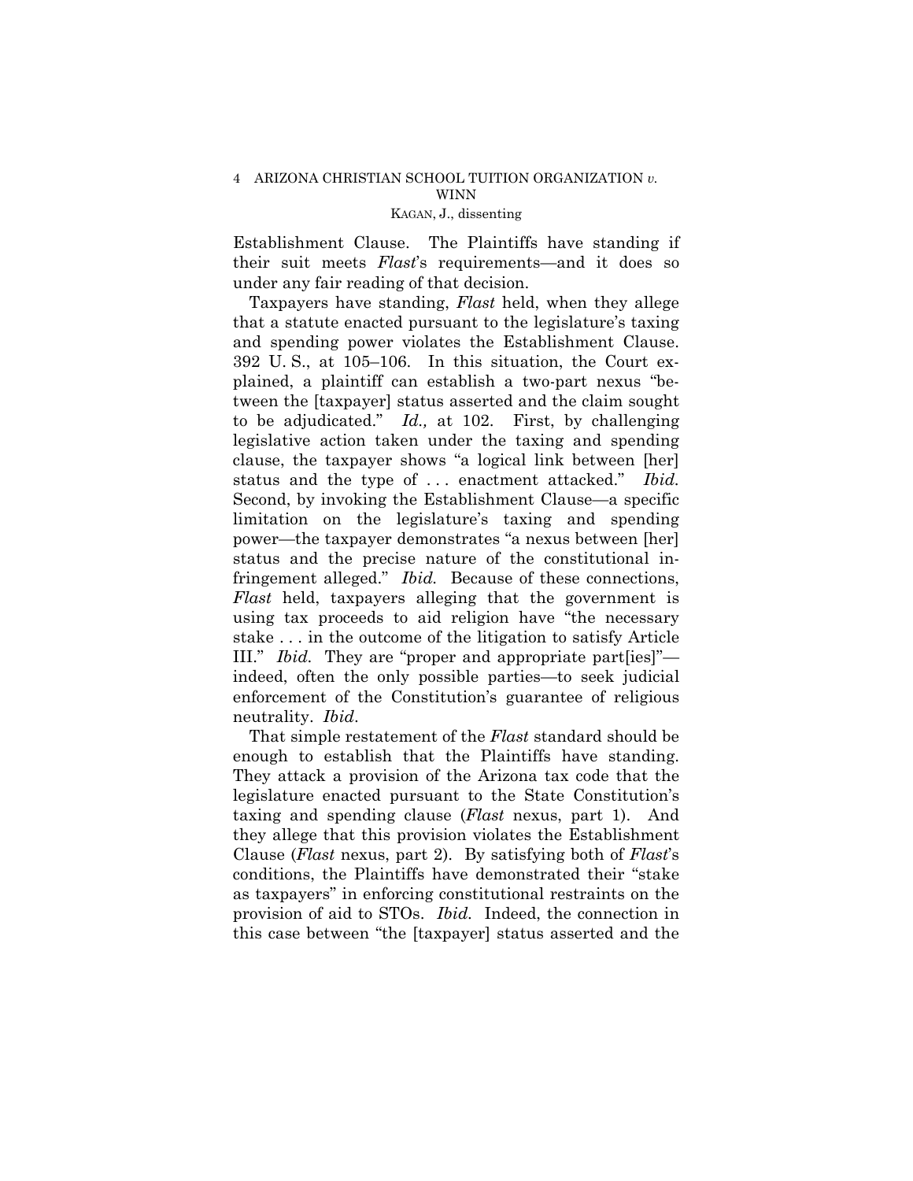Establishment Clause. The Plaintiffs have standing if their suit meets *Flast*'s requirements—and it does so under any fair reading of that decision.

Taxpayers have standing, *Flast* held, when they allege that a statute enacted pursuant to the legislature's taxing and spending power violates the Establishment Clause. 392 U. S., at 105–106. In this situation, the Court explained, a plaintiff can establish a two-part nexus "between the [taxpayer] status asserted and the claim sought to be adjudicated." *Id.,* at 102. First, by challenging legislative action taken under the taxing and spending clause, the taxpayer shows "a logical link between [her] status and the type of . . . enactment attacked." *Ibid.* Second, by invoking the Establishment Clause—a specific limitation on the legislature's taxing and spending power—the taxpayer demonstrates "a nexus between [her] status and the precise nature of the constitutional infringement alleged." *Ibid.* Because of these connections, *Flast* held, taxpayers alleging that the government is using tax proceeds to aid religion have "the necessary stake . . . in the outcome of the litigation to satisfy Article III." *Ibid.* They are "proper and appropriate part[ies]"—indeed, often the only possible parties—to seek judicial enforcement of the Constitution's guarantee of religious neutrality. *Ibid*.

That simple restatement of the *Flast* standard should be enough to establish that the Plaintiffs have standing. They attack a provision of the Arizona tax code that the legislature enacted pursuant to the State Constitution's taxing and spending clause (*Flast* nexus, part 1). And they allege that this provision violates the Establishment Clause (*Flast* nexus, part 2). By satisfying both of *Flast*'s conditions, the Plaintiffs have demonstrated their "stake as taxpayers" in enforcing constitutional restraints on the provision of aid to STOs. *Ibid.* Indeed, the connection in this case between "the [taxpayer] status asserted and the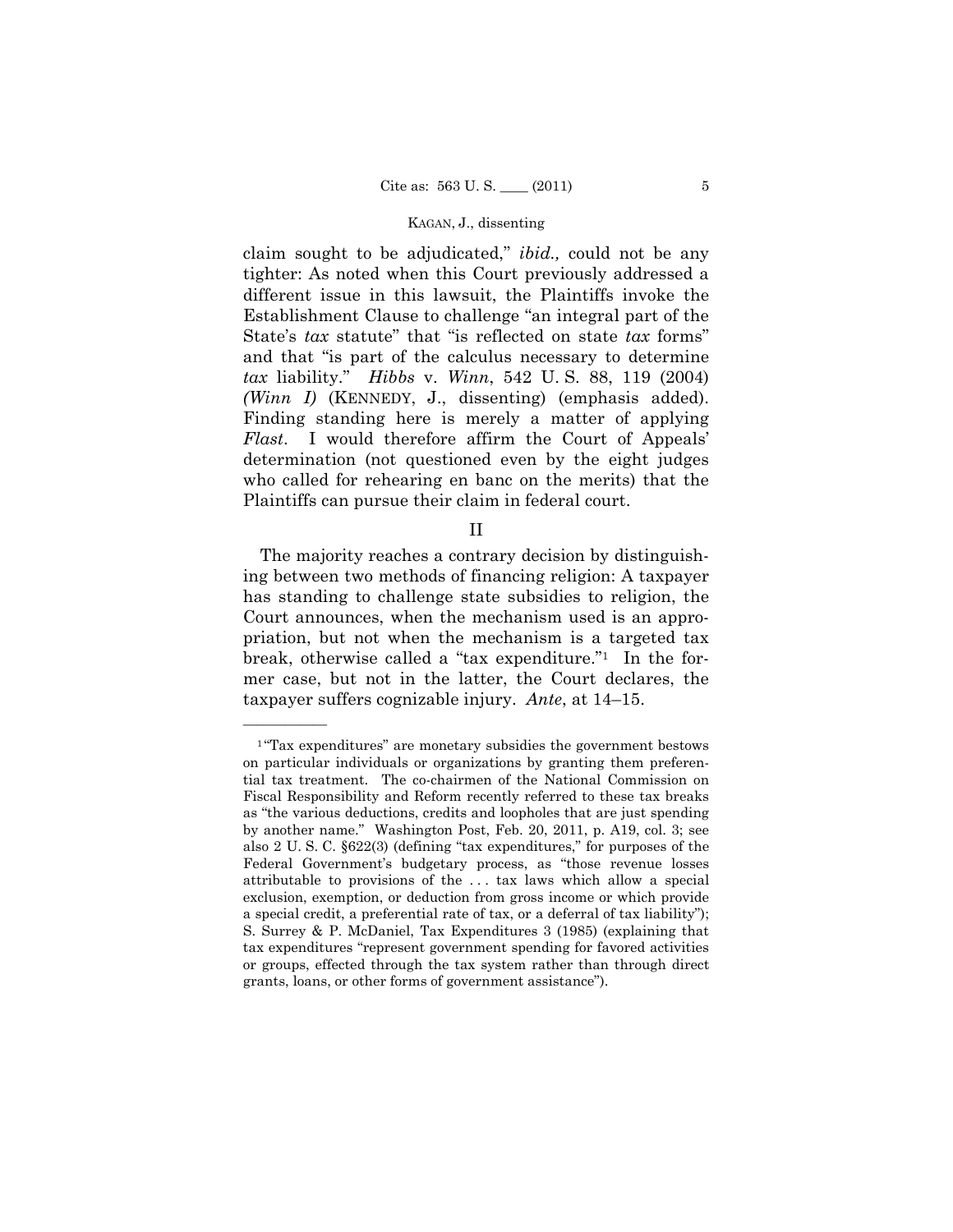claim sought to be adjudicated," *ibid.,* could not be any tighter: As noted when this Court previously addressed a different issue in this lawsuit, the Plaintiffs invoke the Establishment Clause to challenge "an integral part of the State's *tax* statute" that "is reflected on state *tax* forms" and that "is part of the calculus necessary to determine *tax* liability." *Hibbs* v. *Winn*, 542 U. S. 88, 119 (2004) *(Winn I)* (KENNEDY, J., dissenting) (emphasis added). Finding standing here is merely a matter of applying *Flast*. I would therefore affirm the Court of Appeals' determination (not questioned even by the eight judges who called for rehearing en banc on the merits) that the Plaintiffs can pursue their claim in federal court.

## II

The majority reaches a contrary decision by distinguishing between two methods of financing religion: A taxpayer has standing to challenge state subsidies to religion, the Court announces, when the mechanism used is an appropriation, but not when the mechanism is a targeted tax break, otherwise called a "tax expenditure."[1] In the former case, but not in the latter, the Court declares, the taxpayer suffers cognizable injury. *Ante*, at 14–15.

---

[1] "Tax expenditures" are monetary subsidies the government bestows on particular individuals or organizations by granting them preferential tax treatment. The co-chairmen of the National Commission on Fiscal Responsibility and Reform recently referred to these tax breaks as "the various deductions, credits and loopholes that are just spending by another name." Washington Post, Feb. 20, 2011, p. A19, col. 3; see also 2 U. S. C. §622(3) (defining "tax expenditures," for purposes of the Federal Government's budgetary process, as "those revenue losses attributable to provisions of the . . . tax laws which allow a special exclusion, exemption, or deduction from gross income or which provide a special credit, a preferential rate of tax, or a deferral of tax liability"); S. Surrey & P. McDaniel, Tax Expenditures 3 (1985) (explaining that tax expenditures "represent government spending for favored activities or groups, effected through the tax system rather than through direct grants, loans, or other forms of government assistance").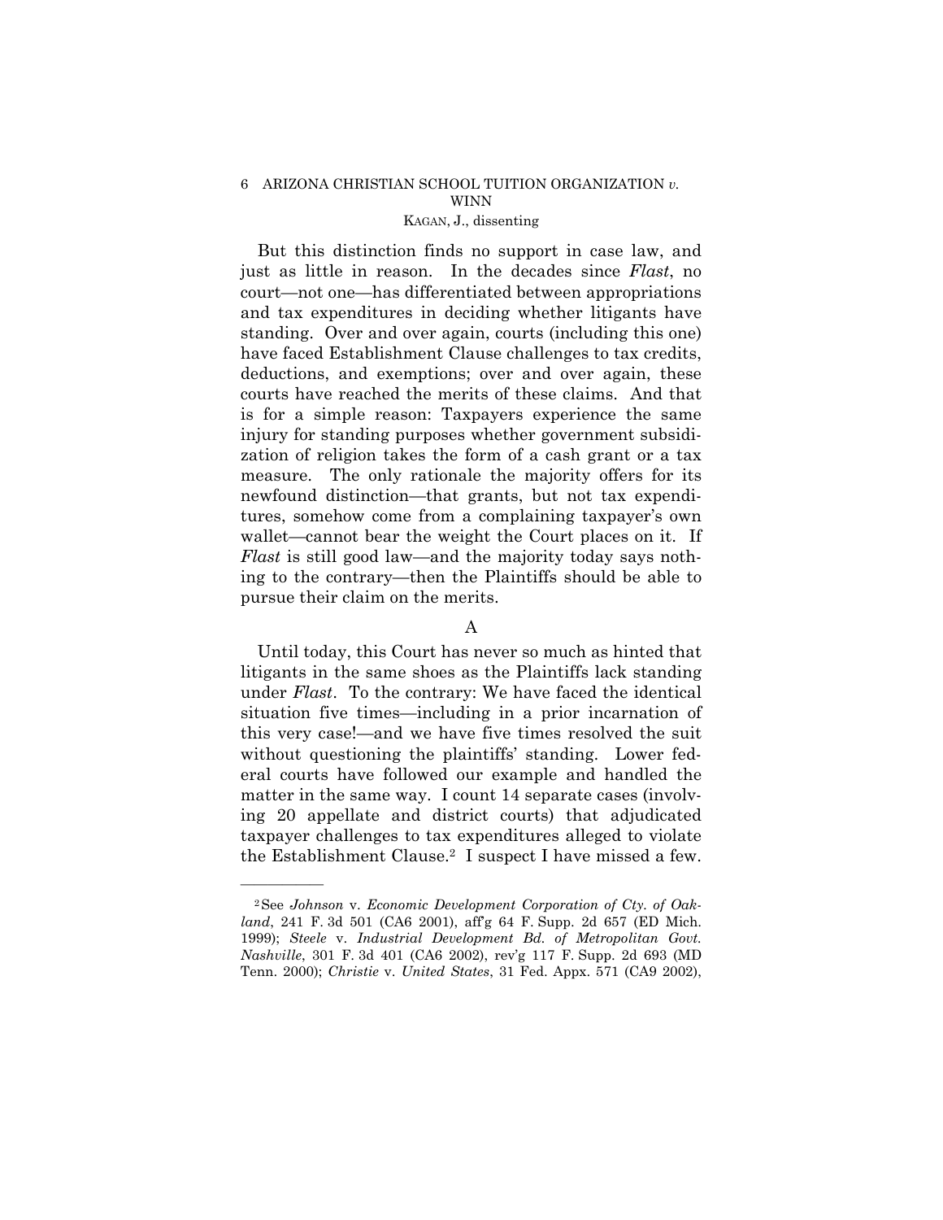But this distinction finds no support in case law, and just as little in reason. In the decades since *Flast*, no court—not one—has differentiated between appropriations and tax expenditures in deciding whether litigants have standing. Over and over again, courts (including this one) have faced Establishment Clause challenges to tax credits, deductions, and exemptions; over and over again, these courts have reached the merits of these claims. And that is for a simple reason: Taxpayers experience the same injury for standing purposes whether government subsidization of religion takes the form of a cash grant or a tax measure. The only rationale the majority offers for its newfound distinction—that grants, but not tax expenditures, somehow come from a complaining taxpayer's own wallet—cannot bear the weight the Court places on it. If *Flast* is still good law—and the majority today says nothing to the contrary—then the Plaintiffs should be able to pursue their claim on the merits.

A

Until today, this Court has never so much as hinted that litigants in the same shoes as the Plaintiffs lack standing under *Flast*. To the contrary: We have faced the identical situation five times—including in a prior incarnation of this very case!—and we have five times resolved the suit without questioning the plaintiffs' standing. Lower federal courts have followed our example and handled the matter in the same way. I count 14 separate cases (involving 20 appellate and district courts) that adjudicated taxpayer challenges to tax expenditures alleged to violate the Establishment Clause.[2] I suspect I have missed a few.

---

[2] See *Johnson* v. *Economic Development Corporation of Cty. of Oakland*, 241 F. 3d 501 (CA6 2001), aff'g 64 F. Supp. 2d 657 (ED Mich. 1999); *Steele* v. *Industrial Development Bd. of Metropolitan Govt. Nashville*, 301 F. 3d 401 (CA6 2002), rev'g 117 F. Supp. 2d 693 (MD Tenn. 2000); *Christie* v. *United States*, 31 Fed. Appx. 571 (CA9 2002),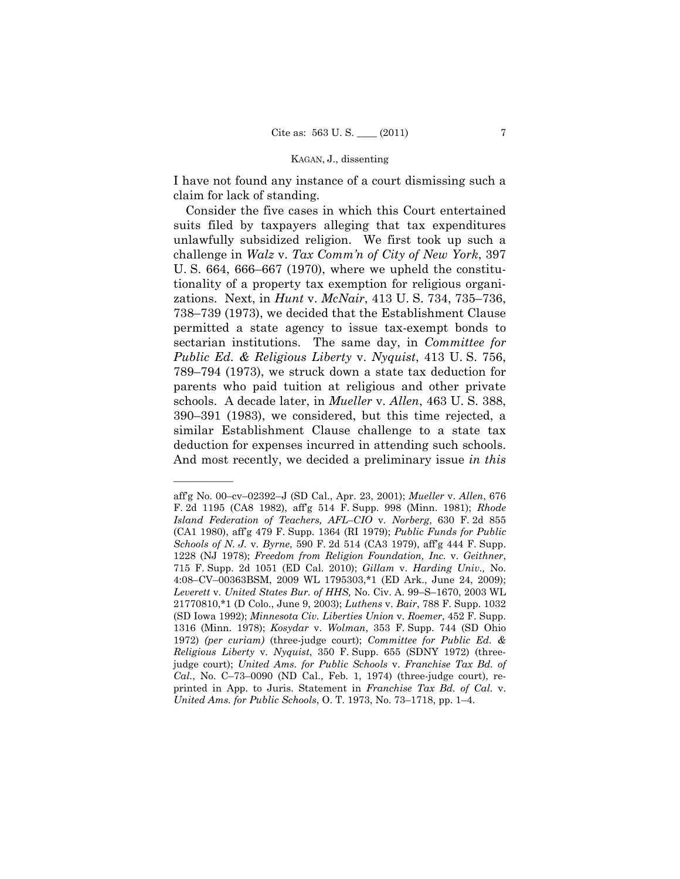I have not found any instance of a court dismissing such a claim for lack of standing.

Consider the five cases in which this Court entertained suits filed by taxpayers alleging that tax expenditures unlawfully subsidized religion. We first took up such a challenge in *Walz* v. *Tax Comm'n of City of New York*, 397 U. S. 664, 666–667 (1970), where we upheld the constitutionality of a property tax exemption for religious organizations. Next, in *Hunt* v. *McNair*, 413 U. S. 734, 735–736, 738–739 (1973), we decided that the Establishment Clause permitted a state agency to issue tax-exempt bonds to sectarian institutions. The same day, in *Committee for Public Ed. & Religious Liberty* v. *Nyquist*, 413 U. S. 756, 789–794 (1973), we struck down a state tax deduction for parents who paid tuition at religious and other private schools. A decade later, in *Mueller* v. *Allen*, 463 U. S. 388, 390–391 (1983), we considered, but this time rejected, a similar Establishment Clause challenge to a state tax deduction for expenses incurred in attending such schools. And most recently, we decided a preliminary issue *in this*

---

aff'g No. 00–cv–02392–J (SD Cal., Apr. 23, 2001); *Mueller* v. *Allen*, 676 F. 2d 1195 (CA8 1982), aff'g 514 F. Supp. 998 (Minn. 1981); *Rhode Island Federation of Teachers, AFL–CIO* v. *Norberg*, 630 F. 2d 855 (CA1 1980), aff'g 479 F. Supp. 1364 (RI 1979); *Public Funds for Public Schools of N. J.* v. *Byrne*, 590 F. 2d 514 (CA3 1979), aff'g 444 F. Supp. 1228 (NJ 1978); *Freedom from Religion Foundation, Inc.* v. *Geithner*, 715 F. Supp. 2d 1051 (ED Cal. 2010); *Gillam* v. *Harding Univ.,* No. 4:08–CV–00363BSM, 2009 WL 1795303,*1 (ED Ark., June 24, 2009); *Leverett* v. *United States Bur. of HHS,* No. Civ. A. 99–S–1670, 2003 WL 21770810,*1 (D Colo., June 9, 2003); *Luthens* v. *Bair*, 788 F. Supp. 1032 (SD Iowa 1992); *Minnesota Civ. Liberties Union* v. *Roemer*, 452 F. Supp. 1316 (Minn. 1978); *Kosydar* v. *Wolman*, 353 F. Supp. 744 (SD Ohio 1972) *(per curiam)* (three-judge court); *Committee for Public Ed. & Religious Liberty* v. *Nyquist*, 350 F. Supp. 655 (SDNY 1972) (three-judge court); *United Ams. for Public Schools* v. *Franchise Tax Bd. of Cal.*, No. C–73–0090 (ND Cal., Feb. 1, 1974) (three-judge court), reprinted in App. to Juris. Statement in *Franchise Tax Bd. of Cal.* v. *United Ams. for Public Schools*, O. T. 1973, No. 73–1718, pp. 1–4.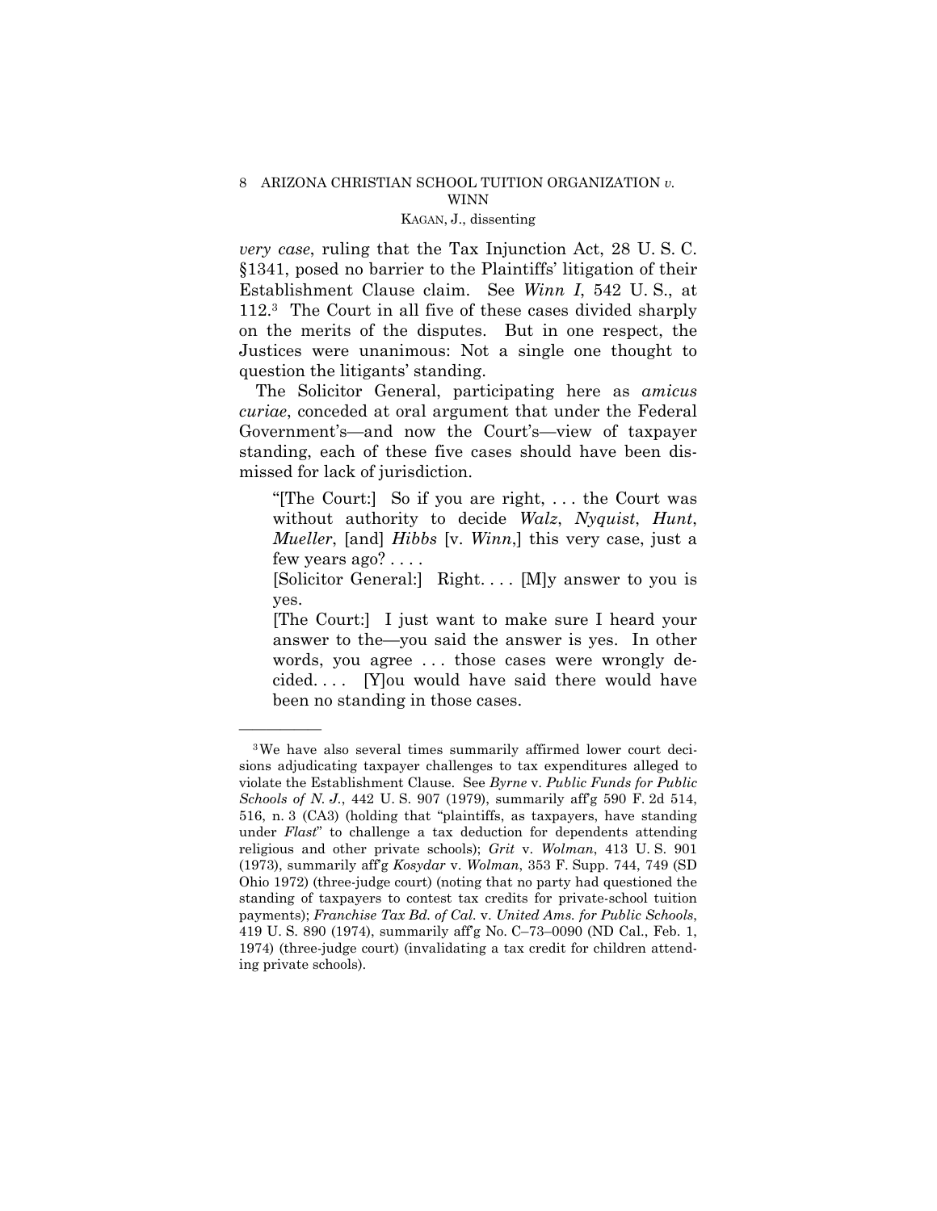*very case*, ruling that the Tax Injunction Act, 28 U. S. C. §1341, posed no barrier to the Plaintiffs' litigation of their Establishment Clause claim. See *Winn I*, 542 U. S., at 112.[3] The Court in all five of these cases divided sharply on the merits of the disputes. But in one respect, the Justices were unanimous: Not a single one thought to question the litigants' standing.

The Solicitor General, participating here as *amicus curiae*, conceded at oral argument that under the Federal Government's—and now the Court's—view of taxpayer standing, each of these five cases should have been dismissed for lack of jurisdiction.

> "[The Court:] So if you are right, . . . the Court was without authority to decide *Walz*, *Nyquist*, *Hunt*, *Mueller*, [and] *Hibbs* [v. *Winn*,] this very case, just a few years ago? . . . .
>
> [Solicitor General:] Right. . . . [M]y answer to you is yes.
>
> [The Court:] I just want to make sure I heard your answer to the—you said the answer is yes. In other words, you agree . . . those cases were wrongly decided. . . . [Y]ou would have said there would have been no standing in those cases.

---

[3] We have also several times summarily affirmed lower court decisions adjudicating taxpayer challenges to tax expenditures alleged to violate the Establishment Clause. See *Byrne* v. *Public Funds for Public Schools of N. J.*, 442 U. S. 907 (1979), summarily aff'g 590 F. 2d 514, 516, n. 3 (CA3) (holding that "plaintiffs, as taxpayers, have standing under *Flast*" to challenge a tax deduction for dependents attending religious and other private schools); *Grit* v. *Wolman*, 413 U. S. 901 (1973), summarily aff'g *Kosydar* v. *Wolman*, 353 F. Supp. 744, 749 (SD Ohio 1972) (three-judge court) (noting that no party had questioned the standing of taxpayers to contest tax credits for private-school tuition payments); *Franchise Tax Bd. of Cal.* v. *United Ams. for Public Schools*, 419 U. S. 890 (1974), summarily aff'g No. C–73–0090 (ND Cal., Feb. 1, 1974) (three-judge court) (invalidating a tax credit for children attending private schools).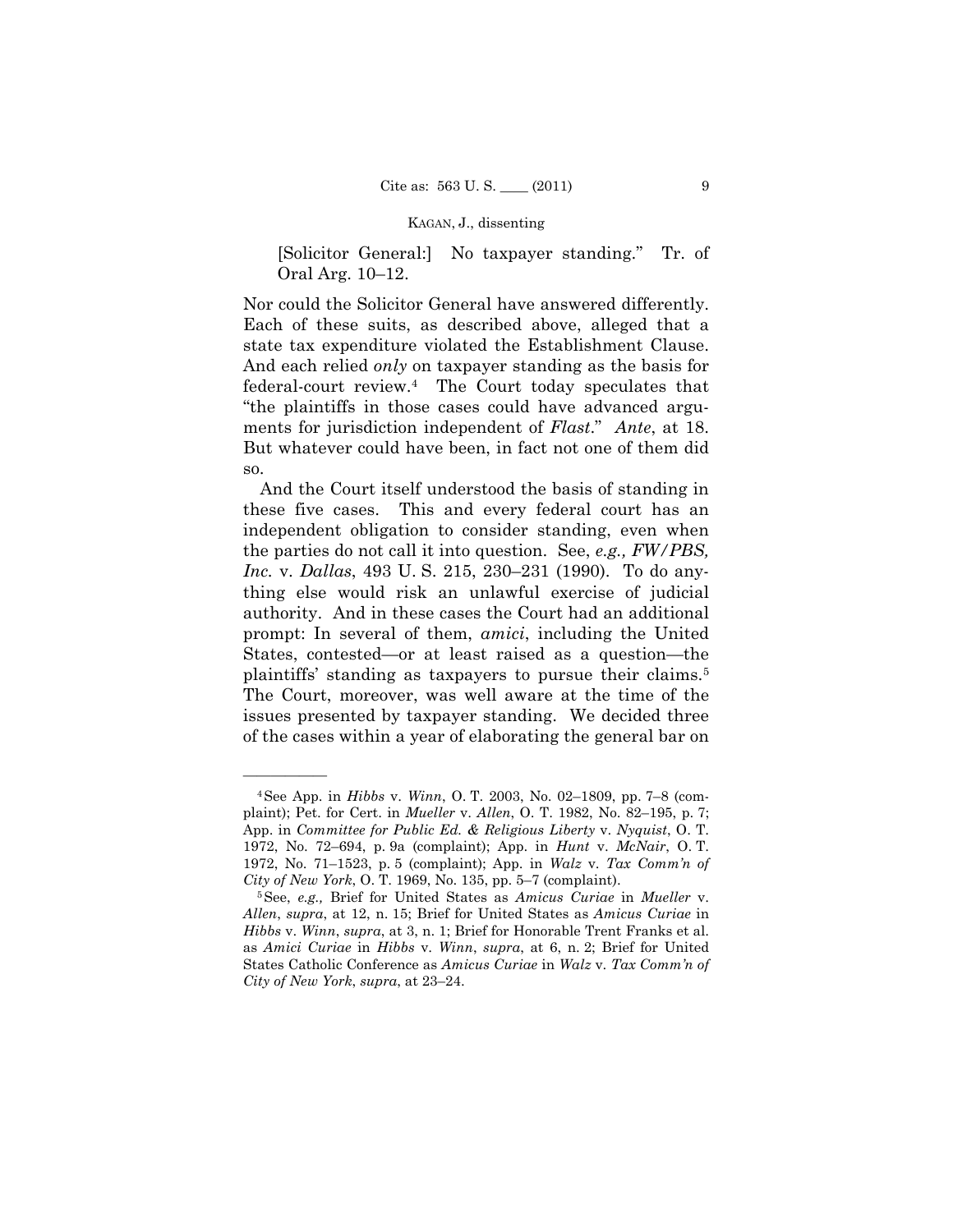[Solicitor General:] No taxpayer standing." Tr. of Oral Arg. 10–12.

Nor could the Solicitor General have answered differently. Each of these suits, as described above, alleged that a state tax expenditure violated the Establishment Clause. And each relied *only* on taxpayer standing as the basis for federal-court review.[4] The Court today speculates that "the plaintiffs in those cases could have advanced arguments for jurisdiction independent of *Flast*." *Ante*, at 18. But whatever could have been, in fact not one of them did so.

And the Court itself understood the basis of standing in these five cases. This and every federal court has an independent obligation to consider standing, even when the parties do not call it into question. See, *e.g., FW/PBS, Inc.* v. *Dallas*, 493 U. S. 215, 230–231 (1990). To do anything else would risk an unlawful exercise of judicial authority. And in these cases the Court had an additional prompt: In several of them, *amici*, including the United States, contested—or at least raised as a question—the plaintiffs' standing as taxpayers to pursue their claims.[5] The Court, moreover, was well aware at the time of the issues presented by taxpayer standing. We decided three of the cases within a year of elaborating the general bar on

---

[4] See App. in *Hibbs* v. *Winn*, O. T. 2003, No. 02–1809, pp. 7–8 (complaint); Pet. for Cert. in *Mueller* v. *Allen*, O. T. 1982, No. 82–195, p. 7; App. in *Committee for Public Ed. & Religious Liberty* v. *Nyquist*, O. T. 1972, No. 72–694, p. 9a (complaint); App. in *Hunt* v. *McNair*, O. T. 1972, No. 71–1523, p. 5 (complaint); App. in *Walz* v. *Tax Comm'n of City of New York*, O. T. 1969, No. 135, pp. 5–7 (complaint).

[5] See, *e.g.,* Brief for United States as *Amicus Curiae* in *Mueller* v. *Allen*, *supra*, at 12, n. 15; Brief for United States as *Amicus Curiae* in *Hibbs* v. *Winn*, *supra*, at 3, n. 1; Brief for Honorable Trent Franks et al. as *Amici Curiae* in *Hibbs* v. *Winn*, *supra*, at 6, n. 2; Brief for United States Catholic Conference as *Amicus Curiae* in *Walz* v. *Tax Comm'n of City of New York*, *supra*, at 23–24.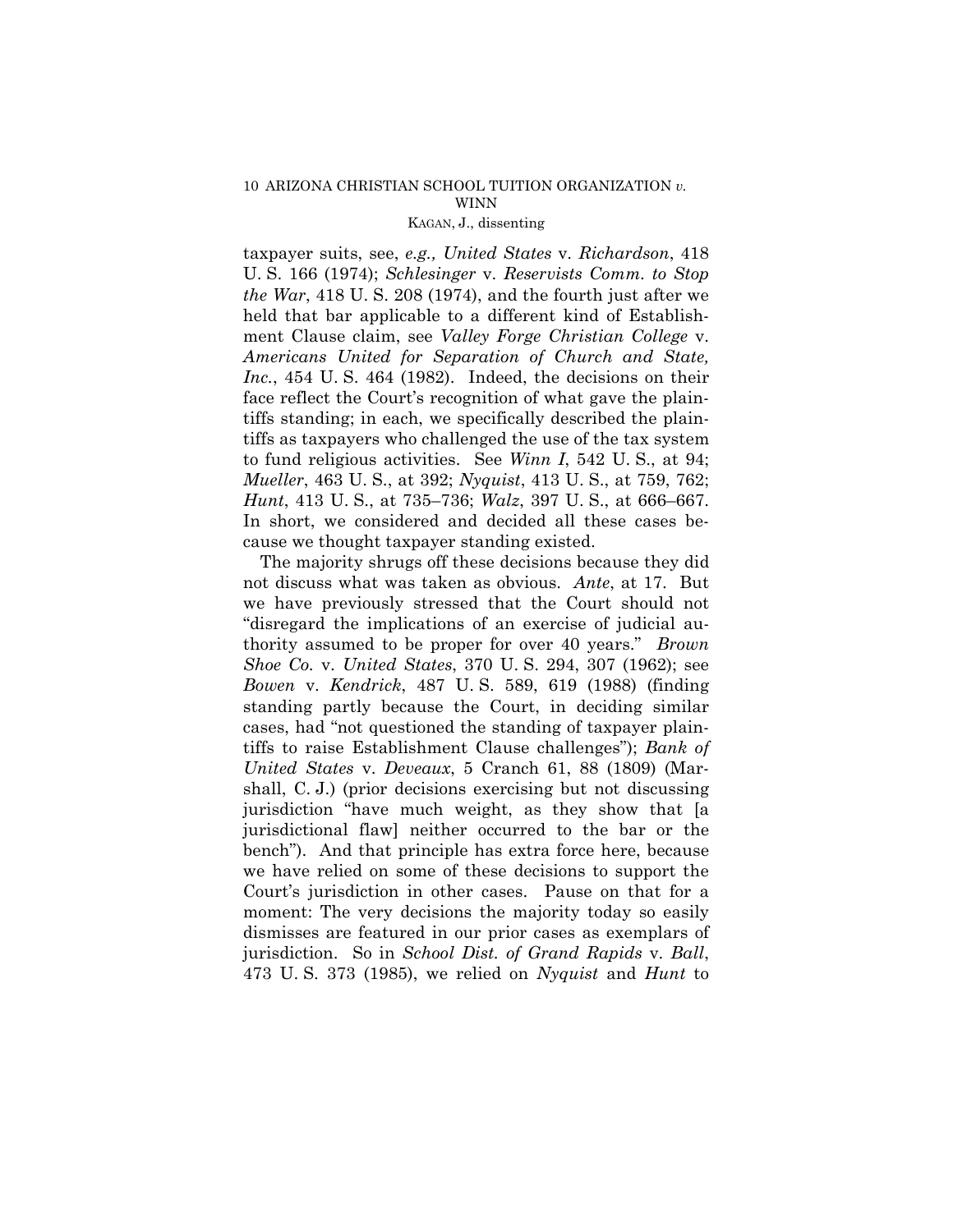taxpayer suits, see, *e.g., United States* v. *Richardson*, 418 U. S. 166 (1974); *Schlesinger* v. *Reservists Comm. to Stop the War*, 418 U. S. 208 (1974), and the fourth just after we held that bar applicable to a different kind of Establishment Clause claim, see *Valley Forge Christian College* v. *Americans United for Separation of Church and State, Inc.*, 454 U. S. 464 (1982). Indeed, the decisions on their face reflect the Court's recognition of what gave the plaintiffs standing; in each, we specifically described the plaintiffs as taxpayers who challenged the use of the tax system to fund religious activities. See *Winn I*, 542 U. S., at 94; *Mueller*, 463 U. S., at 392; *Nyquist*, 413 U. S., at 759, 762; *Hunt*, 413 U. S., at 735–736; *Walz*, 397 U. S., at 666–667. In short, we considered and decided all these cases because we thought taxpayer standing existed.

The majority shrugs off these decisions because they did not discuss what was taken as obvious. *Ante*, at 17. But we have previously stressed that the Court should not "disregard the implications of an exercise of judicial authority assumed to be proper for over 40 years." *Brown Shoe Co.* v. *United States*, 370 U. S. 294, 307 (1962); see *Bowen* v. *Kendrick*, 487 U. S. 589, 619 (1988) (finding standing partly because the Court, in deciding similar cases, had "not questioned the standing of taxpayer plaintiffs to raise Establishment Clause challenges"); *Bank of United States* v. *Deveaux*, 5 Cranch 61, 88 (1809) (Marshall, C. J.) (prior decisions exercising but not discussing jurisdiction "have much weight, as they show that [a jurisdictional flaw] neither occurred to the bar or the bench"). And that principle has extra force here, because we have relied on some of these decisions to support the Court's jurisdiction in other cases. Pause on that for a moment: The very decisions the majority today so easily dismisses are featured in our prior cases as exemplars of jurisdiction. So in *School Dist. of Grand Rapids* v. *Ball*, 473 U. S. 373 (1985), we relied on *Nyquist* and *Hunt* to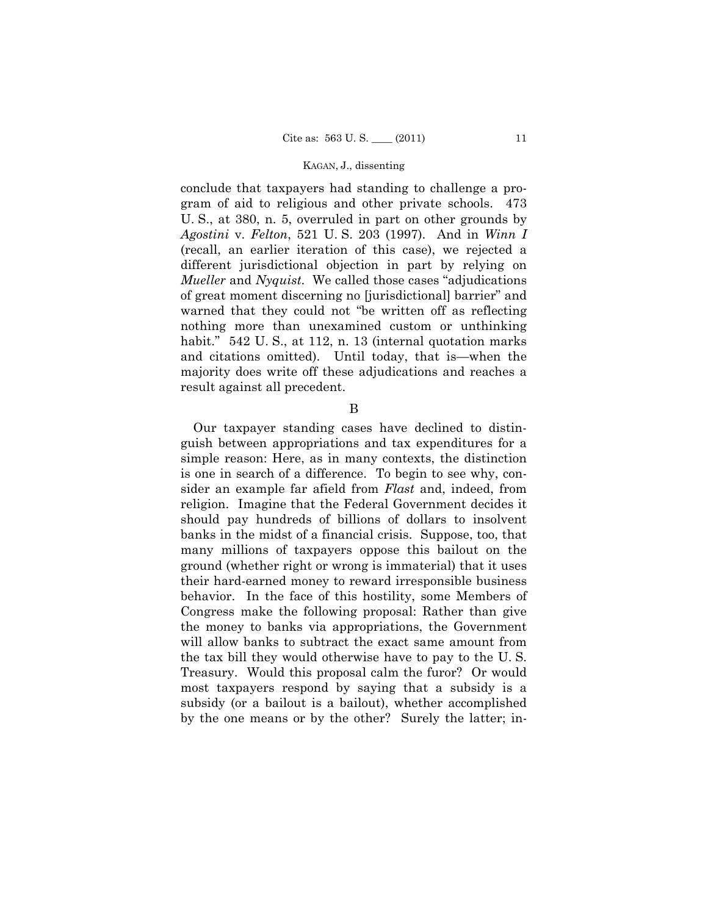conclude that taxpayers had standing to challenge a program of aid to religious and other private schools. 473 U. S., at 380, n. 5, overruled in part on other grounds by *Agostini* v. *Felton*, 521 U. S. 203 (1997). And in *Winn I* (recall, an earlier iteration of this case), we rejected a different jurisdictional objection in part by relying on *Mueller* and *Nyquist*. We called those cases "adjudications of great moment discerning no [jurisdictional] barrier" and warned that they could not "be written off as reflecting nothing more than unexamined custom or unthinking habit." 542 U. S., at 112, n. 13 (internal quotation marks and citations omitted). Until today, that is—when the majority does write off these adjudications and reaches a result against all precedent.

B

Our taxpayer standing cases have declined to distinguish between appropriations and tax expenditures for a simple reason: Here, as in many contexts, the distinction is one in search of a difference. To begin to see why, consider an example far afield from *Flast* and, indeed, from religion. Imagine that the Federal Government decides it should pay hundreds of billions of dollars to insolvent banks in the midst of a financial crisis. Suppose, too, that many millions of taxpayers oppose this bailout on the ground (whether right or wrong is immaterial) that it uses their hard-earned money to reward irresponsible business behavior. In the face of this hostility, some Members of Congress make the following proposal: Rather than give the money to banks via appropriations, the Government will allow banks to subtract the exact same amount from the tax bill they would otherwise have to pay to the U. S. Treasury. Would this proposal calm the furor? Or would most taxpayers respond by saying that a subsidy is a subsidy (or a bailout is a bailout), whether accomplished by the one means or by the other? Surely the latter; in-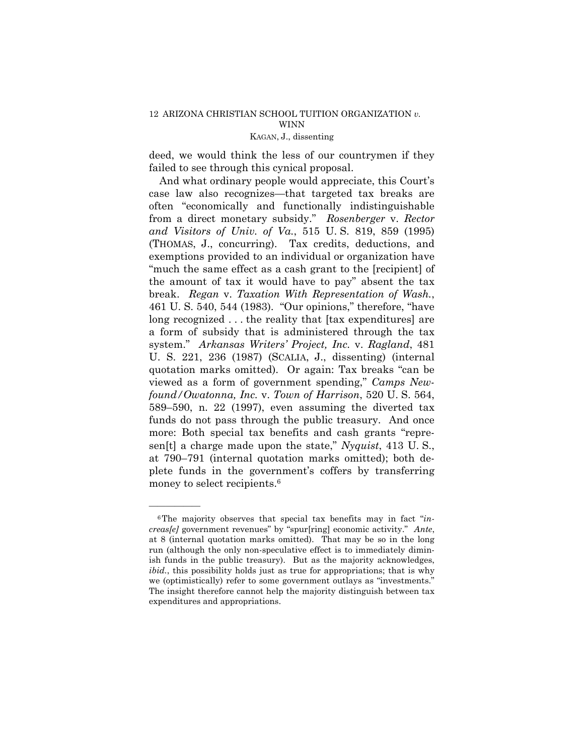deed, we would think the less of our countrymen if they failed to see through this cynical proposal.

And what ordinary people would appreciate, this Court's case law also recognizes—that targeted tax breaks are often "economically and functionally indistinguishable from a direct monetary subsidy." *Rosenberger* v. *Rector and Visitors of Univ. of Va.*, 515 U. S. 819, 859 (1995) (THOMAS, J., concurring). Tax credits, deductions, and exemptions provided to an individual or organization have "much the same effect as a cash grant to the [recipient] of the amount of tax it would have to pay" absent the tax break. *Regan* v. *Taxation With Representation of Wash.*, 461 U. S. 540, 544 (1983). "Our opinions," therefore, "have long recognized . . . the reality that [tax expenditures] are a form of subsidy that is administered through the tax system." *Arkansas Writers' Project, Inc.* v. *Ragland*, 481 U. S. 221, 236 (1987) (SCALIA, J., dissenting) (internal quotation marks omitted). Or again: Tax breaks "can be viewed as a form of government spending," *Camps Newfound/Owatonna, Inc.* v. *Town of Harrison*, 520 U. S. 564, 589–590, n. 22 (1997), even assuming the diverted tax funds do not pass through the public treasury. And once more: Both special tax benefits and cash grants "represen[t] a charge made upon the state," *Nyquist*, 413 U. S., at 790–791 (internal quotation marks omitted); both deplete funds in the government's coffers by transferring money to select recipients.[6]

---

[6] The majority observes that special tax benefits may in fact "*increas[e]* government revenues" by "spur[ring] economic activity." *Ante*, at 8 (internal quotation marks omitted). That may be so in the long run (although the only non-speculative effect is to immediately diminish funds in the public treasury). But as the majority acknowledges, *ibid.*, this possibility holds just as true for appropriations; that is why we (optimistically) refer to some government outlays as "investments." The insight therefore cannot help the majority distinguish between tax expenditures and appropriations.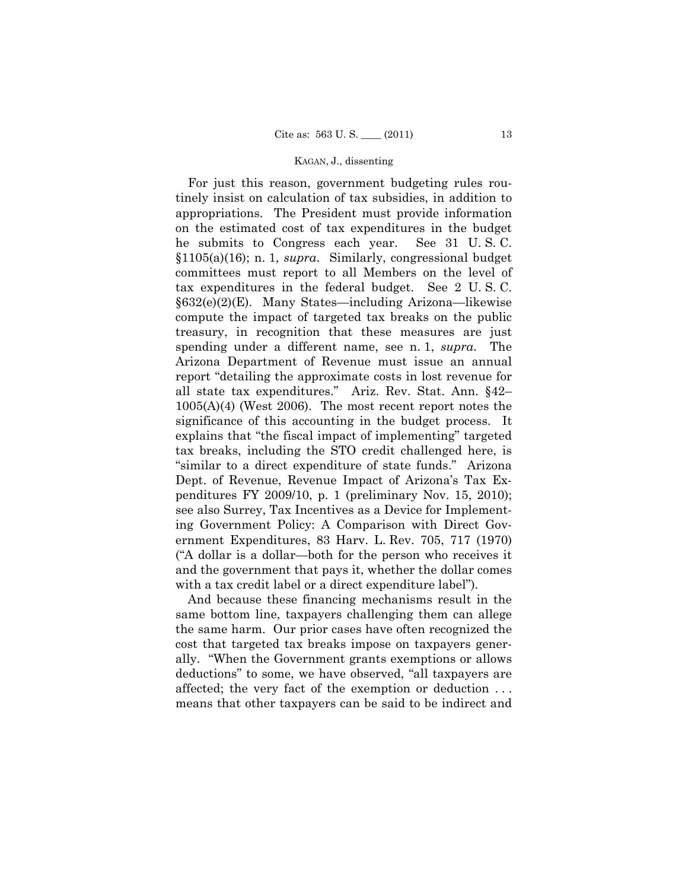For just this reason, government budgeting rules routinely insist on calculation of tax subsidies, in addition to appropriations. The President must provide information on the estimated cost of tax expenditures in the budget he submits to Congress each year. See 31 U. S. C. §1105(a)(16); n. 1, *supra*. Similarly, congressional budget committees must report to all Members on the level of tax expenditures in the federal budget. See 2 U. S. C. §632(e)(2)(E). Many States—including Arizona—likewise compute the impact of targeted tax breaks on the public treasury, in recognition that these measures are just spending under a different name, see n. 1, *supra*. The Arizona Department of Revenue must issue an annual report "detailing the approximate costs in lost revenue for all state tax expenditures." Ariz. Rev. Stat. Ann. §42–1005(A)(4) (West 2006). The most recent report notes the significance of this accounting in the budget process. It explains that "the fiscal impact of implementing" targeted tax breaks, including the STO credit challenged here, is "similar to a direct expenditure of state funds." Arizona Dept. of Revenue, Revenue Impact of Arizona's Tax Expenditures FY 2009/10, p. 1 (preliminary Nov. 15, 2010); see also Surrey, Tax Incentives as a Device for Implementing Government Policy: A Comparison with Direct Government Expenditures, 83 Harv. L. Rev. 705, 717 (1970) ("A dollar is a dollar—both for the person who receives it and the government that pays it, whether the dollar comes with a tax credit label or a direct expenditure label").

And because these financing mechanisms result in the same bottom line, taxpayers challenging them can allege the same harm. Our prior cases have often recognized the cost that targeted tax breaks impose on taxpayers generally. "When the Government grants exemptions or allows deductions" to some, we have observed, "all taxpayers are affected; the very fact of the exemption or deduction . . . means that other taxpayers can be said to be indirect and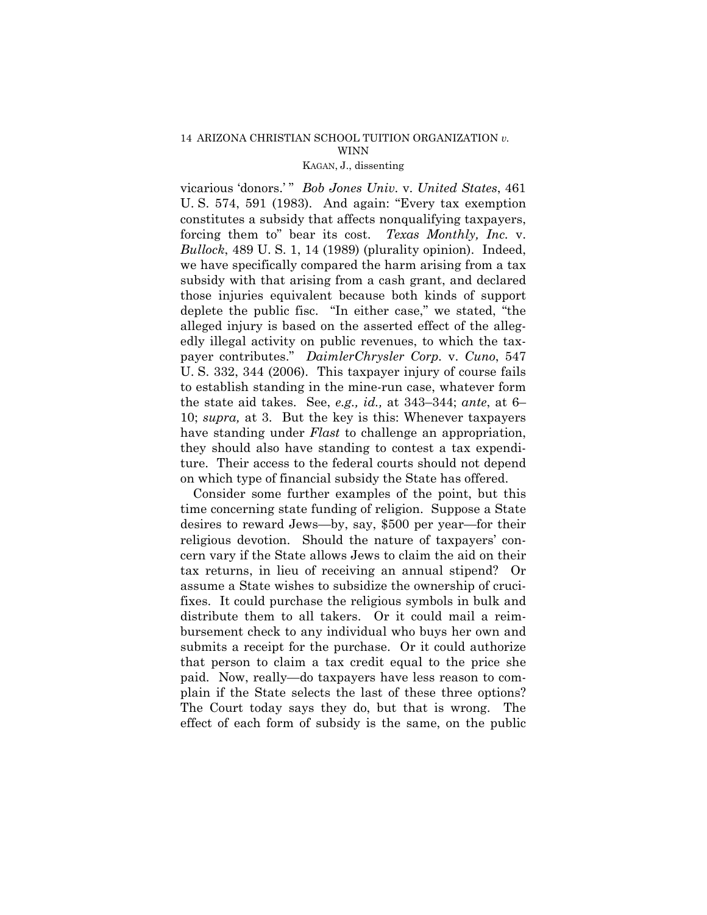vicarious 'donors.'" *Bob Jones Univ.* v. *United States*, 461 U. S. 574, 591 (1983). And again: "Every tax exemption constitutes a subsidy that affects nonqualifying taxpayers, forcing them to" bear its cost. *Texas Monthly, Inc.* v. *Bullock*, 489 U. S. 1, 14 (1989) (plurality opinion). Indeed, we have specifically compared the harm arising from a tax subsidy with that arising from a cash grant, and declared those injuries equivalent because both kinds of support deplete the public fisc. "In either case," we stated, "the alleged injury is based on the asserted effect of the allegedly illegal activity on public revenues, to which the taxpayer contributes." *DaimlerChrysler Corp.* v. *Cuno*, 547 U. S. 332, 344 (2006). This taxpayer injury of course fails to establish standing in the mine-run case, whatever form the state aid takes. See, *e.g., id.,* at 343–344; *ante*, at 6–10; *supra,* at 3. But the key is this: Whenever taxpayers have standing under *Flast* to challenge an appropriation, they should also have standing to contest a tax expenditure. Their access to the federal courts should not depend on which type of financial subsidy the State has offered.

Consider some further examples of the point, but this time concerning state funding of religion. Suppose a State desires to reward Jews—by, say, $500 per year—for their religious devotion. Should the nature of taxpayers' concern vary if the State allows Jews to claim the aid on their tax returns, in lieu of receiving an annual stipend? Or assume a State wishes to subsidize the ownership of crucifixes. It could purchase the religious symbols in bulk and distribute them to all takers. Or it could mail a reimbursement check to any individual who buys her own and submits a receipt for the purchase. Or it could authorize that person to claim a tax credit equal to the price she paid. Now, really—do taxpayers have less reason to complain if the State selects the last of these three options? The Court today says they do, but that is wrong. The effect of each form of subsidy is the same, on the public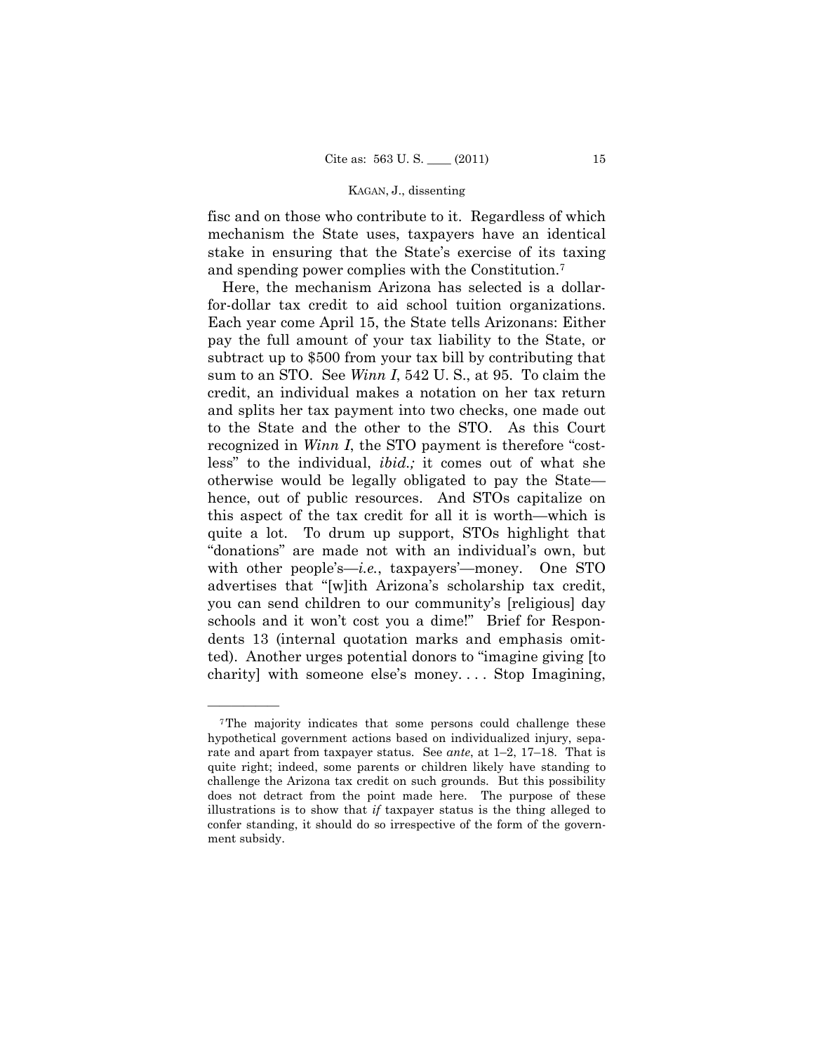fisc and on those who contribute to it. Regardless of which mechanism the State uses, taxpayers have an identical stake in ensuring that the State's exercise of its taxing and spending power complies with the Constitution.[7]

Here, the mechanism Arizona has selected is a dollar-for-dollar tax credit to aid school tuition organizations. Each year come April 15, the State tells Arizonans: Either pay the full amount of your tax liability to the State, or subtract up to $500 from your tax bill by contributing that sum to an STO. See *Winn I*, 542 U. S., at 95. To claim the credit, an individual makes a notation on her tax return and splits her tax payment into two checks, one made out to the State and the other to the STO. As this Court recognized in *Winn I*, the STO payment is therefore "costless" to the individual, *ibid.;* it comes out of what she otherwise would be legally obligated to pay the State—hence, out of public resources. And STOs capitalize on this aspect of the tax credit for all it is worth—which is quite a lot. To drum up support, STOs highlight that "donations" are made not with an individual's own, but with other people's—*i.e.*, taxpayers'—money. One STO advertises that "[w]ith Arizona's scholarship tax credit, you can send children to our community's [religious] day schools and it won't cost you a dime!" Brief for Respondents 13 (internal quotation marks and emphasis omitted). Another urges potential donors to "imagine giving [to charity] with someone else's money. . . . Stop Imagining,

---

[7] The majority indicates that some persons could challenge these hypothetical government actions based on individualized injury, separate and apart from taxpayer status. See *ante*, at 1–2, 17–18. That is quite right; indeed, some parents or children likely have standing to challenge the Arizona tax credit on such grounds. But this possibility does not detract from the point made here. The purpose of these illustrations is to show that *if* taxpayer status is the thing alleged to confer standing, it should do so irrespective of the form of the government subsidy.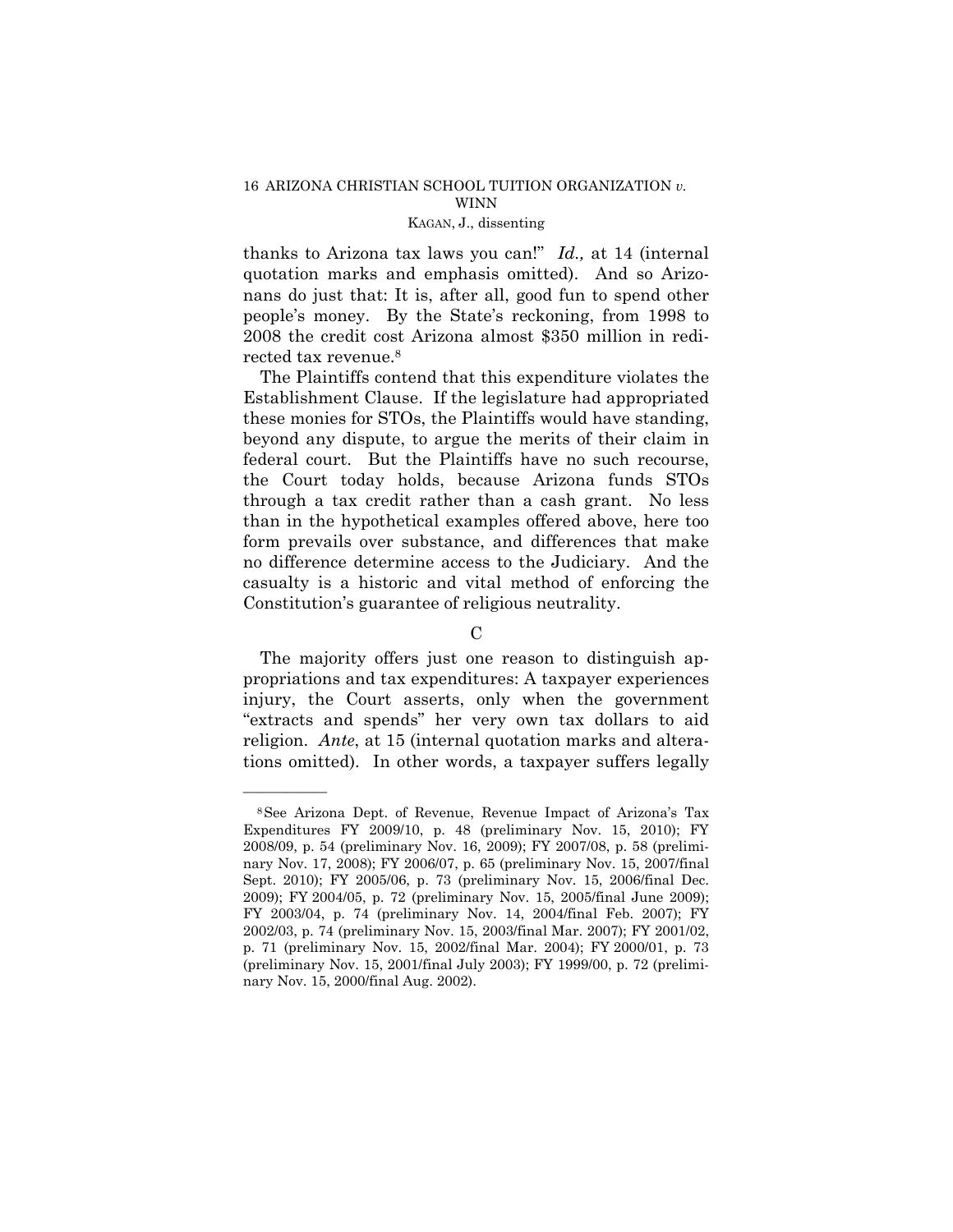thanks to Arizona tax laws you can!" *Id.,* at 14 (internal quotation marks and emphasis omitted). And so Arizonans do just that: It is, after all, good fun to spend other people's money. By the State's reckoning, from 1998 to 2008 the credit cost Arizona almost $350 million in redirected tax revenue.[8]

The Plaintiffs contend that this expenditure violates the Establishment Clause. If the legislature had appropriated these monies for STOs, the Plaintiffs would have standing, beyond any dispute, to argue the merits of their claim in federal court. But the Plaintiffs have no such recourse, the Court today holds, because Arizona funds STOs through a tax credit rather than a cash grant. No less than in the hypothetical examples offered above, here too form prevails over substance, and differences that make no difference determine access to the Judiciary. And the casualty is a historic and vital method of enforcing the Constitution's guarantee of religious neutrality.

### C

The majority offers just one reason to distinguish appropriations and tax expenditures: A taxpayer experiences injury, the Court asserts, only when the government "extracts and spends" her very own tax dollars to aid religion. *Ante*, at 15 (internal quotation marks and alterations omitted). In other words, a taxpayer suffers legally

---

[8] See Arizona Dept. of Revenue, Revenue Impact of Arizona's Tax Expenditures FY 2009/10, p. 48 (preliminary Nov. 15, 2010); FY 2008/09, p. 54 (preliminary Nov. 16, 2009); FY 2007/08, p. 58 (preliminary Nov. 17, 2008); FY 2006/07, p. 65 (preliminary Nov. 15, 2007/final Sept. 2010); FY 2005/06, p. 73 (preliminary Nov. 15, 2006/final Dec. 2009); FY 2004/05, p. 72 (preliminary Nov. 15, 2005/final June 2009); FY 2003/04, p. 74 (preliminary Nov. 14, 2004/final Feb. 2007); FY 2002/03, p. 74 (preliminary Nov. 15, 2003/final Mar. 2007); FY 2001/02, p. 71 (preliminary Nov. 15, 2002/final Mar. 2004); FY 2000/01, p. 73 (preliminary Nov. 15, 2001/final July 2003); FY 1999/00, p. 72 (preliminary Nov. 15, 2000/final Aug. 2002).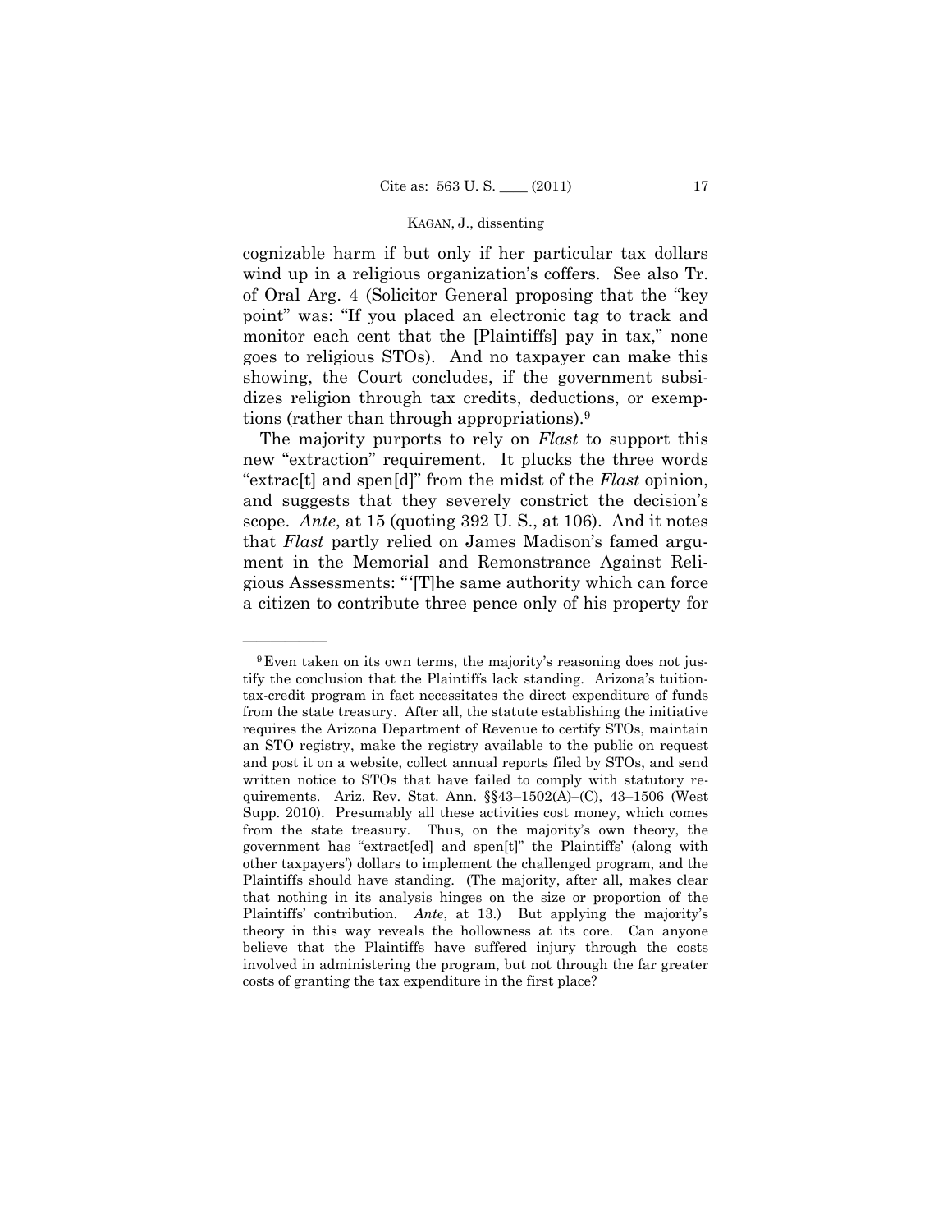cognizable harm if but only if her particular tax dollars wind up in a religious organization's coffers. See also Tr. of Oral Arg. 4 (Solicitor General proposing that the "key point" was: "If you placed an electronic tag to track and monitor each cent that the [Plaintiffs] pay in tax," none goes to religious STOs). And no taxpayer can make this showing, the Court concludes, if the government subsidizes religion through tax credits, deductions, or exemptions (rather than through appropriations).[9]

The majority purports to rely on *Flast* to support this new "extraction" requirement. It plucks the three words "extrac[t] and spen[d]" from the midst of the *Flast* opinion, and suggests that they severely constrict the decision's scope. *Ante*, at 15 (quoting 392 U. S., at 106). And it notes that *Flast* partly relied on James Madison's famed argument in the Memorial and Remonstrance Against Religious Assessments: "'[T]he same authority which can force a citizen to contribute three pence only of his property for

---

[9] Even taken on its own terms, the majority's reasoning does not justify the conclusion that the Plaintiffs lack standing. Arizona's tuition-tax-credit program in fact necessitates the direct expenditure of funds from the state treasury. After all, the statute establishing the initiative requires the Arizona Department of Revenue to certify STOs, maintain an STO registry, make the registry available to the public on request and post it on a website, collect annual reports filed by STOs, and send written notice to STOs that have failed to comply with statutory requirements. Ariz. Rev. Stat. Ann. §§43–1502(A)–(C), 43–1506 (West Supp. 2010). Presumably all these activities cost money, which comes from the state treasury. Thus, on the majority's own theory, the government has "extract[ed] and spen[t]" the Plaintiffs' (along with other taxpayers') dollars to implement the challenged program, and the Plaintiffs should have standing. (The majority, after all, makes clear that nothing in its analysis hinges on the size or proportion of the Plaintiffs' contribution. *Ante*, at 13.) But applying the majority's theory in this way reveals the hollowness at its core. Can anyone believe that the Plaintiffs have suffered injury through the costs involved in administering the program, but not through the far greater costs of granting the tax expenditure in the first place?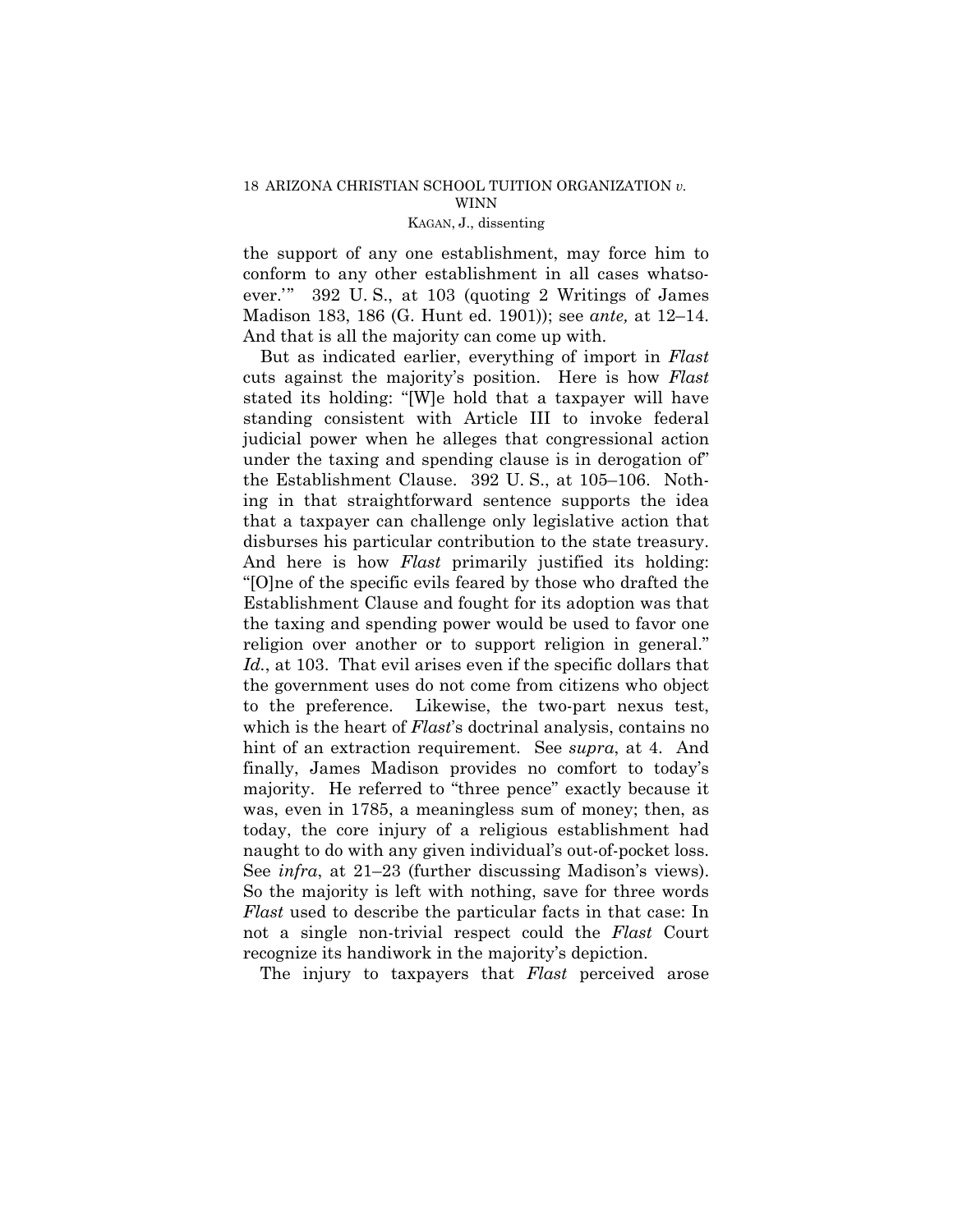the support of any one establishment, may force him to conform to any other establishment in all cases whatsoever.'" 392 U. S., at 103 (quoting 2 Writings of James Madison 183, 186 (G. Hunt ed. 1901)); see *ante,* at 12–14. And that is all the majority can come up with.

But as indicated earlier, everything of import in *Flast* cuts against the majority's position. Here is how *Flast* stated its holding: "[W]e hold that a taxpayer will have standing consistent with Article III to invoke federal judicial power when he alleges that congressional action under the taxing and spending clause is in derogation of" the Establishment Clause. 392 U. S., at 105–106. Nothing in that straightforward sentence supports the idea that a taxpayer can challenge only legislative action that disburses his particular contribution to the state treasury. And here is how *Flast* primarily justified its holding: "[O]ne of the specific evils feared by those who drafted the Establishment Clause and fought for its adoption was that the taxing and spending power would be used to favor one religion over another or to support religion in general." *Id.*, at 103. That evil arises even if the specific dollars that the government uses do not come from citizens who object to the preference. Likewise, the two-part nexus test, which is the heart of *Flast*'s doctrinal analysis, contains no hint of an extraction requirement. See *supra*, at 4. And finally, James Madison provides no comfort to today's majority. He referred to "three pence" exactly because it was, even in 1785, a meaningless sum of money; then, as today, the core injury of a religious establishment had naught to do with any given individual's out-of-pocket loss. See *infra*, at 21–23 (further discussing Madison's views). So the majority is left with nothing, save for three words *Flast* used to describe the particular facts in that case: In not a single non-trivial respect could the *Flast* Court recognize its handiwork in the majority's depiction.

The injury to taxpayers that *Flast* perceived arose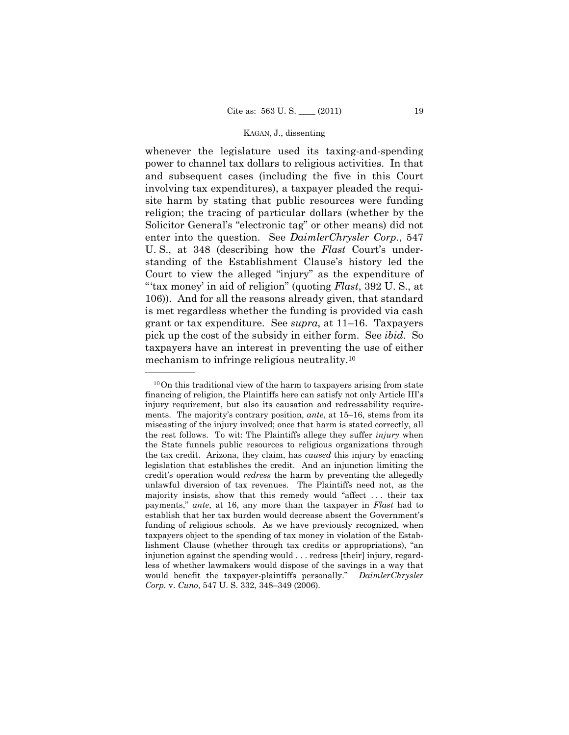whenever the legislature used its taxing-and-spending power to channel tax dollars to religious activities. In that and subsequent cases (including the five in this Court involving tax expenditures), a taxpayer pleaded the requisite harm by stating that public resources were funding religion; the tracing of particular dollars (whether by the Solicitor General's "electronic tag" or other means) did not enter into the question. See *DaimlerChrysler Corp.*, 547 U. S., at 348 (describing how the *Flast* Court's understanding of the Establishment Clause's history led the Court to view the alleged "injury" as the expenditure of "'tax money' in aid of religion" (quoting *Flast*, 392 U. S., at 106)). And for all the reasons already given, that standard is met regardless whether the funding is provided via cash grant or tax expenditure. See *supra*, at 11–16. Taxpayers pick up the cost of the subsidy in either form. See *ibid*. So taxpayers have an interest in preventing the use of either mechanism to infringe religious neutrality.[10]

---

[10] On this traditional view of the harm to taxpayers arising from state financing of religion, the Plaintiffs here can satisfy not only Article III's injury requirement, but also its causation and redressability requirements. The majority's contrary position, *ante*, at 15–16, stems from its miscasting of the injury involved; once that harm is stated correctly, all the rest follows. To wit: The Plaintiffs allege they suffer *injury* when the State funnels public resources to religious organizations through the tax credit. Arizona, they claim, has *caused* this injury by enacting legislation that establishes the credit. And an injunction limiting the credit's operation would *redress* the harm by preventing the allegedly unlawful diversion of tax revenues. The Plaintiffs need not, as the majority insists, show that this remedy would "affect . . . their tax payments," *ante*, at 16, any more than the taxpayer in *Flast* had to establish that her tax burden would decrease absent the Government's funding of religious schools. As we have previously recognized, when taxpayers object to the spending of tax money in violation of the Establishment Clause (whether through tax credits or appropriations), "an injunction against the spending would . . . redress [their] injury, regardless of whether lawmakers would dispose of the savings in a way that would benefit the taxpayer-plaintiffs personally." *DaimlerChrysler Corp.* v. *Cuno*, 547 U. S. 332, 348–349 (2006).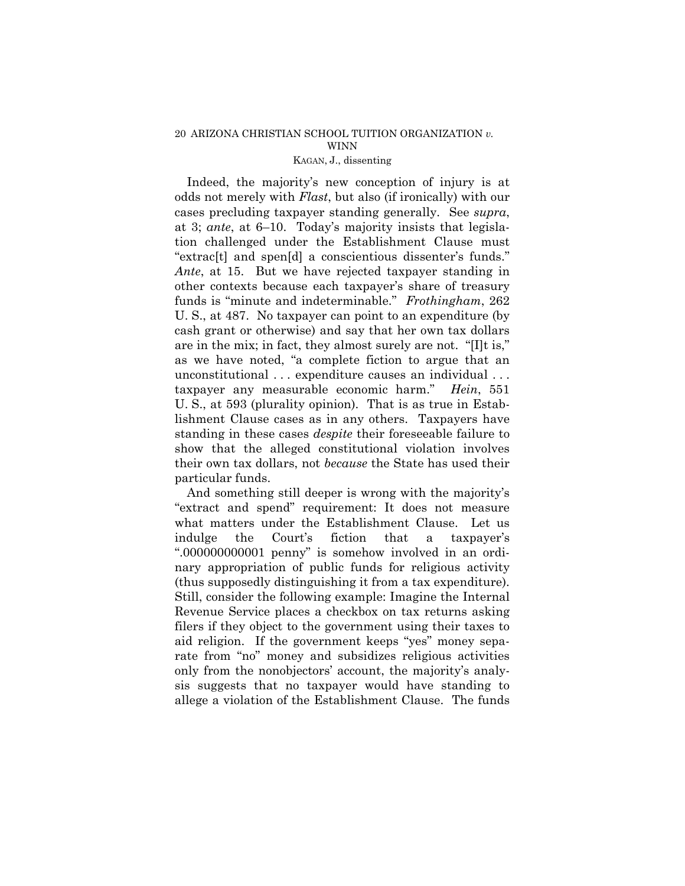Indeed, the majority's new conception of injury is at odds not merely with *Flast*, but also (if ironically) with our cases precluding taxpayer standing generally. See *supra*, at 3; *ante*, at 6–10. Today's majority insists that legislation challenged under the Establishment Clause must "extrac[t] and spen[d] a conscientious dissenter's funds." *Ante*, at 15. But we have rejected taxpayer standing in other contexts because each taxpayer's share of treasury funds is "minute and indeterminable." *Frothingham*, 262 U. S., at 487. No taxpayer can point to an expenditure (by cash grant or otherwise) and say that her own tax dollars are in the mix; in fact, they almost surely are not. "[I]t is," as we have noted, "a complete fiction to argue that an unconstitutional . . . expenditure causes an individual . . . taxpayer any measurable economic harm." *Hein*, 551 U. S., at 593 (plurality opinion). That is as true in Establishment Clause cases as in any others. Taxpayers have standing in these cases *despite* their foreseeable failure to show that the alleged constitutional violation involves their own tax dollars, not *because* the State has used their particular funds.

And something still deeper is wrong with the majority's "extract and spend" requirement: It does not measure what matters under the Establishment Clause. Let us indulge the Court's fiction that a taxpayer's ".000000000001 penny" is somehow involved in an ordinary appropriation of public funds for religious activity (thus supposedly distinguishing it from a tax expenditure). Still, consider the following example: Imagine the Internal Revenue Service places a checkbox on tax returns asking filers if they object to the government using their taxes to aid religion. If the government keeps "yes" money separate from "no" money and subsidizes religious activities only from the nonobjectors' account, the majority's analysis suggests that no taxpayer would have standing to allege a violation of the Establishment Clause. The funds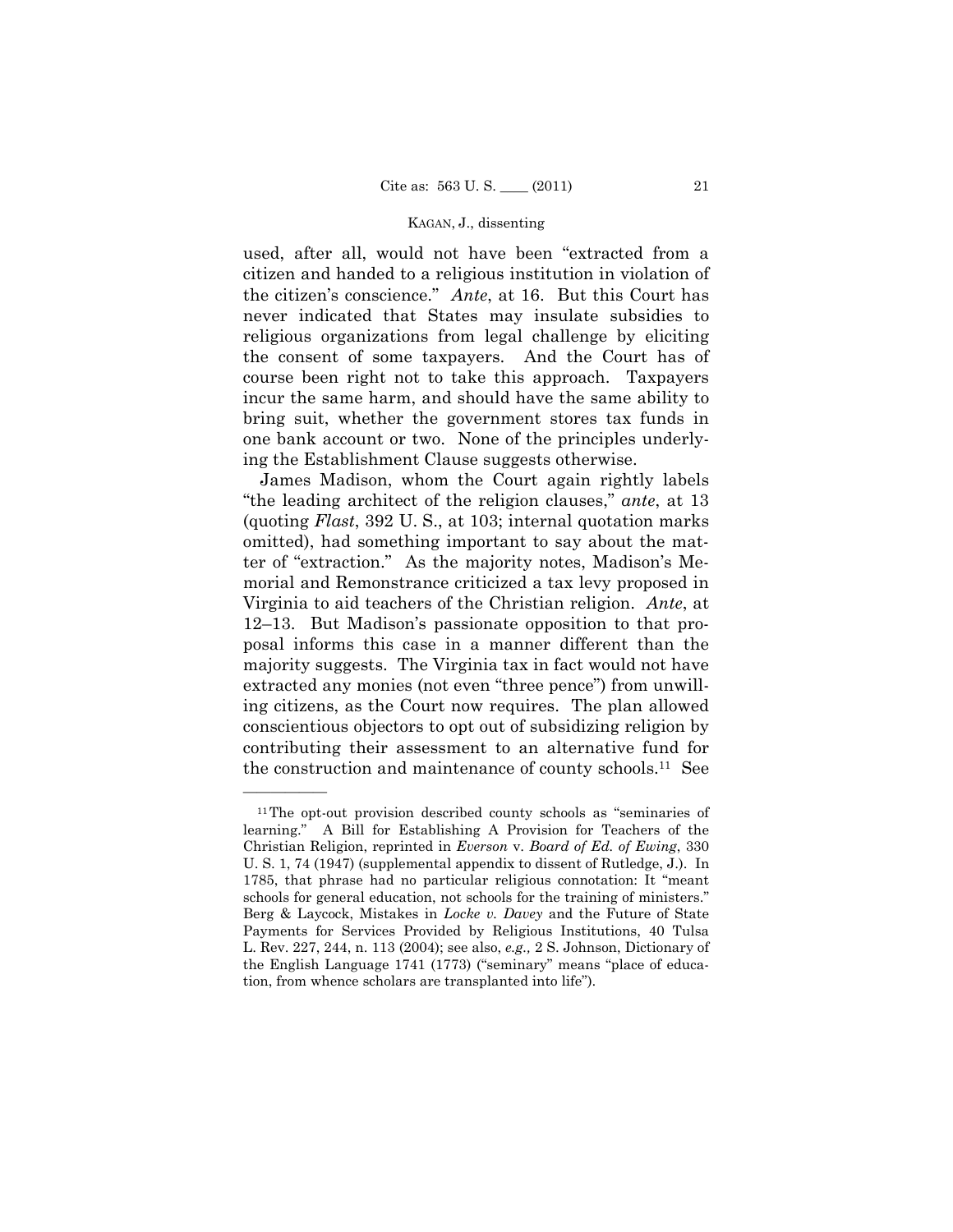used, after all, would not have been "extracted from a citizen and handed to a religious institution in violation of the citizen's conscience." *Ante*, at 16. But this Court has never indicated that States may insulate subsidies to religious organizations from legal challenge by eliciting the consent of some taxpayers. And the Court has of course been right not to take this approach. Taxpayers incur the same harm, and should have the same ability to bring suit, whether the government stores tax funds in one bank account or two. None of the principles underlying the Establishment Clause suggests otherwise.

James Madison, whom the Court again rightly labels "the leading architect of the religion clauses," *ante*, at 13 (quoting *Flast*, 392 U. S., at 103; internal quotation marks omitted), had something important to say about the matter of "extraction." As the majority notes, Madison's Memorial and Remonstrance criticized a tax levy proposed in Virginia to aid teachers of the Christian religion. *Ante*, at 12–13. But Madison's passionate opposition to that proposal informs this case in a manner different than the majority suggests. The Virginia tax in fact would not have extracted any monies (not even "three pence") from unwilling citizens, as the Court now requires. The plan allowed conscientious objectors to opt out of subsidizing religion by contributing their assessment to an alternative fund for the construction and maintenance of county schools.[11] See

[11] The opt-out provision described county schools as "seminaries of learning." A Bill for Establishing A Provision for Teachers of the Christian Religion, reprinted in *Everson* v. *Board of Ed. of Ewing*, 330 U. S. 1, 74 (1947) (supplemental appendix to dissent of Rutledge, J.). In 1785, that phrase had no particular religious connotation: It "meant schools for general education, not schools for the training of ministers." Berg & Laycock, Mistakes in *Locke v. Davey* and the Future of State Payments for Services Provided by Religious Institutions, 40 Tulsa L. Rev. 227, 244, n. 113 (2004); see also, *e.g.*, 2 S. Johnson, Dictionary of the English Language 1741 (1773) ("seminary" means "place of education, from whence scholars are transplanted into life").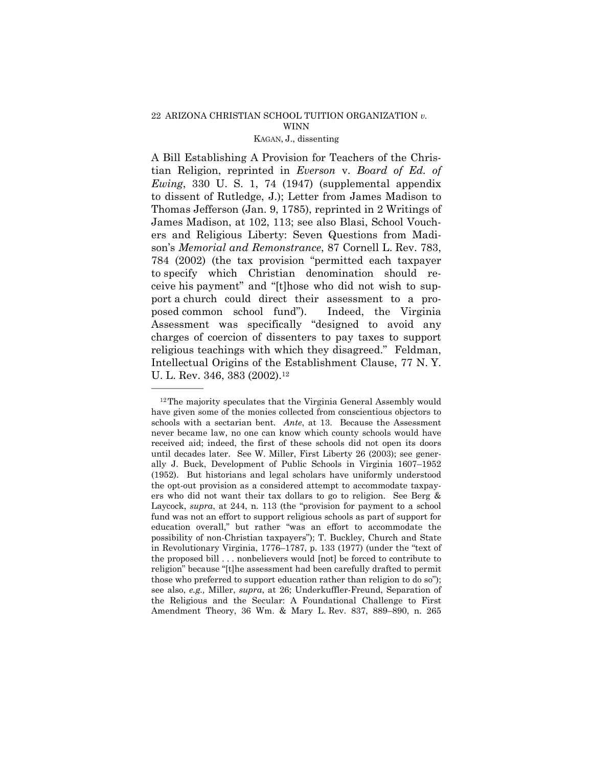A Bill Establishing A Provision for Teachers of the Christian Religion, reprinted in *Everson* v. *Board of Ed. of Ewing*, 330 U. S. 1, 74 (1947) (supplemental appendix to dissent of Rutledge, J.); Letter from James Madison to Thomas Jefferson (Jan. 9, 1785), reprinted in 2 Writings of James Madison, at 102, 113; see also Blasi, School Vouchers and Religious Liberty: Seven Questions from Madison's *Memorial and Remonstrance*, 87 Cornell L. Rev. 783, 784 (2002) (the tax provision "permitted each taxpayer to specify which Christian denomination should receive his payment" and "[t]hose who did not wish to support a church could direct their assessment to a proposed common school fund"). Indeed, the Virginia Assessment was specifically "designed to avoid any charges of coercion of dissenters to pay taxes to support religious teachings with which they disagreed." Feldman, Intellectual Origins of the Establishment Clause, 77 N. Y. U. L. Rev. 346, 383 (2002).[12]

---

[12] The majority speculates that the Virginia General Assembly would have given some of the monies collected from conscientious objectors to schools with a sectarian bent. *Ante*, at 13. Because the Assessment never became law, no one can know which county schools would have received aid; indeed, the first of these schools did not open its doors until decades later. See W. Miller, First Liberty 26 (2003); see generally J. Buck, Development of Public Schools in Virginia 1607–1952 (1952). But historians and legal scholars have uniformly understood the opt-out provision as a considered attempt to accommodate taxpayers who did not want their tax dollars to go to religion. See Berg & Laycock, *supra*, at 244, n. 113 (the "provision for payment to a school fund was not an effort to support religious schools as part of support for education overall," but rather "was an effort to accommodate the possibility of non-Christian taxpayers"); T. Buckley, Church and State in Revolutionary Virginia, 1776–1787, p. 133 (1977) (under the "text of the proposed bill . . . nonbelievers would [not] be forced to contribute to religion" because "[t]he assessment had been carefully drafted to permit those who preferred to support education rather than religion to do so"); see also, *e.g.,* Miller, *supra*, at 26; Underkuffler-Freund, Separation of the Religious and the Secular: A Foundational Challenge to First Amendment Theory, 36 Wm. & Mary L. Rev. 837, 889–890, n. 265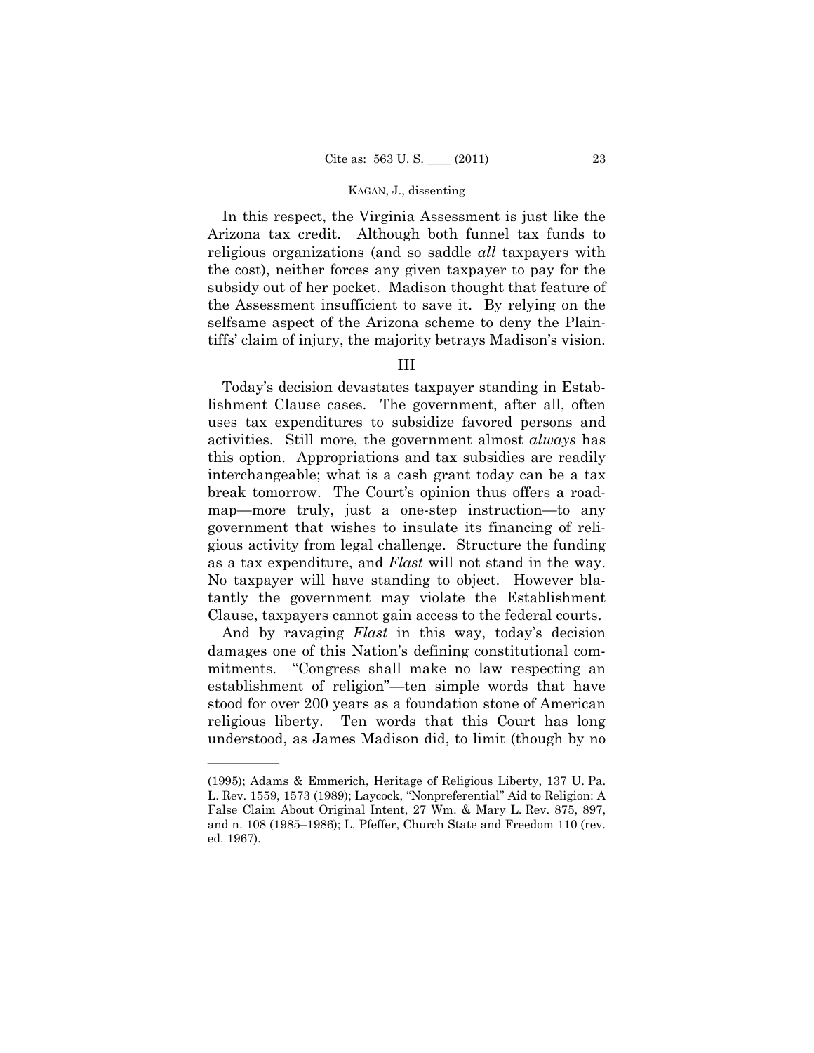In this respect, the Virginia Assessment is just like the Arizona tax credit. Although both funnel tax funds to religious organizations (and so saddle *all* taxpayers with the cost), neither forces any given taxpayer to pay for the subsidy out of her pocket. Madison thought that feature of the Assessment insufficient to save it. By relying on the selfsame aspect of the Arizona scheme to deny the Plaintiffs' claim of injury, the majority betrays Madison's vision.

## III

Today's decision devastates taxpayer standing in Establishment Clause cases. The government, after all, often uses tax expenditures to subsidize favored persons and activities. Still more, the government almost *always* has this option. Appropriations and tax subsidies are readily interchangeable; what is a cash grant today can be a tax break tomorrow. The Court's opinion thus offers a roadmap—more truly, just a one-step instruction—to any government that wishes to insulate its financing of religious activity from legal challenge. Structure the funding as a tax expenditure, and *Flast* will not stand in the way. No taxpayer will have standing to object. However blatantly the government may violate the Establishment Clause, taxpayers cannot gain access to the federal courts.

And by ravaging *Flast* in this way, today's decision damages one of this Nation's defining constitutional commitments. "Congress shall make no law respecting an establishment of religion"—ten simple words that have stood for over 200 years as a foundation stone of American religious liberty. Ten words that this Court has long understood, as James Madison did, to limit (though by no

---

(1995); Adams & Emmerich, Heritage of Religious Liberty, 137 U. Pa. L. Rev. 1559, 1573 (1989); Laycock, "Nonpreferential" Aid to Religion: A False Claim About Original Intent, 27 Wm. & Mary L. Rev. 875, 897, and n. 108 (1985–1986); L. Pfeffer, Church State and Freedom 110 (rev. ed. 1967).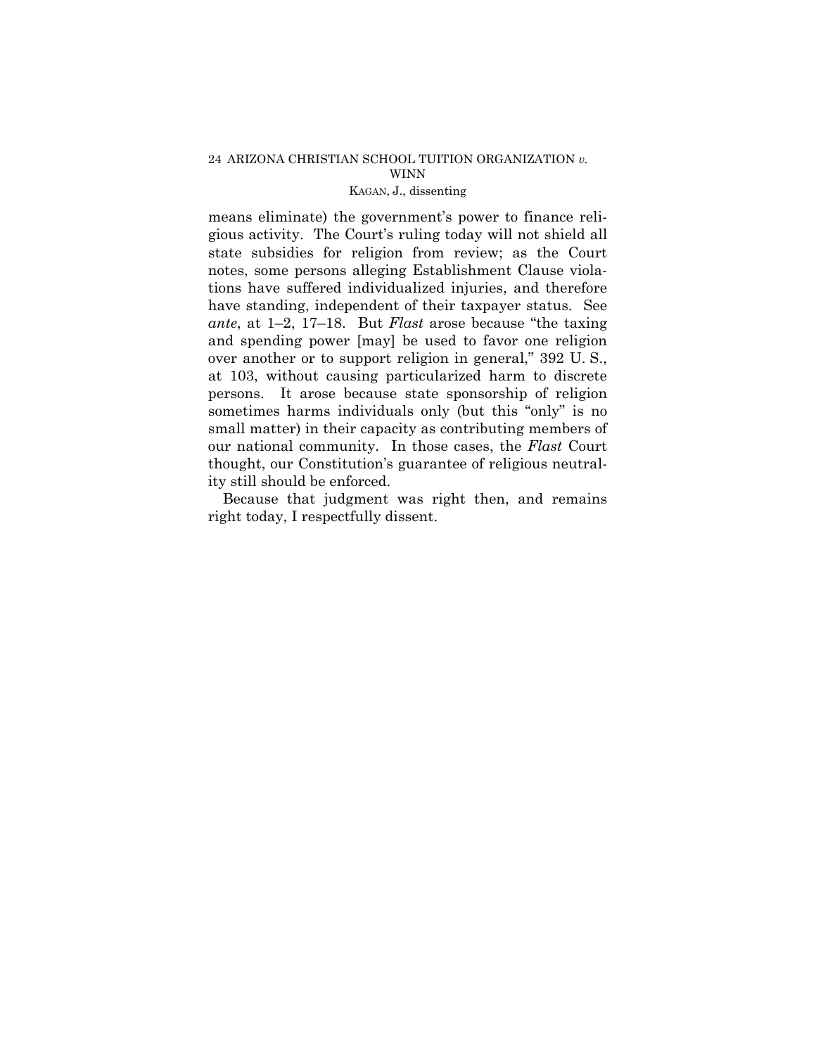means eliminate) the government's power to finance religious activity. The Court's ruling today will not shield all state subsidies for religion from review; as the Court notes, some persons alleging Establishment Clause violations have suffered individualized injuries, and therefore have standing, independent of their taxpayer status. See *ante*, at 1–2, 17–18. But *Flast* arose because "the taxing and spending power [may] be used to favor one religion over another or to support religion in general," 392 U. S., at 103, without causing particularized harm to discrete persons. It arose because state sponsorship of religion sometimes harms individuals only (but this "only" is no small matter) in their capacity as contributing members of our national community. In those cases, the *Flast* Court thought, our Constitution's guarantee of religious neutrality still should be enforced.

Because that judgment was right then, and remains right today, I respectfully dissent.